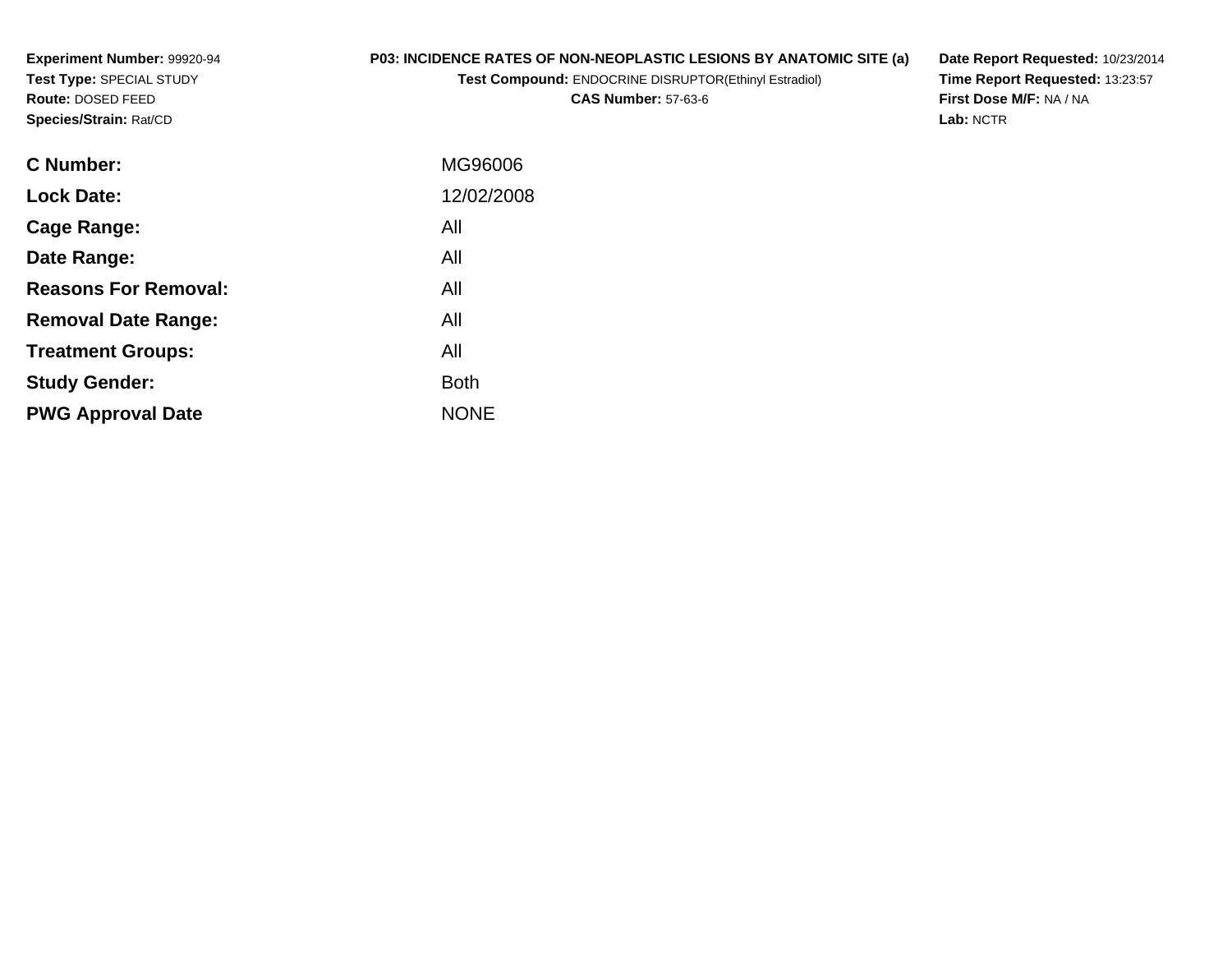**Experiment Number:** 99920-94
**Test Type:** SPECIAL STUDY
**Route:** DOSED FEED
**Species/Strain:** Rat/CD

**P03: INCIDENCE RATES OF NON-NEOPLASTIC LESIONS BY ANATOMIC SITE (a)**
**Test Compound:** ENDOCRINE DISRUPTOR(Ethinyl Estradiol)
**CAS Number:** 57-63-6

**Date Report Requested:** 10/23/2014
**Time Report Requested:** 13:23:57
**First Dose M/F:** NA / NA
**Lab:** NCTR

| | |
|---|---|
| **C Number:** | MG96006 |
| **Lock Date:** | 12/02/2008 |
| **Cage Range:** | All |
| **Date Range:** | All |
| **Reasons For Removal:** | All |
| **Removal Date Range:** | All |
| **Treatment Groups:** | All |
| **Study Gender:** | Both |
| **PWG Approval Date** | NONE |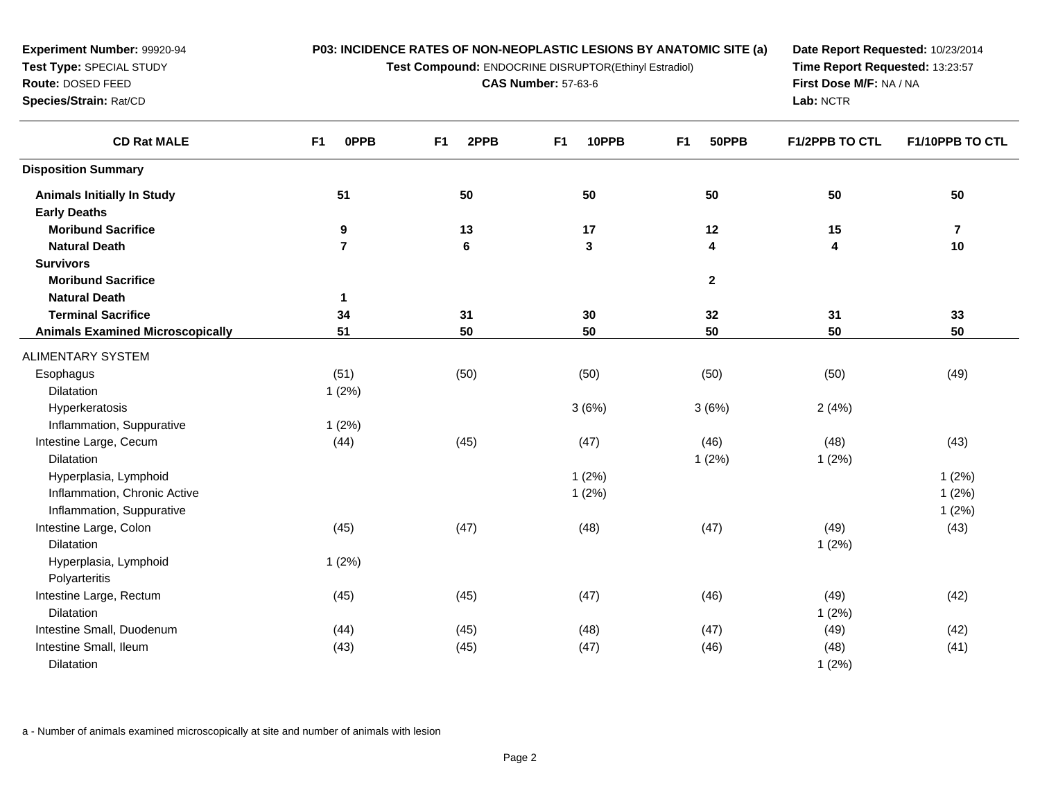**Experiment Number:** 99920-94
**Test Type:** SPECIAL STUDY
**Route:** DOSED FEED
**Species/Strain:** Rat/CD

**P03: INCIDENCE RATES OF NON-NEOPLASTIC LESIONS BY ANATOMIC SITE (a)**
**Test Compound:** ENDOCRINE DISRUPTOR(Ethinyl Estradiol)
**CAS Number:** 57-63-6

**Date Report Requested:** 10/23/2014
**Time Report Requested:** 13:23:57
**First Dose M/F:** NA / NA
**Lab:** NCTR

| CD Rat MALE | F1 0PPB | F1 2PPB | F1 10PPB | F1 50PPB | F1/2PPB TO CTL | F1/10PPB TO CTL |
|---|---|---|---|---|---|---|
| **Disposition Summary** | | | | | | |
| **Animals Initially In Study** | **51** | **50** | **50** | **50** | **50** | **50** |
| **Early Deaths** | | | | | | |
| **Moribund Sacrifice** | **9** | **13** | **17** | **12** | **15** | **7** |
| **Natural Death** | **7** | **6** | **3** | **4** | **4** | **10** |
| **Survivors** | | | | | | |
| **Moribund Sacrifice** | | | | **2** | | |
| **Natural Death** | **1** | | | | | |
| **Terminal Sacrifice** | **34** | **31** | **30** | **32** | **31** | **33** |
| **Animals Examined Microscopically** | **51** | **50** | **50** | **50** | **50** | **50** |
| ALIMENTARY SYSTEM | | | | | | |
| Esophagus | (51) | (50) | (50) | (50) | (50) | (49) |
| Dilatation | 1 (2%) | | | | | |
| Hyperkeratosis | | | 3 (6%) | 3 (6%) | 2 (4%) | |
| Inflammation, Suppurative | 1 (2%) | | | | | |
| Intestine Large, Cecum | (44) | (45) | (47) | (46) | (48) | (43) |
| Dilatation | | | | 1 (2%) | 1 (2%) | |
| Hyperplasia, Lymphoid | | | 1 (2%) | | | 1 (2%) |
| Inflammation, Chronic Active | | | 1 (2%) | | | 1 (2%) |
| Inflammation, Suppurative | | | | | | 1 (2%) |
| Intestine Large, Colon | (45) | (47) | (48) | (47) | (49) | (43) |
| Dilatation | | | | | 1 (2%) | |
| Hyperplasia, Lymphoid | 1 (2%) | | | | | |
| Polyarteritis | | | | | | |
| Intestine Large, Rectum | (45) | (45) | (47) | (46) | (49) | (42) |
| Dilatation | | | | | 1 (2%) | |
| Intestine Small, Duodenum | (44) | (45) | (48) | (47) | (49) | (42) |
| Intestine Small, Ileum | (43) | (45) | (47) | (46) | (48) | (41) |
| Dilatation | | | | | 1 (2%) | |

a - Number of animals examined microscopically at site and number of animals with lesion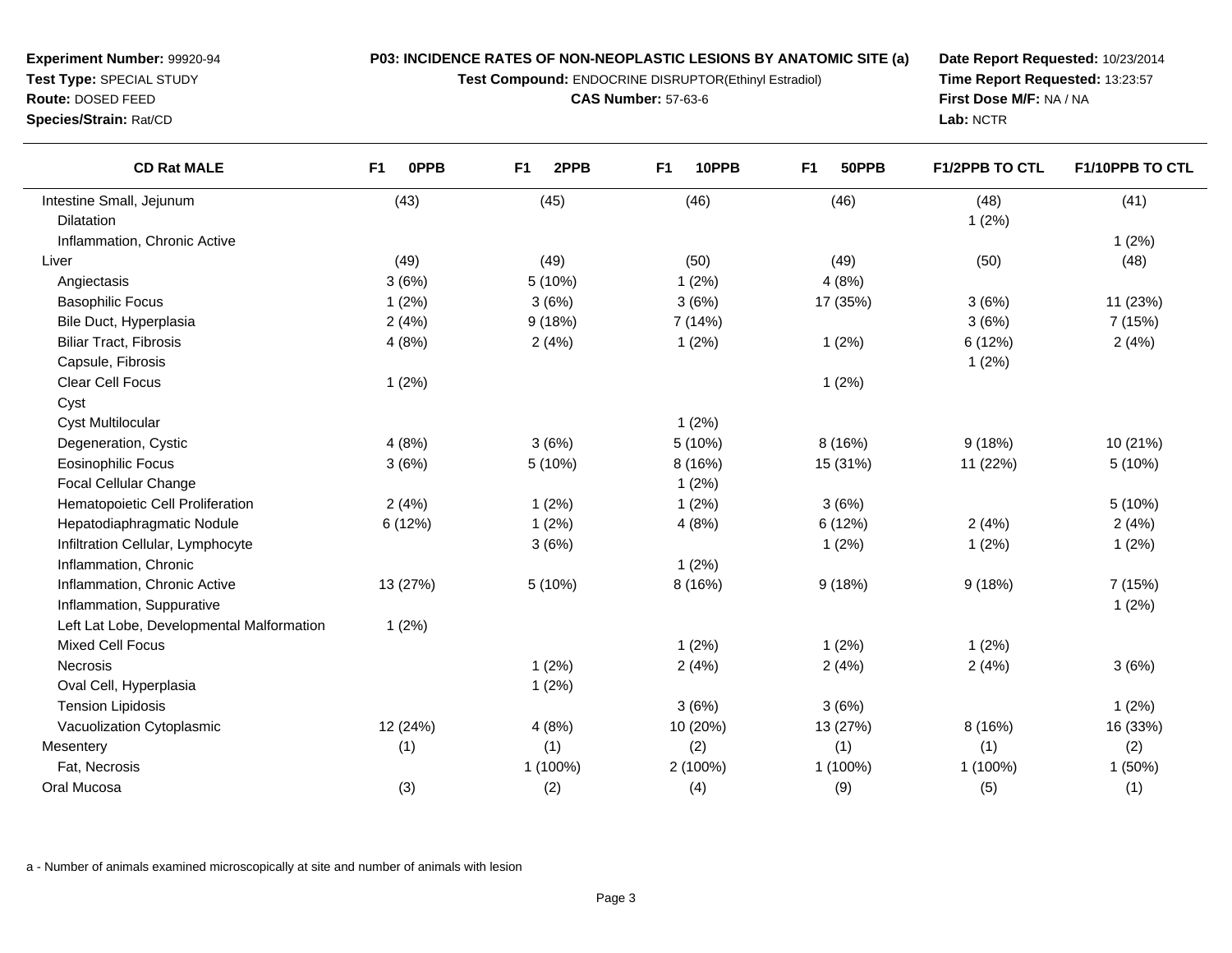**Experiment Number:** 99920-94
**Test Type:** SPECIAL STUDY
**Route:** DOSED FEED
**Species/Strain:** Rat/CD

**P03: INCIDENCE RATES OF NON-NEOPLASTIC LESIONS BY ANATOMIC SITE (a)**
**Test Compound:** ENDOCRINE DISRUPTOR(Ethinyl Estradiol)
**CAS Number:** 57-63-6

**Date Report Requested:** 10/23/2014
**Time Report Requested:** 13:23:57
**First Dose M/F:** NA / NA
**Lab:** NCTR

| CD Rat MALE | F1 0PPB | F1 2PPB | F1 10PPB | F1 50PPB | F1/2PPB TO CTL | F1/10PPB TO CTL |
|---|---|---|---|---|---|---|
| Intestine Small, Jejunum | (43) | (45) | (46) | (46) | (48) | (41) |
| Dilatation | | | | | 1 (2%) | |
| Inflammation, Chronic Active | | | | | | 1 (2%) |
| Liver | (49) | (49) | (50) | (49) | (50) | (48) |
| Angiectasis | 3 (6%) | 5 (10%) | 1 (2%) | 4 (8%) | | |
| Basophilic Focus | 1 (2%) | 3 (6%) | 3 (6%) | 17 (35%) | 3 (6%) | 11 (23%) |
| Bile Duct, Hyperplasia | 2 (4%) | 9 (18%) | 7 (14%) | | 3 (6%) | 7 (15%) |
| Biliar Tract, Fibrosis | 4 (8%) | 2 (4%) | 1 (2%) | 1 (2%) | 6 (12%) | 2 (4%) |
| Capsule, Fibrosis | | | | | 1 (2%) | |
| Clear Cell Focus | 1 (2%) | | | 1 (2%) | | |
| Cyst | | | | | | |
| Cyst Multilocular | | | 1 (2%) | | | |
| Degeneration, Cystic | 4 (8%) | 3 (6%) | 5 (10%) | 8 (16%) | 9 (18%) | 10 (21%) |
| Eosinophilic Focus | 3 (6%) | 5 (10%) | 8 (16%) | 15 (31%) | 11 (22%) | 5 (10%) |
| Focal Cellular Change | | | 1 (2%) | | | |
| Hematopoietic Cell Proliferation | 2 (4%) | 1 (2%) | 1 (2%) | 3 (6%) | | 5 (10%) |
| Hepatodiaphragmatic Nodule | 6 (12%) | 1 (2%) | 4 (8%) | 6 (12%) | 2 (4%) | 2 (4%) |
| Infiltration Cellular, Lymphocyte | | 3 (6%) | | 1 (2%) | 1 (2%) | 1 (2%) |
| Inflammation, Chronic | | | 1 (2%) | | | |
| Inflammation, Chronic Active | 13 (27%) | 5 (10%) | 8 (16%) | 9 (18%) | 9 (18%) | 7 (15%) |
| Inflammation, Suppurative | | | | | | 1 (2%) |
| Left Lat Lobe, Developmental Malformation | 1 (2%) | | | | | |
| Mixed Cell Focus | | | 1 (2%) | 1 (2%) | 1 (2%) | |
| Necrosis | | 1 (2%) | 2 (4%) | 2 (4%) | 2 (4%) | 3 (6%) |
| Oval Cell, Hyperplasia | | 1 (2%) | | | | |
| Tension Lipidosis | | | 3 (6%) | 3 (6%) | | 1 (2%) |
| Vacuolization Cytoplasmic | 12 (24%) | 4 (8%) | 10 (20%) | 13 (27%) | 8 (16%) | 16 (33%) |
| Mesentery | (1) | (1) | (2) | (1) | (1) | (2) |
| Fat, Necrosis | | 1 (100%) | 2 (100%) | 1 (100%) | 1 (100%) | 1 (50%) |
| Oral Mucosa | (3) | (2) | (4) | (9) | (5) | (1) |

a - Number of animals examined microscopically at site and number of animals with lesion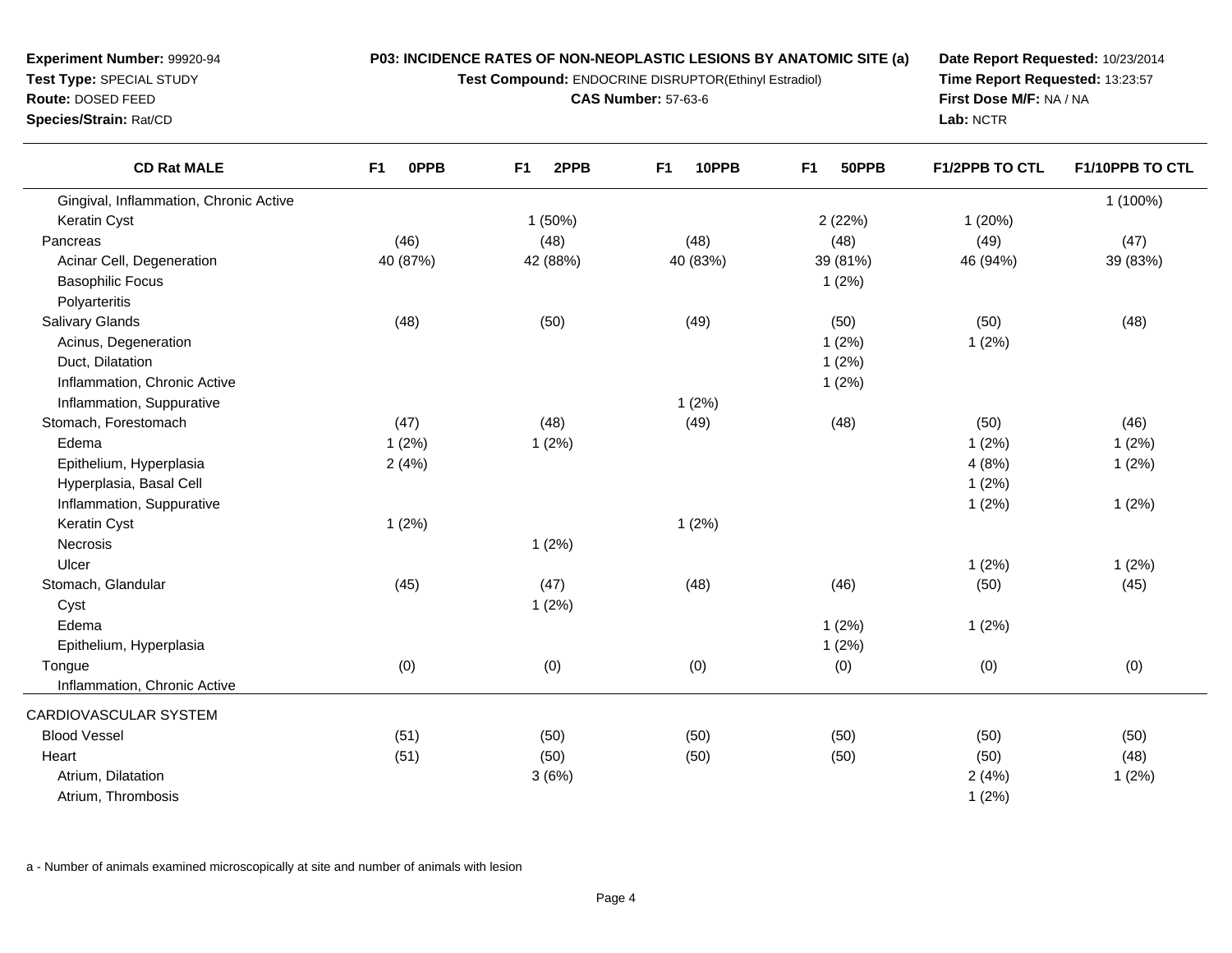**Experiment Number:** 99920-94
**Test Type:** SPECIAL STUDY
**Route:** DOSED FEED
**Species/Strain:** Rat/CD

**P03: INCIDENCE RATES OF NON-NEOPLASTIC LESIONS BY ANATOMIC SITE (a)**
**Test Compound:** ENDOCRINE DISRUPTOR(Ethinyl Estradiol)
**CAS Number:** 57-63-6

**Date Report Requested:** 10/23/2014
**Time Report Requested:** 13:23:57
**First Dose M/F:** NA / NA
**Lab:** NCTR

| CD Rat MALE | F1 0PPB | F1 2PPB | F1 10PPB | F1 50PPB | F1/2PPB TO CTL | F1/10PPB TO CTL |
|---|---|---|---|---|---|---|
| Gingival, Inflammation, Chronic Active | | | | | | 1 (100%) |
| Keratin Cyst | | 1 (50%) | | 2 (22%) | 1 (20%) | |
| Pancreas | (46) | (48) | (48) | (48) | (49) | (47) |
| Acinar Cell, Degeneration | 40 (87%) | 42 (88%) | 40 (83%) | 39 (81%) | 46 (94%) | 39 (83%) |
| Basophilic Focus | | | | 1 (2%) | | |
| Polyarteritis | | | | | | |
| Salivary Glands | (48) | (50) | (49) | (50) | (50) | (48) |
| Acinus, Degeneration | | | | 1 (2%) | 1 (2%) | |
| Duct, Dilatation | | | | 1 (2%) | | |
| Inflammation, Chronic Active | | | | 1 (2%) | | |
| Inflammation, Suppurative | | | 1 (2%) | | | |
| Stomach, Forestomach | (47) | (48) | (49) | (48) | (50) | (46) |
| Edema | 1 (2%) | 1 (2%) | | | 1 (2%) | 1 (2%) |
| Epithelium, Hyperplasia | 2 (4%) | | | | 4 (8%) | 1 (2%) |
| Hyperplasia, Basal Cell | | | | | 1 (2%) | |
| Inflammation, Suppurative | | | | | 1 (2%) | 1 (2%) |
| Keratin Cyst | 1 (2%) | | 1 (2%) | | | |
| Necrosis | | 1 (2%) | | | | |
| Ulcer | | | | | 1 (2%) | 1 (2%) |
| Stomach, Glandular | (45) | (47) | (48) | (46) | (50) | (45) |
| Cyst | | 1 (2%) | | | | |
| Edema | | | | 1 (2%) | 1 (2%) | |
| Epithelium, Hyperplasia | | | | 1 (2%) | | |
| Tongue | (0) | (0) | (0) | (0) | (0) | (0) |
| Inflammation, Chronic Active | | | | | | |
| CARDIOVASCULAR SYSTEM | | | | | | |
| Blood Vessel | (51) | (50) | (50) | (50) | (50) | (50) |
| Heart | (51) | (50) | (50) | (50) | (50) | (48) |
| Atrium, Dilatation | | 3 (6%) | | | 2 (4%) | 1 (2%) |
| Atrium, Thrombosis | | | | | 1 (2%) | |

a - Number of animals examined microscopically at site and number of animals with lesion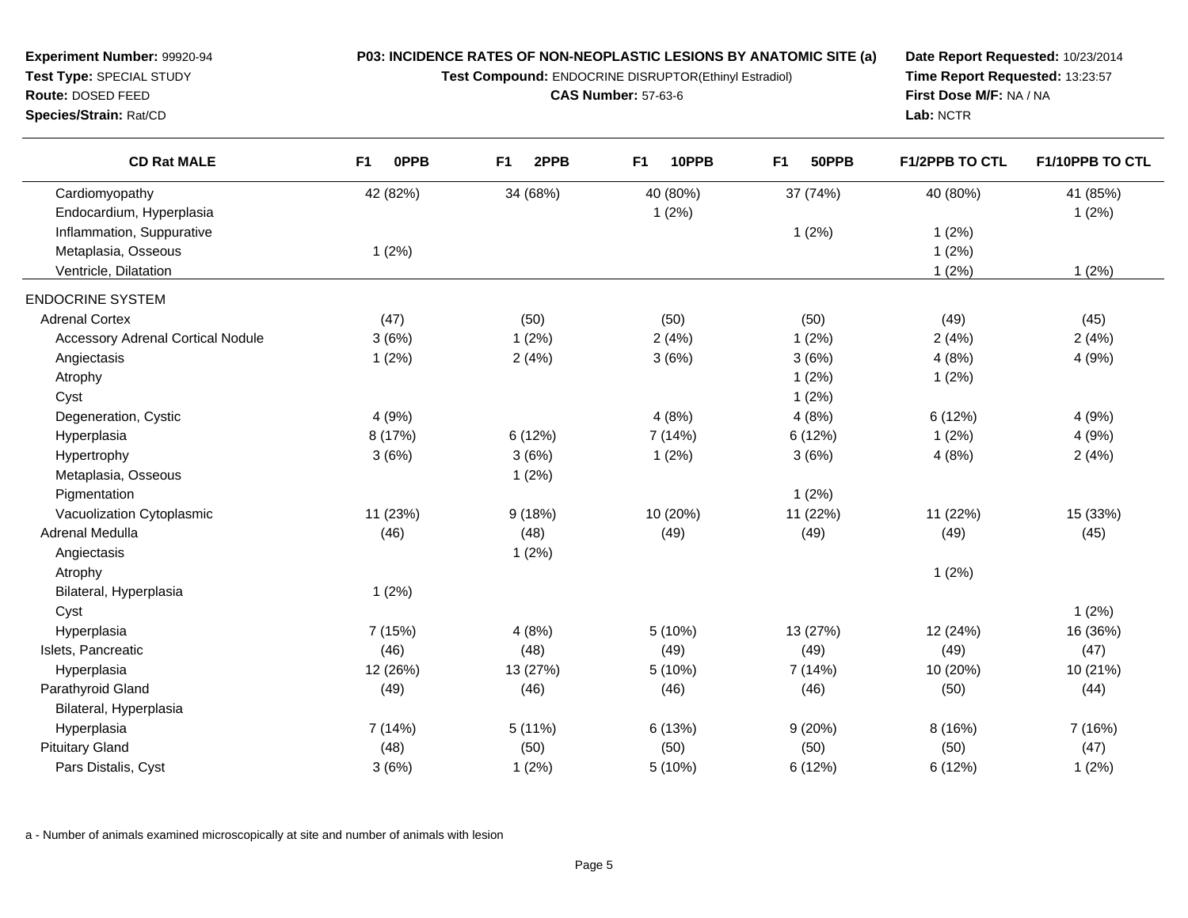**Experiment Number:** 99920-94
**Test Type:** SPECIAL STUDY
**Route:** DOSED FEED
**Species/Strain:** Rat/CD

**P03: INCIDENCE RATES OF NON-NEOPLASTIC LESIONS BY ANATOMIC SITE (a)**
**Test Compound:** ENDOCRINE DISRUPTOR(Ethinyl Estradiol)
**CAS Number:** 57-63-6

**Date Report Requested:** 10/23/2014
**Time Report Requested:** 13:23:57
**First Dose M/F:** NA / NA
**Lab:** NCTR

| CD Rat MALE | F1 0PPB | F1 2PPB | F1 10PPB | F1 50PPB | F1/2PPB TO CTL | F1/10PPB TO CTL |
|---|---|---|---|---|---|---|
| Cardiomyopathy | 42 (82%) | 34 (68%) | 40 (80%) | 37 (74%) | 40 (80%) | 41 (85%) |
| Endocardium, Hyperplasia | | | 1 (2%) | | | 1 (2%) |
| Inflammation, Suppurative | | | | 1 (2%) | 1 (2%) | |
| Metaplasia, Osseous | 1 (2%) | | | | 1 (2%) | |
| Ventricle, Dilatation | | | | | 1 (2%) | 1 (2%) |
| ENDOCRINE SYSTEM | | | | | | |
| Adrenal Cortex | (47) | (50) | (50) | (50) | (49) | (45) |
| Accessory Adrenal Cortical Nodule | 3 (6%) | 1 (2%) | 2 (4%) | 1 (2%) | 2 (4%) | 2 (4%) |
| Angiectasis | 1 (2%) | 2 (4%) | 3 (6%) | 3 (6%) | 4 (8%) | 4 (9%) |
| Atrophy | | | | 1 (2%) | 1 (2%) | |
| Cyst | | | | 1 (2%) | | |
| Degeneration, Cystic | 4 (9%) | | 4 (8%) | 4 (8%) | 6 (12%) | 4 (9%) |
| Hyperplasia | 8 (17%) | 6 (12%) | 7 (14%) | 6 (12%) | 1 (2%) | 4 (9%) |
| Hypertrophy | 3 (6%) | 3 (6%) | 1 (2%) | 3 (6%) | 4 (8%) | 2 (4%) |
| Metaplasia, Osseous | | 1 (2%) | | | | |
| Pigmentation | | | | 1 (2%) | | |
| Vacuolization Cytoplasmic | 11 (23%) | 9 (18%) | 10 (20%) | 11 (22%) | 11 (22%) | 15 (33%) |
| Adrenal Medulla | (46) | (48) | (49) | (49) | (49) | (45) |
| Angiectasis | | 1 (2%) | | | | |
| Atrophy | | | | | 1 (2%) | |
| Bilateral, Hyperplasia | 1 (2%) | | | | | |
| Cyst | | | | | | 1 (2%) |
| Hyperplasia | 7 (15%) | 4 (8%) | 5 (10%) | 13 (27%) | 12 (24%) | 16 (36%) |
| Islets, Pancreatic | (46) | (48) | (49) | (49) | (49) | (47) |
| Hyperplasia | 12 (26%) | 13 (27%) | 5 (10%) | 7 (14%) | 10 (20%) | 10 (21%) |
| Parathyroid Gland | (49) | (46) | (46) | (46) | (50) | (44) |
| Bilateral, Hyperplasia | | | | | | |
| Hyperplasia | 7 (14%) | 5 (11%) | 6 (13%) | 9 (20%) | 8 (16%) | 7 (16%) |
| Pituitary Gland | (48) | (50) | (50) | (50) | (50) | (47) |
| Pars Distalis, Cyst | 3 (6%) | 1 (2%) | 5 (10%) | 6 (12%) | 6 (12%) | 1 (2%) |

a - Number of animals examined microscopically at site and number of animals with lesion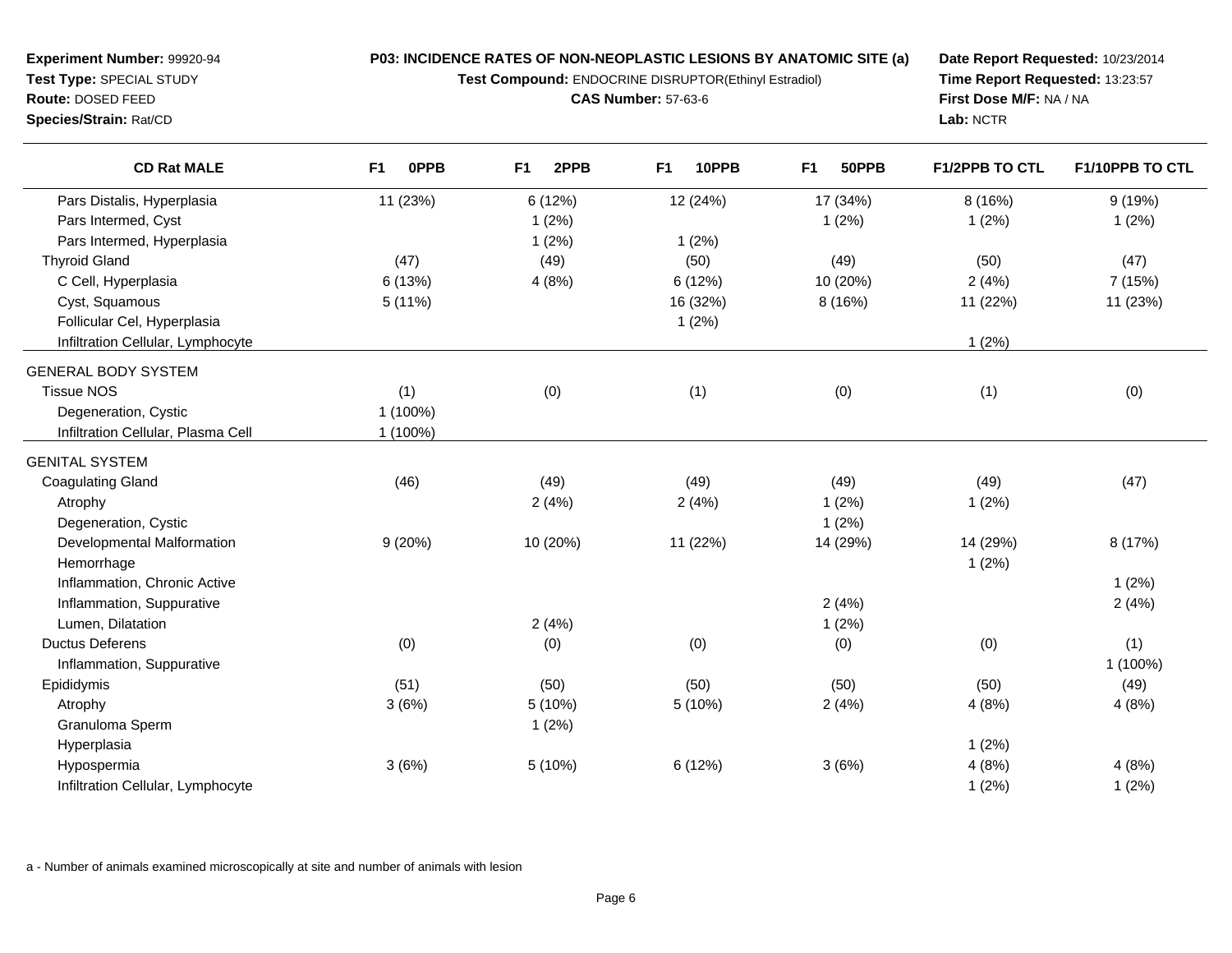**Experiment Number:** 99920-94
**Test Type:** SPECIAL STUDY
**Route:** DOSED FEED
**Species/Strain:** Rat/CD

**P03: INCIDENCE RATES OF NON-NEOPLASTIC LESIONS BY ANATOMIC SITE (a)**
**Test Compound:** ENDOCRINE DISRUPTOR(Ethinyl Estradiol)
**CAS Number:** 57-63-6

**Date Report Requested:** 10/23/2014
**Time Report Requested:** 13:23:57
**First Dose M/F:** NA / NA
**Lab:** NCTR

| CD Rat MALE | F1 0PPB | F1 2PPB | F1 10PPB | F1 50PPB | F1/2PPB TO CTL | F1/10PPB TO CTL |
|---|---|---|---|---|---|---|
| Pars Distalis, Hyperplasia | 11 (23%) | 6 (12%) | 12 (24%) | 17 (34%) | 8 (16%) | 9 (19%) |
| Pars Intermed, Cyst | | 1 (2%) | | 1 (2%) | 1 (2%) | 1 (2%) |
| Pars Intermed, Hyperplasia | | 1 (2%) | 1 (2%) | | | |
| Thyroid Gland | (47) | (49) | (50) | (49) | (50) | (47) |
| C Cell, Hyperplasia | 6 (13%) | 4 (8%) | 6 (12%) | 10 (20%) | 2 (4%) | 7 (15%) |
| Cyst, Squamous | 5 (11%) | | 16 (32%) | 8 (16%) | 11 (22%) | 11 (23%) |
| Follicular Cel, Hyperplasia | | | 1 (2%) | | | |
| Infiltration Cellular, Lymphocyte | | | | | 1 (2%) | |
| GENERAL BODY SYSTEM | | | | | | |
| Tissue NOS | (1) | (0) | (1) | (0) | (1) | (0) |
| Degeneration, Cystic | 1 (100%) | | | | | |
| Infiltration Cellular, Plasma Cell | 1 (100%) | | | | | |
| GENITAL SYSTEM | | | | | | |
| Coagulating Gland | (46) | (49) | (49) | (49) | (49) | (47) |
| Atrophy | | 2 (4%) | 2 (4%) | 1 (2%) | 1 (2%) | |
| Degeneration, Cystic | | | | 1 (2%) | | |
| Developmental Malformation | 9 (20%) | 10 (20%) | 11 (22%) | 14 (29%) | 14 (29%) | 8 (17%) |
| Hemorrhage | | | | | 1 (2%) | |
| Inflammation, Chronic Active | | | | | | 1 (2%) |
| Inflammation, Suppurative | | | | 2 (4%) | | 2 (4%) |
| Lumen, Dilatation | | 2 (4%) | | 1 (2%) | | |
| Ductus Deferens | (0) | (0) | (0) | (0) | (0) | (1) |
| Inflammation, Suppurative | | | | | | 1 (100%) |
| Epididymis | (51) | (50) | (50) | (50) | (50) | (49) |
| Atrophy | 3 (6%) | 5 (10%) | 5 (10%) | 2 (4%) | 4 (8%) | 4 (8%) |
| Granuloma Sperm | | 1 (2%) | | | | |
| Hyperplasia | | | | | 1 (2%) | |
| Hypospermia | 3 (6%) | 5 (10%) | 6 (12%) | 3 (6%) | 4 (8%) | 4 (8%) |
| Infiltration Cellular, Lymphocyte | | | | | 1 (2%) | 1 (2%) |

a - Number of animals examined microscopically at site and number of animals with lesion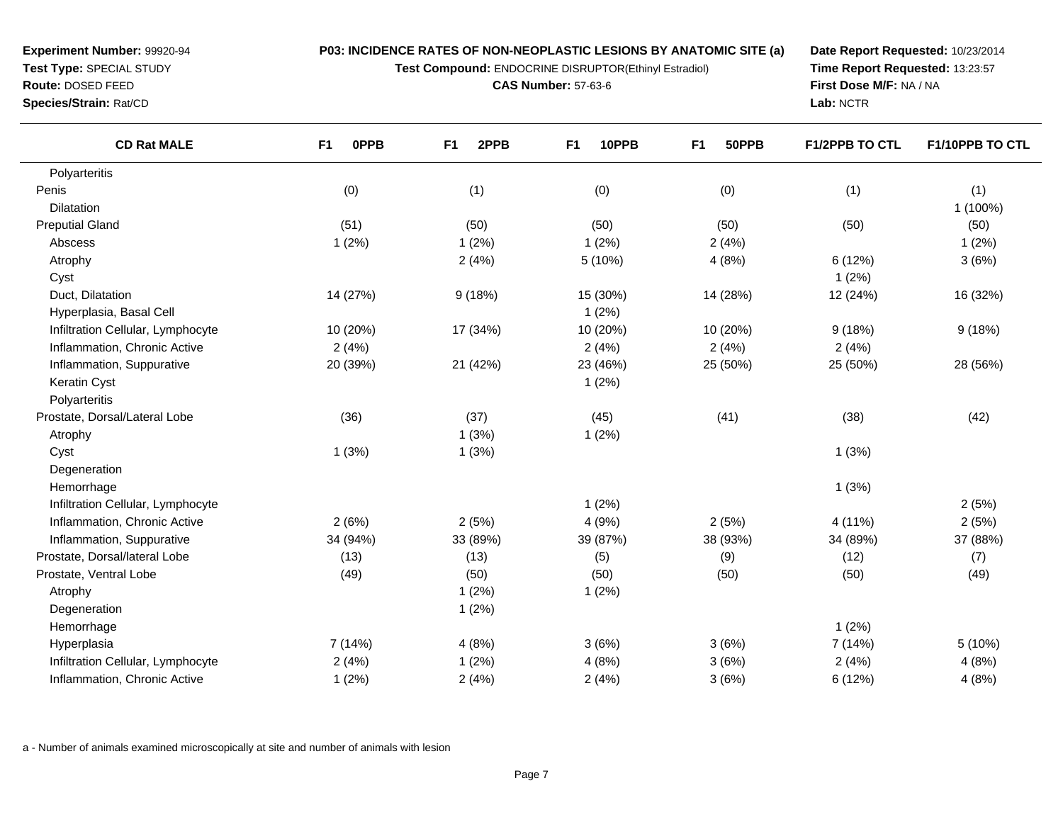**Experiment Number:** 99920-94
**Test Type:** SPECIAL STUDY
**Route:** DOSED FEED
**Species/Strain:** Rat/CD

**P03: INCIDENCE RATES OF NON-NEOPLASTIC LESIONS BY ANATOMIC SITE (a)**
**Test Compound:** ENDOCRINE DISRUPTOR(Ethinyl Estradiol)
**CAS Number:** 57-63-6

**Date Report Requested:** 10/23/2014
**Time Report Requested:** 13:23:57
**First Dose M/F:** NA / NA
**Lab:** NCTR

| CD Rat MALE | F1 0PPB | F1 2PPB | F1 10PPB | F1 50PPB | F1/2PPB TO CTL | F1/10PPB TO CTL |
|---|---|---|---|---|---|---|
| Polyarteritis | | | | | | |
| Penis | (0) | (1) | (0) | (0) | (1) | (1) |
| Dilatation | | | | | | 1 (100%) |
| Preputial Gland | (51) | (50) | (50) | (50) | (50) | (50) |
| Abscess | 1 (2%) | 1 (2%) | 1 (2%) | 2 (4%) | | 1 (2%) |
| Atrophy | | 2 (4%) | 5 (10%) | 4 (8%) | 6 (12%) | 3 (6%) |
| Cyst | | | | | 1 (2%) | |
| Duct, Dilatation | 14 (27%) | 9 (18%) | 15 (30%) | 14 (28%) | 12 (24%) | 16 (32%) |
| Hyperplasia, Basal Cell | | | 1 (2%) | | | |
| Infiltration Cellular, Lymphocyte | 10 (20%) | 17 (34%) | 10 (20%) | 10 (20%) | 9 (18%) | 9 (18%) |
| Inflammation, Chronic Active | 2 (4%) | | 2 (4%) | 2 (4%) | 2 (4%) | |
| Inflammation, Suppurative | 20 (39%) | 21 (42%) | 23 (46%) | 25 (50%) | 25 (50%) | 28 (56%) |
| Keratin Cyst | | | 1 (2%) | | | |
| Polyarteritis | | | | | | |
| Prostate, Dorsal/Lateral Lobe | (36) | (37) | (45) | (41) | (38) | (42) |
| Atrophy | | 1 (3%) | 1 (2%) | | | |
| Cyst | 1 (3%) | 1 (3%) | | | 1 (3%) | |
| Degeneration | | | | | | |
| Hemorrhage | | | | | 1 (3%) | |
| Infiltration Cellular, Lymphocyte | | | 1 (2%) | | | 2 (5%) |
| Inflammation, Chronic Active | 2 (6%) | 2 (5%) | 4 (9%) | 2 (5%) | 4 (11%) | 2 (5%) |
| Inflammation, Suppurative | 34 (94%) | 33 (89%) | 39 (87%) | 38 (93%) | 34 (89%) | 37 (88%) |
| Prostate, Dorsal/lateral Lobe | (13) | (13) | (5) | (9) | (12) | (7) |
| Prostate, Ventral Lobe | (49) | (50) | (50) | (50) | (50) | (49) |
| Atrophy | | 1 (2%) | 1 (2%) | | | |
| Degeneration | | 1 (2%) | | | | |
| Hemorrhage | | | | | 1 (2%) | |
| Hyperplasia | 7 (14%) | 4 (8%) | 3 (6%) | 3 (6%) | 7 (14%) | 5 (10%) |
| Infiltration Cellular, Lymphocyte | 2 (4%) | 1 (2%) | 4 (8%) | 3 (6%) | 2 (4%) | 4 (8%) |
| Inflammation, Chronic Active | 1 (2%) | 2 (4%) | 2 (4%) | 3 (6%) | 6 (12%) | 4 (8%) |

a - Number of animals examined microscopically at site and number of animals with lesion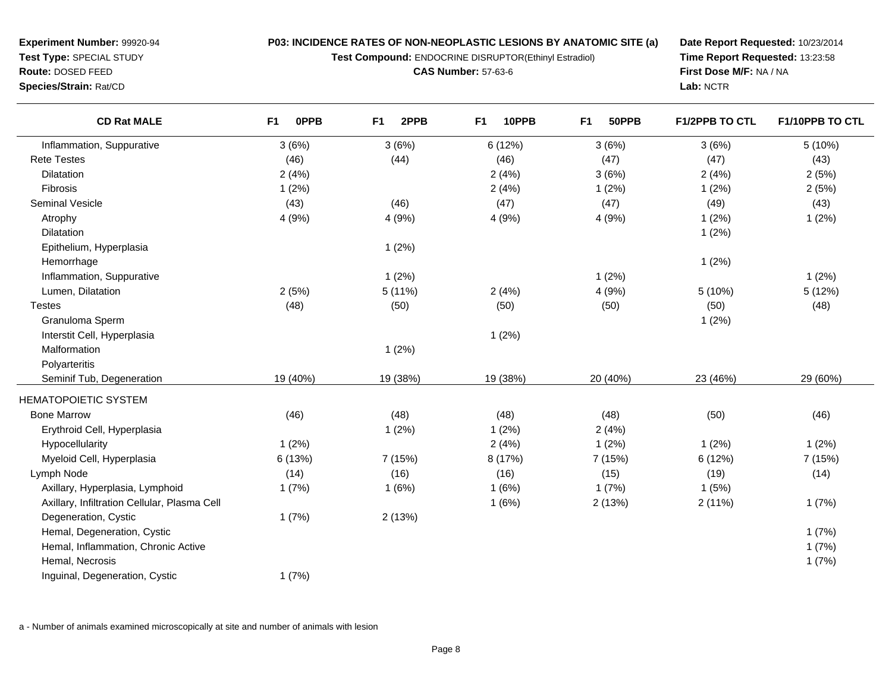**Experiment Number:** 99920-94
**Test Type:** SPECIAL STUDY
**Route:** DOSED FEED
**Species/Strain:** Rat/CD

**P03: INCIDENCE RATES OF NON-NEOPLASTIC LESIONS BY ANATOMIC SITE (a)**
**Test Compound:** ENDOCRINE DISRUPTOR(Ethinyl Estradiol)
**CAS Number:** 57-63-6

**Date Report Requested:** 10/23/2014
**Time Report Requested:** 13:23:58
**First Dose M/F:** NA / NA
**Lab:** NCTR

| CD Rat MALE | F1 0PPB | F1 2PPB | F1 10PPB | F1 50PPB | F1/2PPB TO CTL | F1/10PPB TO CTL |
|---|---|---|---|---|---|---|
| Inflammation, Suppurative | 3 (6%) | 3 (6%) | 6 (12%) | 3 (6%) | 3 (6%) | 5 (10%) |
| Rete Testes | (46) | (44) | (46) | (47) | (47) | (43) |
| Dilatation | 2 (4%) | | 2 (4%) | 3 (6%) | 2 (4%) | 2 (5%) |
| Fibrosis | 1 (2%) | | 2 (4%) | 1 (2%) | 1 (2%) | 2 (5%) |
| Seminal Vesicle | (43) | (46) | (47) | (47) | (49) | (43) |
| Atrophy | 4 (9%) | 4 (9%) | 4 (9%) | 4 (9%) | 1 (2%) | 1 (2%) |
| Dilatation | | | | | 1 (2%) | |
| Epithelium, Hyperplasia | | 1 (2%) | | | | |
| Hemorrhage | | | | | 1 (2%) | |
| Inflammation, Suppurative | | 1 (2%) | | 1 (2%) | | 1 (2%) |
| Lumen, Dilatation | 2 (5%) | 5 (11%) | 2 (4%) | 4 (9%) | 5 (10%) | 5 (12%) |
| Testes | (48) | (50) | (50) | (50) | (50) | (48) |
| Granuloma Sperm | | | | | 1 (2%) | |
| Interstit Cell, Hyperplasia | | | 1 (2%) | | | |
| Malformation | | 1 (2%) | | | | |
| Polyarteritis | | | | | | |
| Seminif Tub, Degeneration | 19 (40%) | 19 (38%) | 19 (38%) | 20 (40%) | 23 (46%) | 29 (60%) |
| HEMATOPOIETIC SYSTEM | | | | | | |
| Bone Marrow | (46) | (48) | (48) | (48) | (50) | (46) |
| Erythroid Cell, Hyperplasia | | 1 (2%) | 1 (2%) | 2 (4%) | | |
| Hypocellularity | 1 (2%) | | 2 (4%) | 1 (2%) | 1 (2%) | 1 (2%) |
| Myeloid Cell, Hyperplasia | 6 (13%) | 7 (15%) | 8 (17%) | 7 (15%) | 6 (12%) | 7 (15%) |
| Lymph Node | (14) | (16) | (16) | (15) | (19) | (14) |
| Axillary, Hyperplasia, Lymphoid | 1 (7%) | 1 (6%) | 1 (6%) | 1 (7%) | 1 (5%) | |
| Axillary, Infiltration Cellular, Plasma Cell | | | 1 (6%) | 2 (13%) | 2 (11%) | 1 (7%) |
| Degeneration, Cystic | 1 (7%) | 2 (13%) | | | | |
| Hemal, Degeneration, Cystic | | | | | | 1 (7%) |
| Hemal, Inflammation, Chronic Active | | | | | | 1 (7%) |
| Hemal, Necrosis | | | | | | 1 (7%) |
| Inguinal, Degeneration, Cystic | 1 (7%) | | | | | |

a - Number of animals examined microscopically at site and number of animals with lesion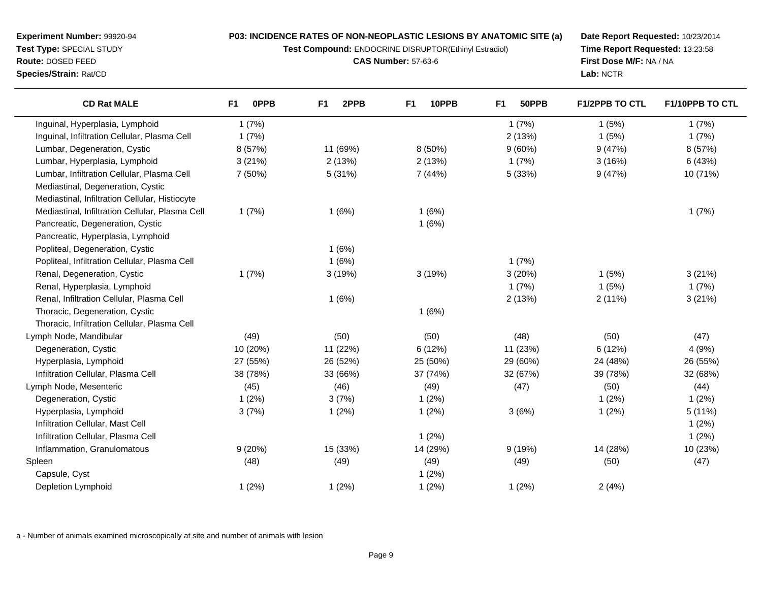**Experiment Number:** 99920-94
**Test Type:** SPECIAL STUDY
**Route:** DOSED FEED
**Species/Strain:** Rat/CD

**P03: INCIDENCE RATES OF NON-NEOPLASTIC LESIONS BY ANATOMIC SITE (a)**
**Test Compound:** ENDOCRINE DISRUPTOR(Ethinyl Estradiol)
**CAS Number:** 57-63-6

**Date Report Requested:** 10/23/2014
**Time Report Requested:** 13:23:58
**First Dose M/F:** NA / NA
**Lab:** NCTR

| CD Rat MALE | F1 0PPB | F1 2PPB | F1 10PPB | F1 50PPB | F1/2PPB TO CTL | F1/10PPB TO CTL |
|---|---|---|---|---|---|---|
| Inguinal, Hyperplasia, Lymphoid | 1 (7%) | | | 1 (7%) | 1 (5%) | 1 (7%) |
| Inguinal, Infiltration Cellular, Plasma Cell | 1 (7%) | | | 2 (13%) | 1 (5%) | 1 (7%) |
| Lumbar, Degeneration, Cystic | 8 (57%) | 11 (69%) | 8 (50%) | 9 (60%) | 9 (47%) | 8 (57%) |
| Lumbar, Hyperplasia, Lymphoid | 3 (21%) | 2 (13%) | 2 (13%) | 1 (7%) | 3 (16%) | 6 (43%) |
| Lumbar, Infiltration Cellular, Plasma Cell | 7 (50%) | 5 (31%) | 7 (44%) | 5 (33%) | 9 (47%) | 10 (71%) |
| Mediastinal, Degeneration, Cystic | | | | | | |
| Mediastinal, Infiltration Cellular, Histiocyte | | | | | | |
| Mediastinal, Infiltration Cellular, Plasma Cell | 1 (7%) | 1 (6%) | 1 (6%) | | | 1 (7%) |
| Pancreatic, Degeneration, Cystic | | | 1 (6%) | | | |
| Pancreatic, Hyperplasia, Lymphoid | | | | | | |
| Popliteal, Degeneration, Cystic | | 1 (6%) | | | | |
| Popliteal, Infiltration Cellular, Plasma Cell | | 1 (6%) | | 1 (7%) | | |
| Renal, Degeneration, Cystic | 1 (7%) | 3 (19%) | 3 (19%) | 3 (20%) | 1 (5%) | 3 (21%) |
| Renal, Hyperplasia, Lymphoid | | | | 1 (7%) | 1 (5%) | 1 (7%) |
| Renal, Infiltration Cellular, Plasma Cell | | 1 (6%) | | 2 (13%) | 2 (11%) | 3 (21%) |
| Thoracic, Degeneration, Cystic | | | 1 (6%) | | | |
| Thoracic, Infiltration Cellular, Plasma Cell | | | | | | |
| Lymph Node, Mandibular | (49) | (50) | (50) | (48) | (50) | (47) |
| Degeneration, Cystic | 10 (20%) | 11 (22%) | 6 (12%) | 11 (23%) | 6 (12%) | 4 (9%) |
| Hyperplasia, Lymphoid | 27 (55%) | 26 (52%) | 25 (50%) | 29 (60%) | 24 (48%) | 26 (55%) |
| Infiltration Cellular, Plasma Cell | 38 (78%) | 33 (66%) | 37 (74%) | 32 (67%) | 39 (78%) | 32 (68%) |
| Lymph Node, Mesenteric | (45) | (46) | (49) | (47) | (50) | (44) |
| Degeneration, Cystic | 1 (2%) | 3 (7%) | 1 (2%) | | 1 (2%) | 1 (2%) |
| Hyperplasia, Lymphoid | 3 (7%) | 1 (2%) | 1 (2%) | 3 (6%) | 1 (2%) | 5 (11%) |
| Infiltration Cellular, Mast Cell | | | | | | 1 (2%) |
| Infiltration Cellular, Plasma Cell | | | 1 (2%) | | | 1 (2%) |
| Inflammation, Granulomatous | 9 (20%) | 15 (33%) | 14 (29%) | 9 (19%) | 14 (28%) | 10 (23%) |
| Spleen | (48) | (49) | (49) | (49) | (50) | (47) |
| Capsule, Cyst | | | 1 (2%) | | | |
| Depletion Lymphoid | 1 (2%) | 1 (2%) | 1 (2%) | 1 (2%) | 2 (4%) | |

a - Number of animals examined microscopically at site and number of animals with lesion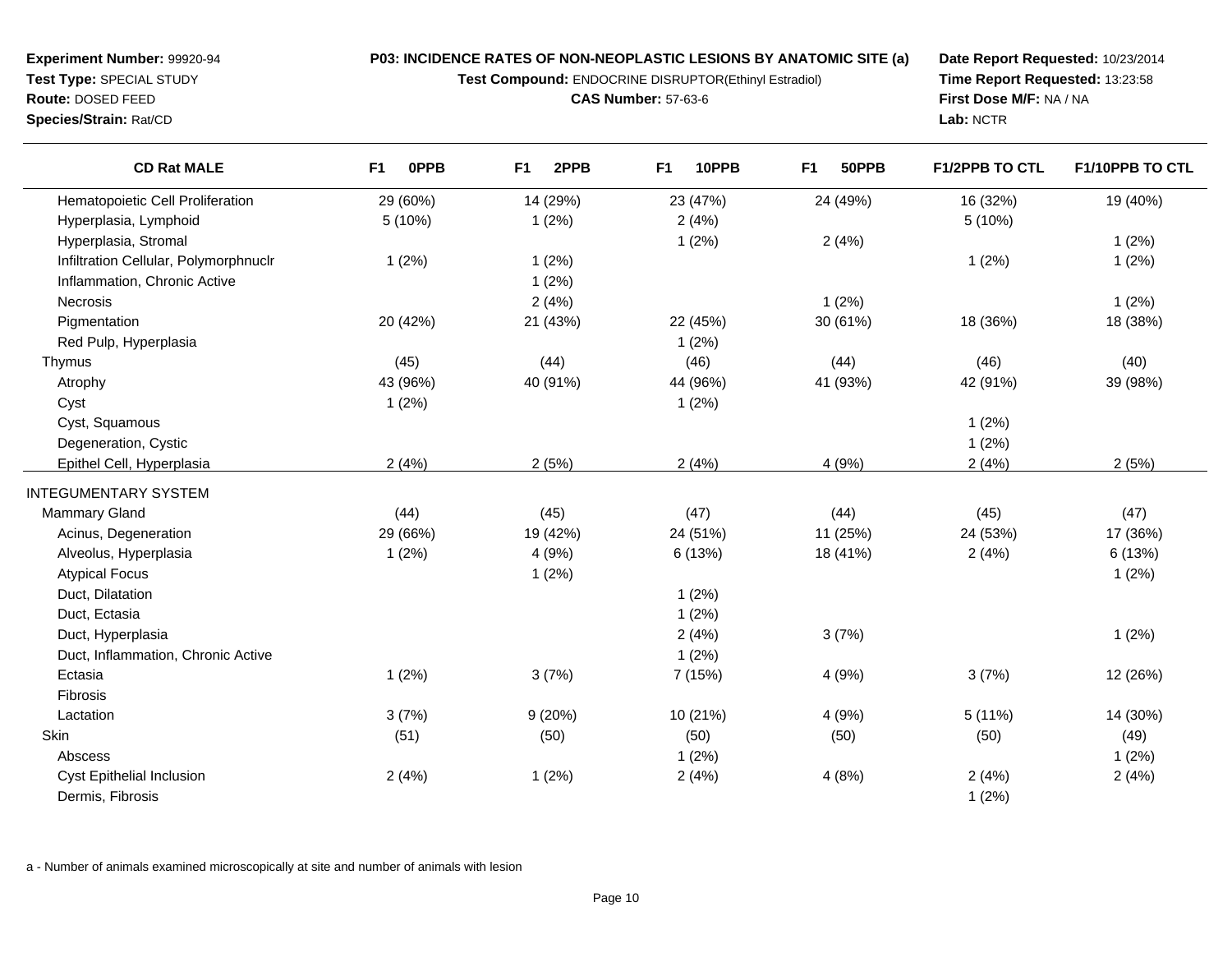**Experiment Number:** 99920-94
**Test Type:** SPECIAL STUDY
**Route:** DOSED FEED
**Species/Strain:** Rat/CD

**P03: INCIDENCE RATES OF NON-NEOPLASTIC LESIONS BY ANATOMIC SITE (a)**
**Test Compound:** ENDOCRINE DISRUPTOR(Ethinyl Estradiol)
**CAS Number:** 57-63-6

**Date Report Requested:** 10/23/2014
**Time Report Requested:** 13:23:58
**First Dose M/F:** NA / NA
**Lab:** NCTR

| CD Rat MALE | F1 0PPB | F1 2PPB | F1 10PPB | F1 50PPB | F1/2PPB TO CTL | F1/10PPB TO CTL |
|---|---|---|---|---|---|---|
| Hematopoietic Cell Proliferation | 29 (60%) | 14 (29%) | 23 (47%) | 24 (49%) | 16 (32%) | 19 (40%) |
| Hyperplasia, Lymphoid | 5 (10%) | 1 (2%) | 2 (4%) | | 5 (10%) | |
| Hyperplasia, Stromal | | | 1 (2%) | 2 (4%) | | 1 (2%) |
| Infiltration Cellular, Polymorphnuclr | 1 (2%) | 1 (2%) | | | 1 (2%) | 1 (2%) |
| Inflammation, Chronic Active | | 1 (2%) | | | | |
| Necrosis | | 2 (4%) | | 1 (2%) | | 1 (2%) |
| Pigmentation | 20 (42%) | 21 (43%) | 22 (45%) | 30 (61%) | 18 (36%) | 18 (38%) |
| Red Pulp, Hyperplasia | | | 1 (2%) | | | |
| Thymus | (45) | (44) | (46) | (44) | (46) | (40) |
| Atrophy | 43 (96%) | 40 (91%) | 44 (96%) | 41 (93%) | 42 (91%) | 39 (98%) |
| Cyst | 1 (2%) | | 1 (2%) | | | |
| Cyst, Squamous | | | | | 1 (2%) | |
| Degeneration, Cystic | | | | | 1 (2%) | |
| Epithel Cell, Hyperplasia | 2 (4%) | 2 (5%) | 2 (4%) | 4 (9%) | 2 (4%) | 2 (5%) |
| INTEGUMENTARY SYSTEM | | | | | | |
| Mammary Gland | (44) | (45) | (47) | (44) | (45) | (47) |
| Acinus, Degeneration | 29 (66%) | 19 (42%) | 24 (51%) | 11 (25%) | 24 (53%) | 17 (36%) |
| Alveolus, Hyperplasia | 1 (2%) | 4 (9%) | 6 (13%) | 18 (41%) | 2 (4%) | 6 (13%) |
| Atypical Focus | | 1 (2%) | | | | 1 (2%) |
| Duct, Dilatation | | | 1 (2%) | | | |
| Duct, Ectasia | | | 1 (2%) | | | |
| Duct, Hyperplasia | | | 2 (4%) | 3 (7%) | | 1 (2%) |
| Duct, Inflammation, Chronic Active | | | 1 (2%) | | | |
| Ectasia | 1 (2%) | 3 (7%) | 7 (15%) | 4 (9%) | 3 (7%) | 12 (26%) |
| Fibrosis | | | | | | |
| Lactation | 3 (7%) | 9 (20%) | 10 (21%) | 4 (9%) | 5 (11%) | 14 (30%) |
| Skin | (51) | (50) | (50) | (50) | (50) | (49) |
| Abscess | | | 1 (2%) | | | 1 (2%) |
| Cyst Epithelial Inclusion | 2 (4%) | 1 (2%) | 2 (4%) | 4 (8%) | 2 (4%) | 2 (4%) |
| Dermis, Fibrosis | | | | | 1 (2%) | |

a - Number of animals examined microscopically at site and number of animals with lesion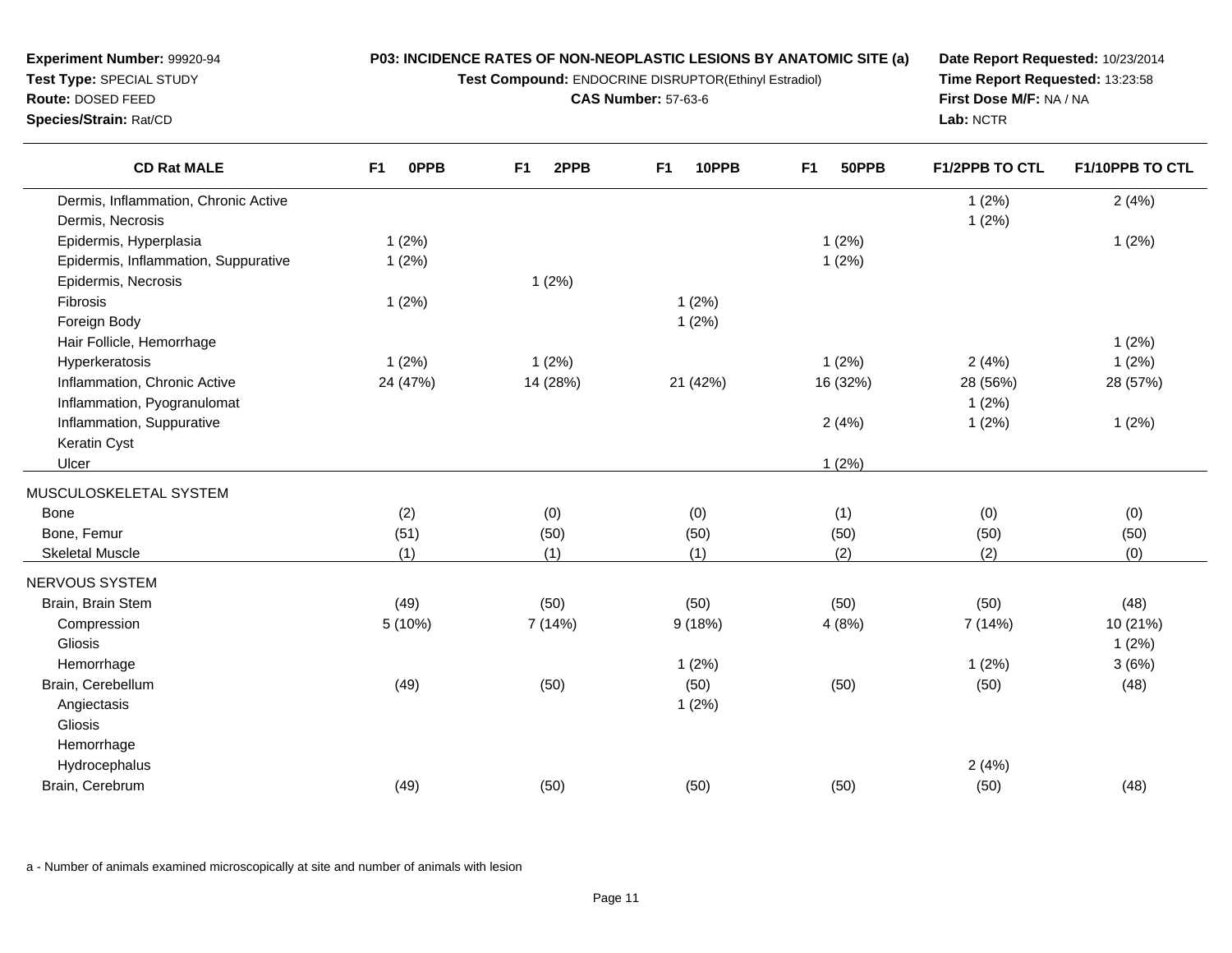**Experiment Number:** 99920-94
**Test Type:** SPECIAL STUDY
**Route:** DOSED FEED
**Species/Strain:** Rat/CD

**P03: INCIDENCE RATES OF NON-NEOPLASTIC LESIONS BY ANATOMIC SITE (a)**
**Test Compound:** ENDOCRINE DISRUPTOR(Ethinyl Estradiol)
**CAS Number:** 57-63-6

**Date Report Requested:** 10/23/2014
**Time Report Requested:** 13:23:58
**First Dose M/F:** NA / NA
**Lab:** NCTR

| CD Rat MALE | F1 0PPB | F1 2PPB | F1 10PPB | F1 50PPB | F1/2PPB TO CTL | F1/10PPB TO CTL |
|---|---|---|---|---|---|---|
| Dermis, Inflammation, Chronic Active | | | | | 1 (2%) | 2 (4%) |
| Dermis, Necrosis | | | | | 1 (2%) | |
| Epidermis, Hyperplasia | 1 (2%) | | | 1 (2%) | | 1 (2%) |
| Epidermis, Inflammation, Suppurative | 1 (2%) | | | 1 (2%) | | |
| Epidermis, Necrosis | | 1 (2%) | | | | |
| Fibrosis | 1 (2%) | | 1 (2%) | | | |
| Foreign Body | | | 1 (2%) | | | |
| Hair Follicle, Hemorrhage | | | | | | 1 (2%) |
| Hyperkeratosis | 1 (2%) | 1 (2%) | | 1 (2%) | 2 (4%) | 1 (2%) |
| Inflammation, Chronic Active | 24 (47%) | 14 (28%) | 21 (42%) | 16 (32%) | 28 (56%) | 28 (57%) |
| Inflammation, Pyogranulomat | | | | | 1 (2%) | |
| Inflammation, Suppurative | | | | 2 (4%) | 1 (2%) | 1 (2%) |
| Keratin Cyst | | | | | | |
| Ulcer | | | | 1 (2%) | | |
| MUSCULOSKELETAL SYSTEM | | | | | | |
| Bone | (2) | (0) | (0) | (1) | (0) | (0) |
| Bone, Femur | (51) | (50) | (50) | (50) | (50) | (50) |
| Skeletal Muscle | (1) | (1) | (1) | (2) | (2) | (0) |
| NERVOUS SYSTEM | | | | | | |
| Brain, Brain Stem | (49) | (50) | (50) | (50) | (50) | (48) |
| Compression | 5 (10%) | 7 (14%) | 9 (18%) | 4 (8%) | 7 (14%) | 10 (21%) |
| Gliosis | | | | | | 1 (2%) |
| Hemorrhage | | | 1 (2%) | | 1 (2%) | 3 (6%) |
| Brain, Cerebellum | (49) | (50) | (50) | (50) | (50) | (48) |
| Angiectasis | | | 1 (2%) | | | |
| Gliosis | | | | | | |
| Hemorrhage | | | | | | |
| Hydrocephalus | | | | | 2 (4%) | |
| Brain, Cerebrum | (49) | (50) | (50) | (50) | (50) | (48) |

a - Number of animals examined microscopically at site and number of animals with lesion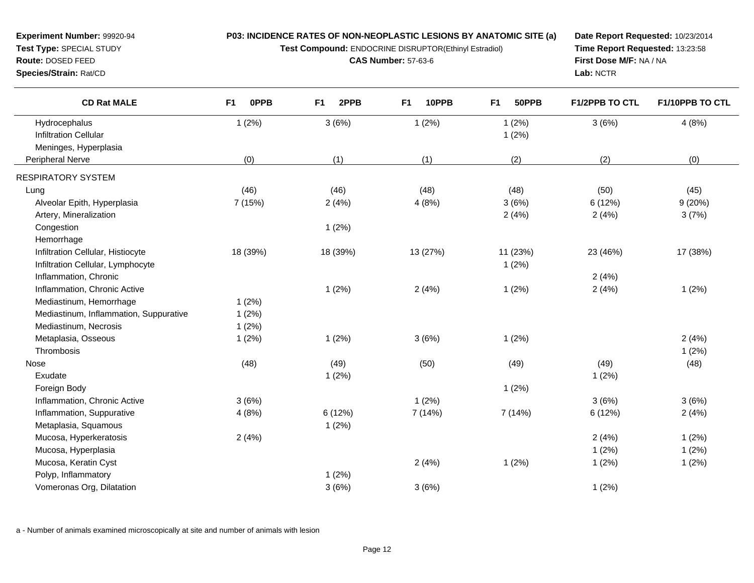**Experiment Number:** 99920-94
**Test Type:** SPECIAL STUDY
**Route:** DOSED FEED
**Species/Strain:** Rat/CD

**P03: INCIDENCE RATES OF NON-NEOPLASTIC LESIONS BY ANATOMIC SITE (a)**
**Test Compound:** ENDOCRINE DISRUPTOR(Ethinyl Estradiol)
**CAS Number:** 57-63-6

**Date Report Requested:** 10/23/2014
**Time Report Requested:** 13:23:58
**First Dose M/F:** NA / NA
**Lab:** NCTR

| CD Rat MALE | F1 0PPB | F1 2PPB | F1 10PPB | F1 50PPB | F1/2PPB TO CTL | F1/10PPB TO CTL |
|---|---|---|---|---|---|---|
| Hydrocephalus | 1 (2%) | 3 (6%) | 1 (2%) | 1 (2%) | 3 (6%) | 4 (8%) |
| Infiltration Cellular | | | | 1 (2%) | | |
| Meninges, Hyperplasia | | | | | | |
| Peripheral Nerve | (0) | (1) | (1) | (2) | (2) | (0) |
| RESPIRATORY SYSTEM | | | | | | |
| Lung | (46) | (46) | (48) | (48) | (50) | (45) |
| Alveolar Epith, Hyperplasia | 7 (15%) | 2 (4%) | 4 (8%) | 3 (6%) | 6 (12%) | 9 (20%) |
| Artery, Mineralization | | | | 2 (4%) | 2 (4%) | 3 (7%) |
| Congestion | | 1 (2%) | | | | |
| Hemorrhage | | | | | | |
| Infiltration Cellular, Histiocyte | 18 (39%) | 18 (39%) | 13 (27%) | 11 (23%) | 23 (46%) | 17 (38%) |
| Infiltration Cellular, Lymphocyte | | | | 1 (2%) | | |
| Inflammation, Chronic | | | | | 2 (4%) | |
| Inflammation, Chronic Active | | 1 (2%) | 2 (4%) | 1 (2%) | 2 (4%) | 1 (2%) |
| Mediastinum, Hemorrhage | 1 (2%) | | | | | |
| Mediastinum, Inflammation, Suppurative | 1 (2%) | | | | | |
| Mediastinum, Necrosis | 1 (2%) | | | | | |
| Metaplasia, Osseous | 1 (2%) | 1 (2%) | 3 (6%) | 1 (2%) | | 2 (4%) |
| Thrombosis | | | | | | 1 (2%) |
| Nose | (48) | (49) | (50) | (49) | (49) | (48) |
| Exudate | | 1 (2%) | | | 1 (2%) | |
| Foreign Body | | | | 1 (2%) | | |
| Inflammation, Chronic Active | 3 (6%) | | 1 (2%) | | 3 (6%) | 3 (6%) |
| Inflammation, Suppurative | 4 (8%) | 6 (12%) | 7 (14%) | 7 (14%) | 6 (12%) | 2 (4%) |
| Metaplasia, Squamous | | 1 (2%) | | | | |
| Mucosa, Hyperkeratosis | 2 (4%) | | | | 2 (4%) | 1 (2%) |
| Mucosa, Hyperplasia | | | | | 1 (2%) | 1 (2%) |
| Mucosa, Keratin Cyst | | | 2 (4%) | 1 (2%) | 1 (2%) | 1 (2%) |
| Polyp, Inflammatory | | 1 (2%) | | | | |
| Vomeronas Org, Dilatation | | 3 (6%) | 3 (6%) | | 1 (2%) | |

a - Number of animals examined microscopically at site and number of animals with lesion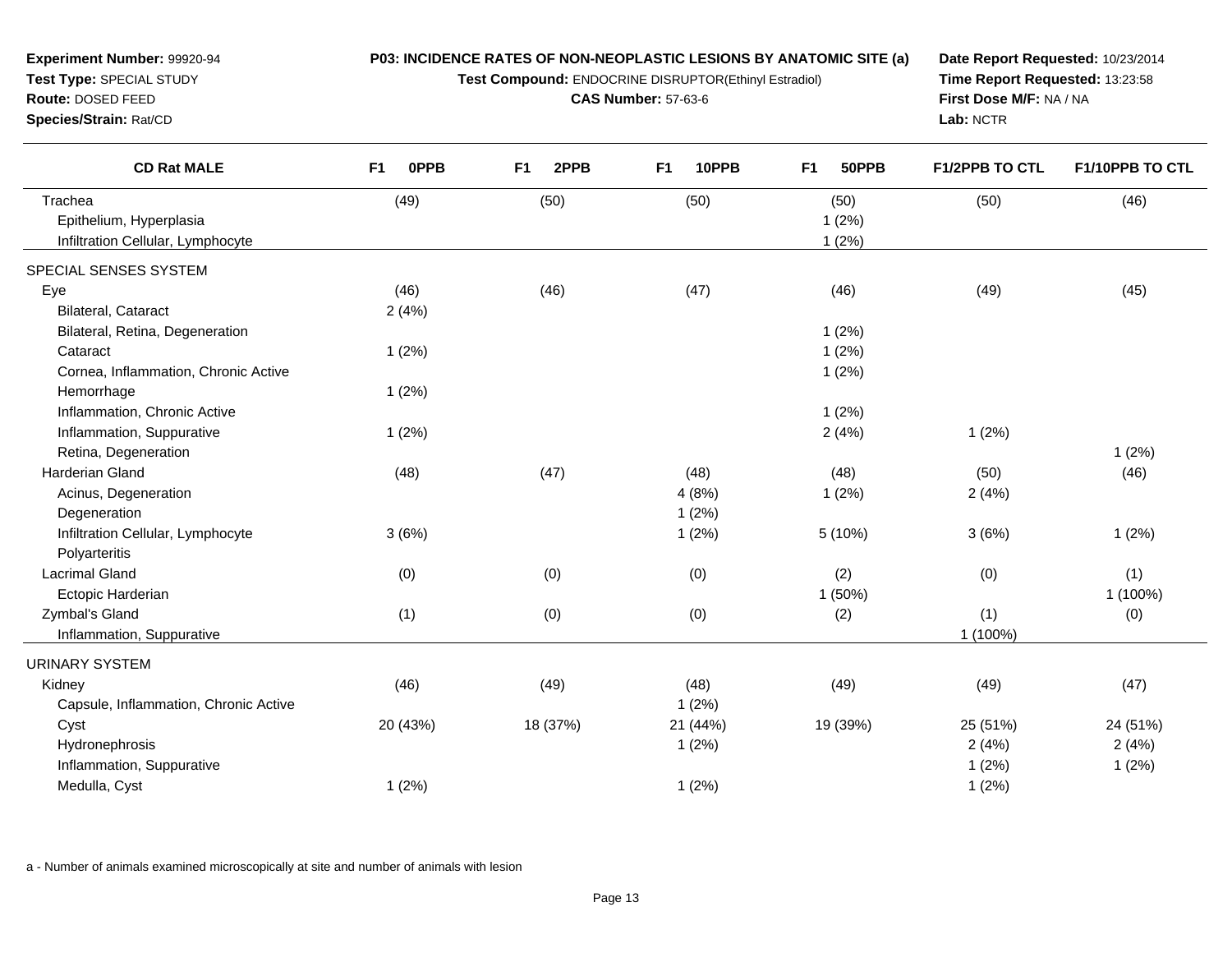**Experiment Number:** 99920-94
**Test Type:** SPECIAL STUDY
**Route:** DOSED FEED
**Species/Strain:** Rat/CD

**P03: INCIDENCE RATES OF NON-NEOPLASTIC LESIONS BY ANATOMIC SITE (a)**
**Test Compound:** ENDOCRINE DISRUPTOR(Ethinyl Estradiol)
**CAS Number:** 57-63-6

**Date Report Requested:** 10/23/2014
**Time Report Requested:** 13:23:58
**First Dose M/F:** NA / NA
**Lab:** NCTR

| CD Rat MALE | F1 0PPB | F1 2PPB | F1 10PPB | F1 50PPB | F1/2PPB TO CTL | F1/10PPB TO CTL |
|---|---|---|---|---|---|---|
| Trachea | (49) | (50) | (50) | (50) | (50) | (46) |
| Epithelium, Hyperplasia | | | | 1 (2%) | | |
| Infiltration Cellular, Lymphocyte | | | | 1 (2%) | | |
| SPECIAL SENSES SYSTEM | | | | | | |
| Eye | (46) | (46) | (47) | (46) | (49) | (45) |
| Bilateral, Cataract | 2 (4%) | | | | | |
| Bilateral, Retina, Degeneration | | | | 1 (2%) | | |
| Cataract | 1 (2%) | | | 1 (2%) | | |
| Cornea, Inflammation, Chronic Active | | | | 1 (2%) | | |
| Hemorrhage | 1 (2%) | | | | | |
| Inflammation, Chronic Active | | | | 1 (2%) | | |
| Inflammation, Suppurative | 1 (2%) | | | 2 (4%) | 1 (2%) | |
| Retina, Degeneration | | | | | | 1 (2%) |
| Harderian Gland | (48) | (47) | (48) | (48) | (50) | (46) |
| Acinus, Degeneration | | | 4 (8%) | 1 (2%) | 2 (4%) | |
| Degeneration | | | 1 (2%) | | | |
| Infiltration Cellular, Lymphocyte | 3 (6%) | | 1 (2%) | 5 (10%) | 3 (6%) | 1 (2%) |
| Polyarteritis | | | | | | |
| Lacrimal Gland | (0) | (0) | (0) | (2) | (0) | (1) |
| Ectopic Harderian | | | | 1 (50%) | | 1 (100%) |
| Zymbal's Gland | (1) | (0) | (0) | (2) | (1) | (0) |
| Inflammation, Suppurative | | | | | 1 (100%) | |
| URINARY SYSTEM | | | | | | |
| Kidney | (46) | (49) | (48) | (49) | (49) | (47) |
| Capsule, Inflammation, Chronic Active | | | 1 (2%) | | | |
| Cyst | 20 (43%) | 18 (37%) | 21 (44%) | 19 (39%) | 25 (51%) | 24 (51%) |
| Hydronephrosis | | | 1 (2%) | | 2 (4%) | 2 (4%) |
| Inflammation, Suppurative | | | | | 1 (2%) | 1 (2%) |
| Medulla, Cyst | 1 (2%) | | 1 (2%) | | 1 (2%) | |

a - Number of animals examined microscopically at site and number of animals with lesion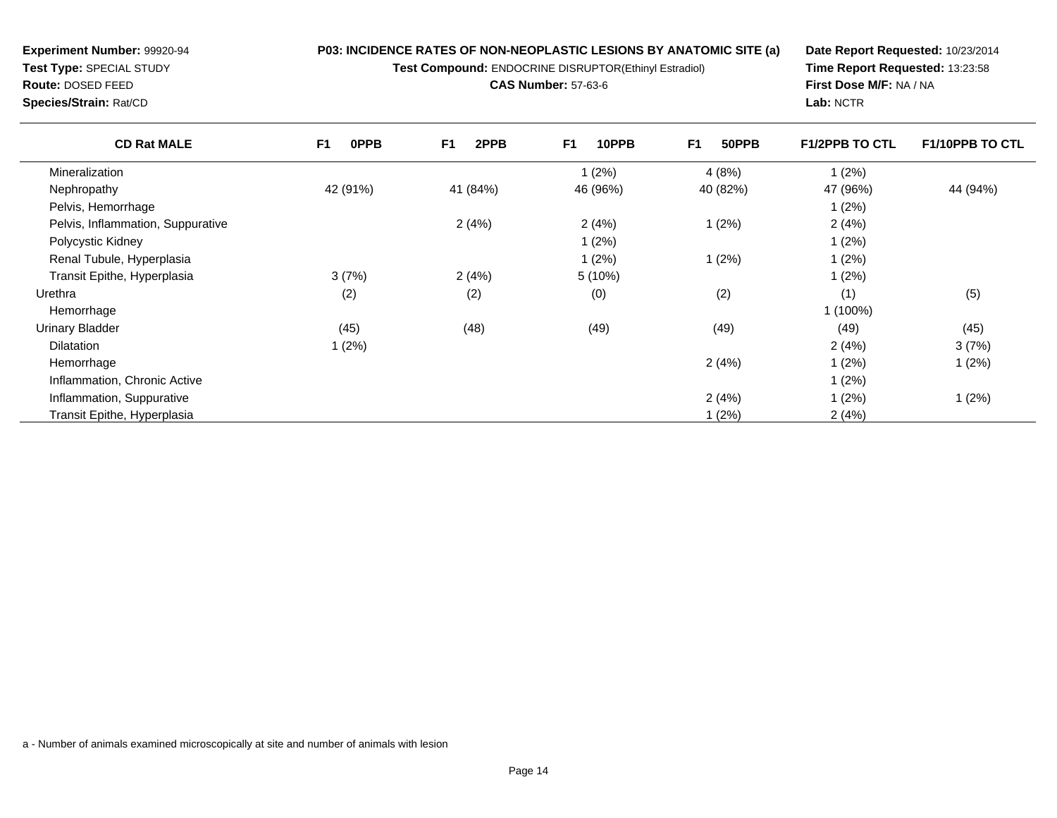**Experiment Number:** 99920-94
**Test Type:** SPECIAL STUDY
**Route:** DOSED FEED
**Species/Strain:** Rat/CD

**P03: INCIDENCE RATES OF NON-NEOPLASTIC LESIONS BY ANATOMIC SITE (a)**
**Test Compound:** ENDOCRINE DISRUPTOR(Ethinyl Estradiol)
**CAS Number:** 57-63-6

**Date Report Requested:** 10/23/2014
**Time Report Requested:** 13:23:58
**First Dose M/F:** NA / NA
**Lab:** NCTR

| CD Rat MALE | F1 0PPB | F1 2PPB | F1 10PPB | F1 50PPB | F1/2PPB TO CTL | F1/10PPB TO CTL |
|---|---|---|---|---|---|---|
| Mineralization | | | 1 (2%) | 4 (8%) | 1 (2%) | |
| Nephropathy | 42 (91%) | 41 (84%) | 46 (96%) | 40 (82%) | 47 (96%) | 44 (94%) |
| Pelvis, Hemorrhage | | | | | 1 (2%) | |
| Pelvis, Inflammation, Suppurative | | 2 (4%) | 2 (4%) | 1 (2%) | 2 (4%) | |
| Polycystic Kidney | | | 1 (2%) | | 1 (2%) | |
| Renal Tubule, Hyperplasia | | | 1 (2%) | 1 (2%) | 1 (2%) | |
| Transit Epithe, Hyperplasia | 3 (7%) | 2 (4%) | 5 (10%) | | 1 (2%) | |
| Urethra | (2) | (2) | (0) | (2) | (1) | (5) |
| Hemorrhage | | | | | 1 (100%) | |
| Urinary Bladder | (45) | (48) | (49) | (49) | (49) | (45) |
| Dilatation | 1 (2%) | | | | 2 (4%) | 3 (7%) |
| Hemorrhage | | | | 2 (4%) | 1 (2%) | 1 (2%) |
| Inflammation, Chronic Active | | | | | 1 (2%) | |
| Inflammation, Suppurative | | | | 2 (4%) | 1 (2%) | 1 (2%) |
| Transit Epithe, Hyperplasia | | | | 1 (2%) | 2 (4%) | |

a - Number of animals examined microscopically at site and number of animals with lesion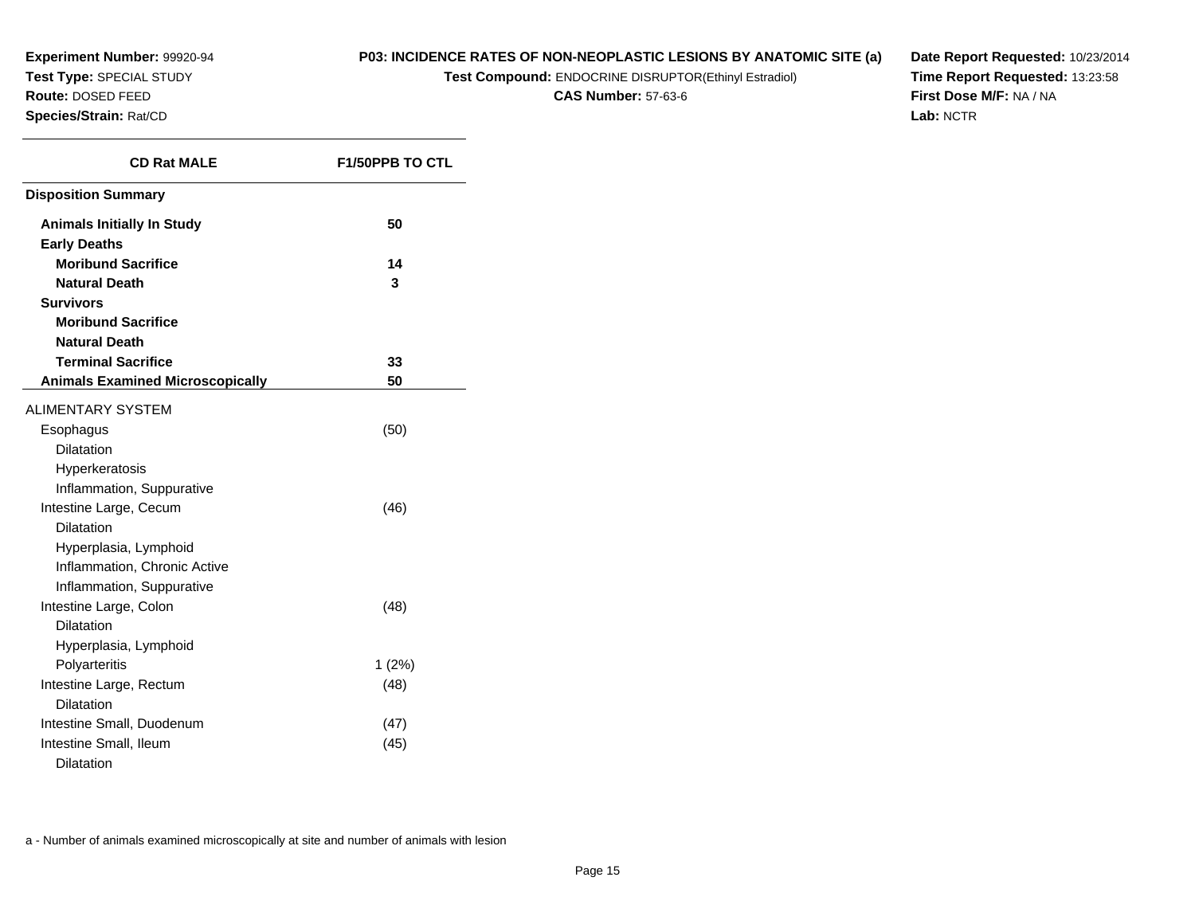**Experiment Number:** 99920-94
**Test Type:** SPECIAL STUDY
**Route:** DOSED FEED
**Species/Strain:** Rat/CD

**P03: INCIDENCE RATES OF NON-NEOPLASTIC LESIONS BY ANATOMIC SITE (a)**
**Test Compound:** ENDOCRINE DISRUPTOR(Ethinyl Estradiol)
**CAS Number:** 57-63-6

**Date Report Requested:** 10/23/2014
**Time Report Requested:** 13:23:58
**First Dose M/F:** NA / NA
**Lab:** NCTR

| CD Rat MALE | F1/50PPB TO CTL |
|---|---|
| **Disposition Summary** | |
| **Animals Initially In Study** | **50** |
| **Early Deaths** | |
| **Moribund Sacrifice** | **14** |
| **Natural Death** | **3** |
| **Survivors** | |
| **Moribund Sacrifice** | |
| **Natural Death** | |
| **Terminal Sacrifice** | **33** |
| **Animals Examined Microscopically** | **50** |
| ALIMENTARY SYSTEM | |
| Esophagus | (50) |
| Dilatation | |
| Hyperkeratosis | |
| Inflammation, Suppurative | |
| Intestine Large, Cecum | (46) |
| Dilatation | |
| Hyperplasia, Lymphoid | |
| Inflammation, Chronic Active | |
| Inflammation, Suppurative | |
| Intestine Large, Colon | (48) |
| Dilatation | |
| Hyperplasia, Lymphoid | |
| Polyarteritis | 1 (2%) |
| Intestine Large, Rectum | (48) |
| Dilatation | |
| Intestine Small, Duodenum | (47) |
| Intestine Small, Ileum | (45) |
| Dilatation | |

a - Number of animals examined microscopically at site and number of animals with lesion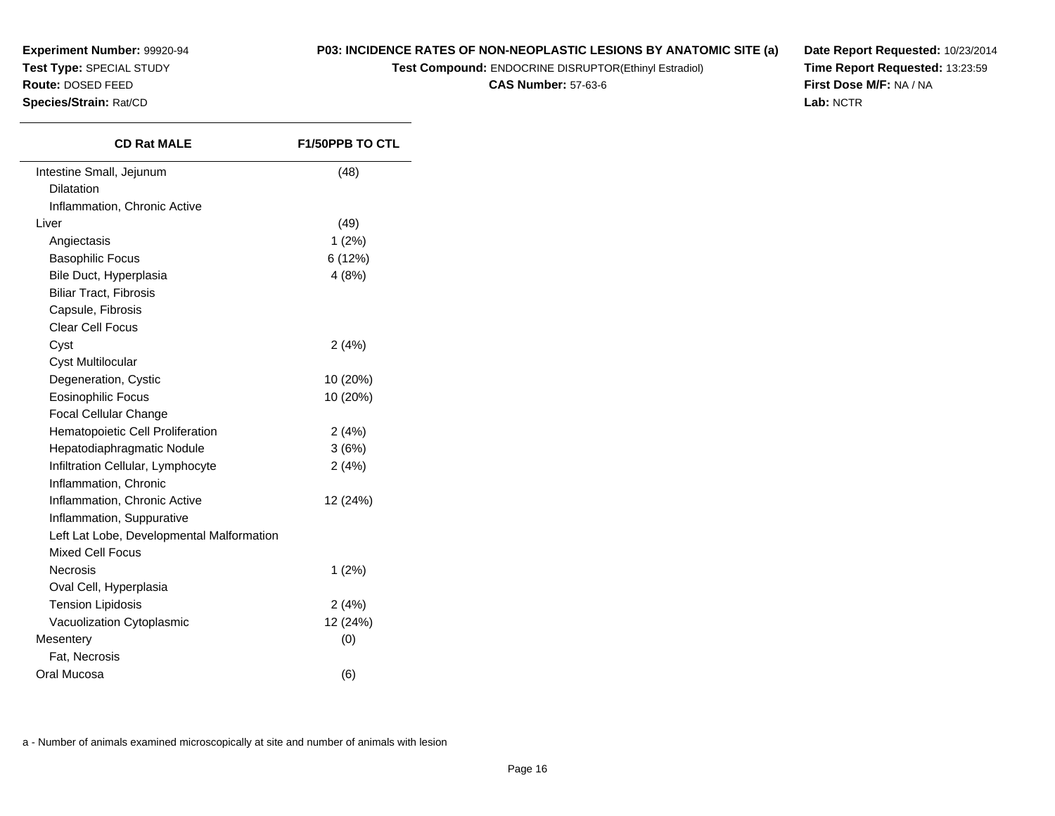**Experiment Number:** 99920-94
**Test Type:** SPECIAL STUDY
**Route:** DOSED FEED
**Species/Strain:** Rat/CD

**P03: INCIDENCE RATES OF NON-NEOPLASTIC LESIONS BY ANATOMIC SITE (a)**
**Test Compound:** ENDOCRINE DISRUPTOR(Ethinyl Estradiol)
**CAS Number:** 57-63-6

**Date Report Requested:** 10/23/2014
**Time Report Requested:** 13:23:59
**First Dose M/F:** NA / NA
**Lab:** NCTR

| CD Rat MALE | F1/50PPB TO CTL |
|---|---|
| Intestine Small, Jejunum | (48) |
| Dilatation | |
| Inflammation, Chronic Active | |
| Liver | (49) |
| Angiectasis | 1 (2%) |
| Basophilic Focus | 6 (12%) |
| Bile Duct, Hyperplasia | 4 (8%) |
| Biliar Tract, Fibrosis | |
| Capsule, Fibrosis | |
| Clear Cell Focus | |
| Cyst | 2 (4%) |
| Cyst Multilocular | |
| Degeneration, Cystic | 10 (20%) |
| Eosinophilic Focus | 10 (20%) |
| Focal Cellular Change | |
| Hematopoietic Cell Proliferation | 2 (4%) |
| Hepatodiaphragmatic Nodule | 3 (6%) |
| Infiltration Cellular, Lymphocyte | 2 (4%) |
| Inflammation, Chronic | |
| Inflammation, Chronic Active | 12 (24%) |
| Inflammation, Suppurative | |
| Left Lat Lobe, Developmental Malformation | |
| Mixed Cell Focus | |
| Necrosis | 1 (2%) |
| Oval Cell, Hyperplasia | |
| Tension Lipidosis | 2 (4%) |
| Vacuolization Cytoplasmic | 12 (24%) |
| Mesentery | (0) |
| Fat, Necrosis | |
| Oral Mucosa | (6) |

a - Number of animals examined microscopically at site and number of animals with lesion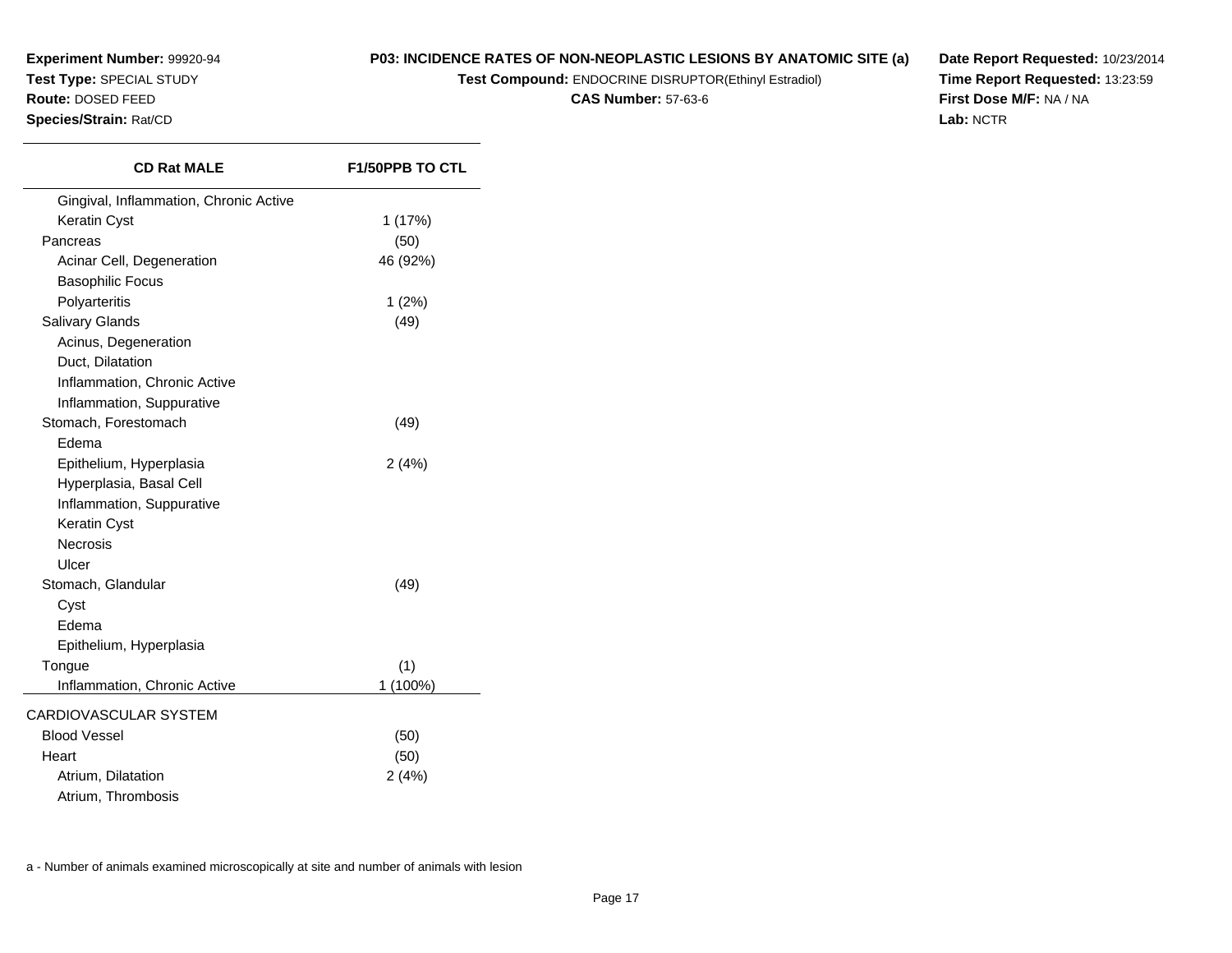**Experiment Number:** 99920-94
**Test Type:** SPECIAL STUDY
**Route:** DOSED FEED
**Species/Strain:** Rat/CD

**P03: INCIDENCE RATES OF NON-NEOPLASTIC LESIONS BY ANATOMIC SITE (a)**
**Test Compound:** ENDOCRINE DISRUPTOR(Ethinyl Estradiol)
**CAS Number:** 57-63-6

**Date Report Requested:** 10/23/2014
**Time Report Requested:** 13:23:59
**First Dose M/F:** NA / NA
**Lab:** NCTR

| CD Rat MALE | F1/50PPB TO CTL |
|---|---|
| Gingival, Inflammation, Chronic Active | |
| Keratin Cyst | 1 (17%) |
| Pancreas | (50) |
| Acinar Cell, Degeneration | 46 (92%) |
| Basophilic Focus | |
| Polyarteritis | 1 (2%) |
| Salivary Glands | (49) |
| Acinus, Degeneration | |
| Duct, Dilatation | |
| Inflammation, Chronic Active | |
| Inflammation, Suppurative | |
| Stomach, Forestomach | (49) |
| Edema | |
| Epithelium, Hyperplasia | 2 (4%) |
| Hyperplasia, Basal Cell | |
| Inflammation, Suppurative | |
| Keratin Cyst | |
| Necrosis | |
| Ulcer | |
| Stomach, Glandular | (49) |
| Cyst | |
| Edema | |
| Epithelium, Hyperplasia | |
| Tongue | (1) |
| Inflammation, Chronic Active | 1 (100%) |
| CARDIOVASCULAR SYSTEM | |
| Blood Vessel | (50) |
| Heart | (50) |
| Atrium, Dilatation | 2 (4%) |
| Atrium, Thrombosis | |

a - Number of animals examined microscopically at site and number of animals with lesion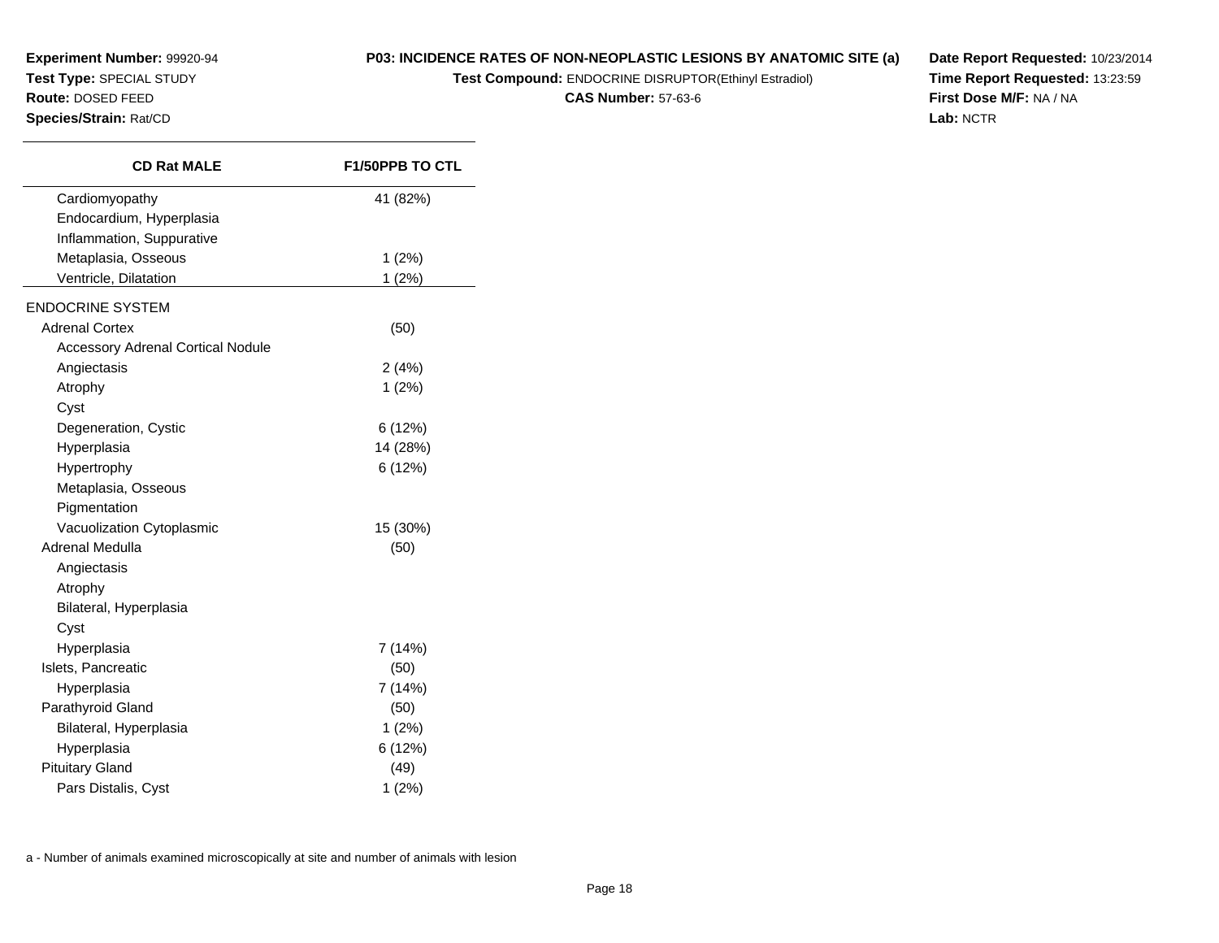**Experiment Number:** 99920-94
**Test Type:** SPECIAL STUDY
**Route:** DOSED FEED
**Species/Strain:** Rat/CD

**P03: INCIDENCE RATES OF NON-NEOPLASTIC LESIONS BY ANATOMIC SITE (a)**
**Test Compound:** ENDOCRINE DISRUPTOR(Ethinyl Estradiol)
**CAS Number:** 57-63-6

**Date Report Requested:** 10/23/2014
**Time Report Requested:** 13:23:59
**First Dose M/F:** NA / NA
**Lab:** NCTR

| CD Rat MALE | F1/50PPB TO CTL |
|---|---|
| Cardiomyopathy | 41 (82%) |
| Endocardium, Hyperplasia | |
| Inflammation, Suppurative | |
| Metaplasia, Osseous | 1 (2%) |
| Ventricle, Dilatation | 1 (2%) |
| ENDOCRINE SYSTEM | |
| Adrenal Cortex | (50) |
| Accessory Adrenal Cortical Nodule | |
| Angiectasis | 2 (4%) |
| Atrophy | 1 (2%) |
| Cyst | |
| Degeneration, Cystic | 6 (12%) |
| Hyperplasia | 14 (28%) |
| Hypertrophy | 6 (12%) |
| Metaplasia, Osseous | |
| Pigmentation | |
| Vacuolization Cytoplasmic | 15 (30%) |
| Adrenal Medulla | (50) |
| Angiectasis | |
| Atrophy | |
| Bilateral, Hyperplasia | |
| Cyst | |
| Hyperplasia | 7 (14%) |
| Islets, Pancreatic | (50) |
| Hyperplasia | 7 (14%) |
| Parathyroid Gland | (50) |
| Bilateral, Hyperplasia | 1 (2%) |
| Hyperplasia | 6 (12%) |
| Pituitary Gland | (49) |
| Pars Distalis, Cyst | 1 (2%) |

a - Number of animals examined microscopically at site and number of animals with lesion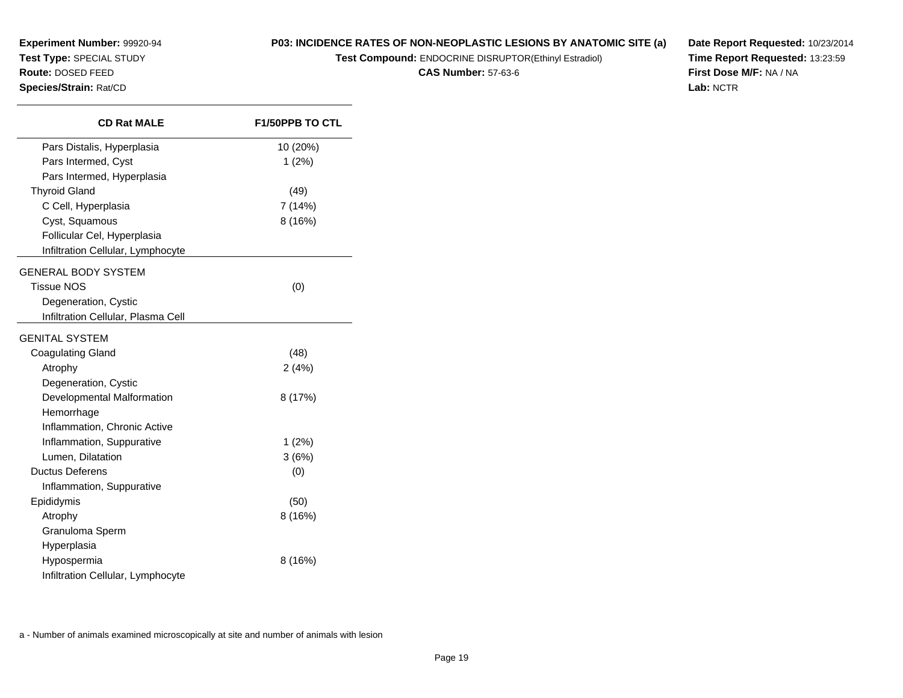**Experiment Number:** 99920-94
**Test Type:** SPECIAL STUDY
**Route:** DOSED FEED
**Species/Strain:** Rat/CD

**P03: INCIDENCE RATES OF NON-NEOPLASTIC LESIONS BY ANATOMIC SITE (a)**
**Test Compound:** ENDOCRINE DISRUPTOR(Ethinyl Estradiol)
**CAS Number:** 57-63-6

**Date Report Requested:** 10/23/2014
**Time Report Requested:** 13:23:59
**First Dose M/F:** NA / NA
**Lab:** NCTR

| CD Rat MALE | F1/50PPB TO CTL |
|---|---|
| Pars Distalis, Hyperplasia | 10 (20%) |
| Pars Intermed, Cyst | 1 (2%) |
| Pars Intermed, Hyperplasia | |
| Thyroid Gland | (49) |
| C Cell, Hyperplasia | 7 (14%) |
| Cyst, Squamous | 8 (16%) |
| Follicular Cel, Hyperplasia | |
| Infiltration Cellular, Lymphocyte | |
| GENERAL BODY SYSTEM | |
| Tissue NOS | (0) |
| Degeneration, Cystic | |
| Infiltration Cellular, Plasma Cell | |
| GENITAL SYSTEM | |
| Coagulating Gland | (48) |
| Atrophy | 2 (4%) |
| Degeneration, Cystic | |
| Developmental Malformation | 8 (17%) |
| Hemorrhage | |
| Inflammation, Chronic Active | |
| Inflammation, Suppurative | 1 (2%) |
| Lumen, Dilatation | 3 (6%) |
| Ductus Deferens | (0) |
| Inflammation, Suppurative | |
| Epididymis | (50) |
| Atrophy | 8 (16%) |
| Granuloma Sperm | |
| Hyperplasia | |
| Hypospermia | 8 (16%) |
| Infiltration Cellular, Lymphocyte | |

a - Number of animals examined microscopically at site and number of animals with lesion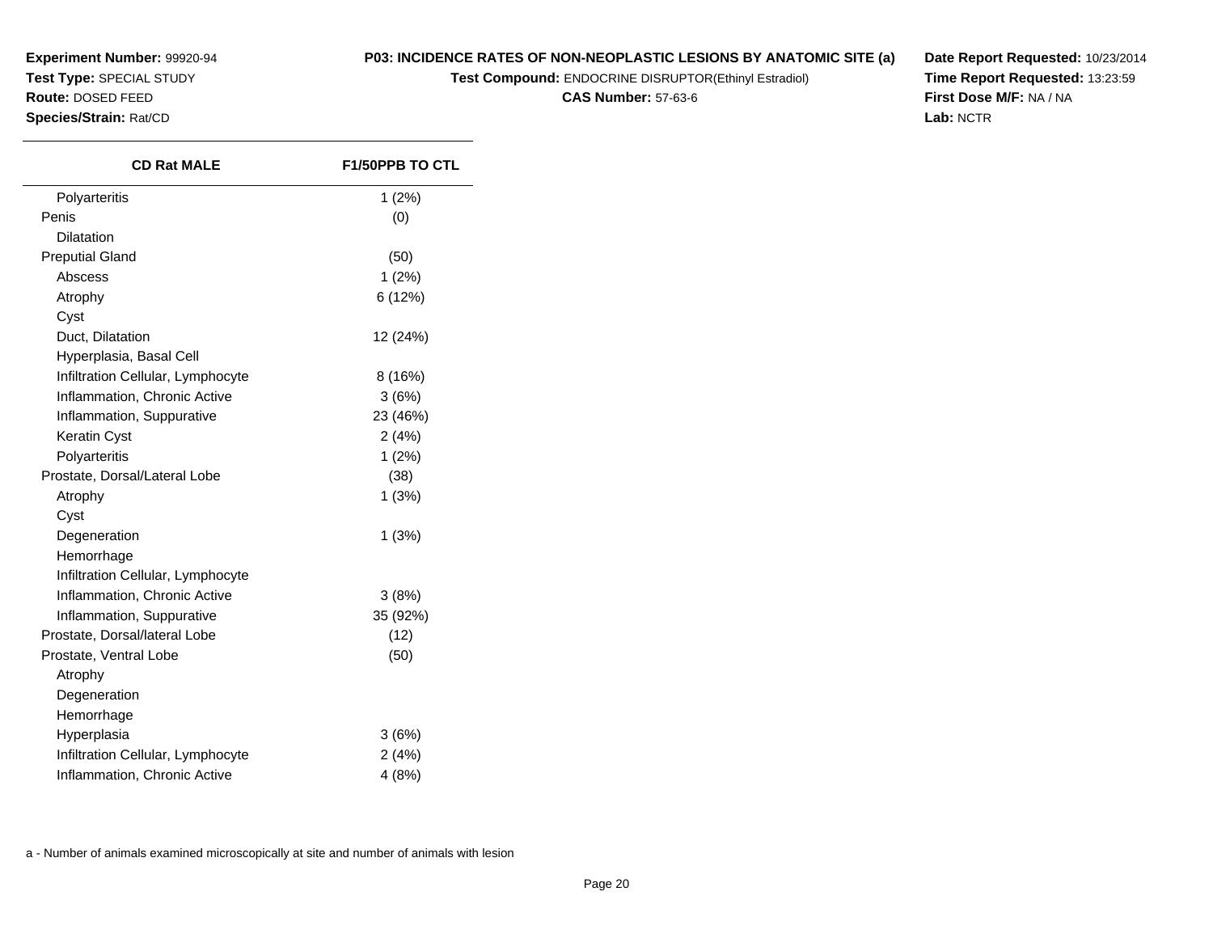**Experiment Number:** 99920-94
**Test Type:** SPECIAL STUDY
**Route:** DOSED FEED
**Species/Strain:** Rat/CD

**P03: INCIDENCE RATES OF NON-NEOPLASTIC LESIONS BY ANATOMIC SITE (a)**
**Test Compound:** ENDOCRINE DISRUPTOR(Ethinyl Estradiol)
**CAS Number:** 57-63-6

**Date Report Requested:** 10/23/2014
**Time Report Requested:** 13:23:59
**First Dose M/F:** NA / NA
**Lab:** NCTR

| CD Rat MALE | F1/50PPB TO CTL |
|---|---|
| Polyarteritis | 1 (2%) |
| Penis | (0) |
| Dilatation | |
| Preputial Gland | (50) |
| Abscess | 1 (2%) |
| Atrophy | 6 (12%) |
| Cyst | |
| Duct, Dilatation | 12 (24%) |
| Hyperplasia, Basal Cell | |
| Infiltration Cellular, Lymphocyte | 8 (16%) |
| Inflammation, Chronic Active | 3 (6%) |
| Inflammation, Suppurative | 23 (46%) |
| Keratin Cyst | 2 (4%) |
| Polyarteritis | 1 (2%) |
| Prostate, Dorsal/Lateral Lobe | (38) |
| Atrophy | 1 (3%) |
| Cyst | |
| Degeneration | 1 (3%) |
| Hemorrhage | |
| Infiltration Cellular, Lymphocyte | |
| Inflammation, Chronic Active | 3 (8%) |
| Inflammation, Suppurative | 35 (92%) |
| Prostate, Dorsal/lateral Lobe | (12) |
| Prostate, Ventral Lobe | (50) |
| Atrophy | |
| Degeneration | |
| Hemorrhage | |
| Hyperplasia | 3 (6%) |
| Infiltration Cellular, Lymphocyte | 2 (4%) |
| Inflammation, Chronic Active | 4 (8%) |

a - Number of animals examined microscopically at site and number of animals with lesion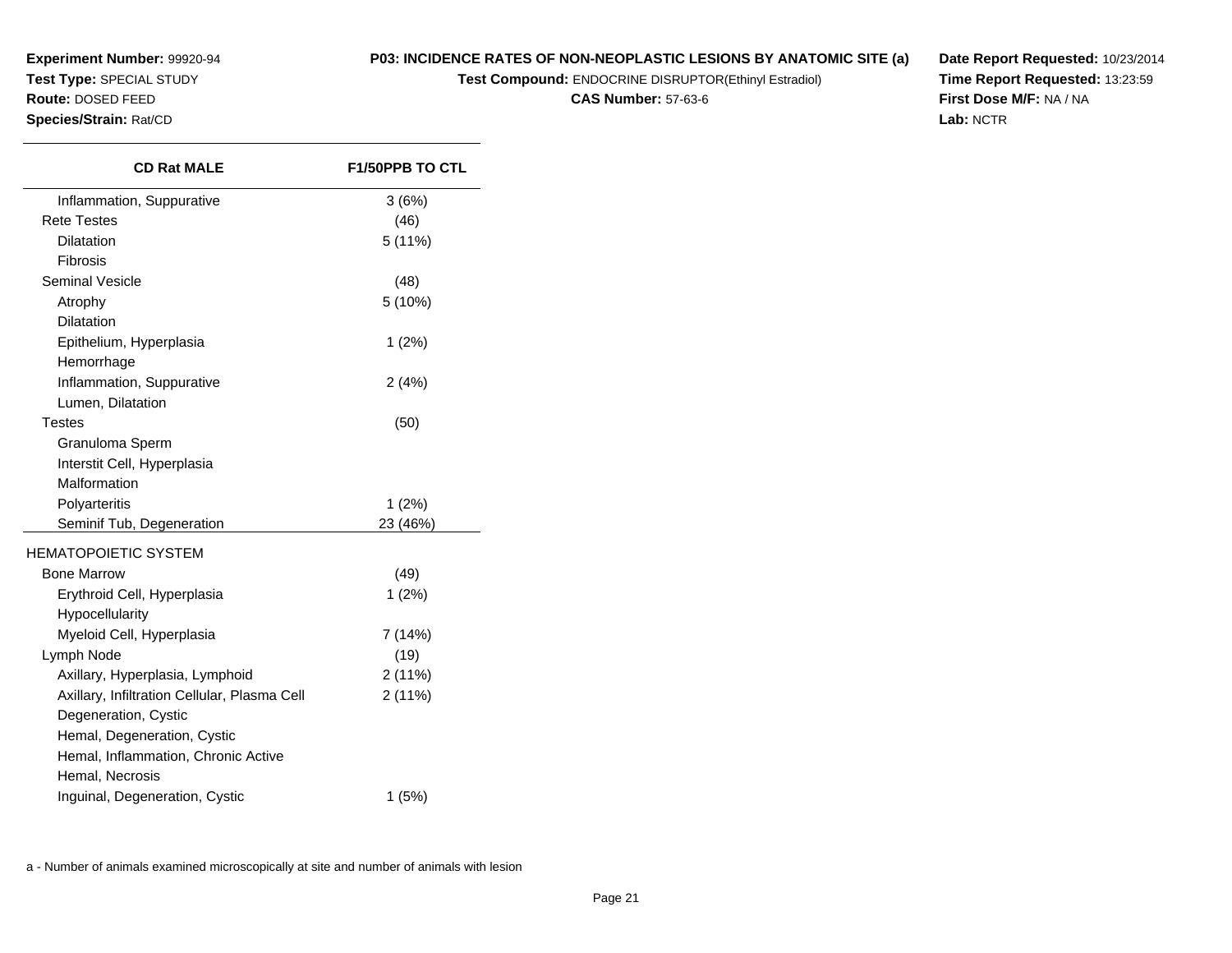**Experiment Number:** 99920-94
**Test Type:** SPECIAL STUDY
**Route:** DOSED FEED
**Species/Strain:** Rat/CD

**P03: INCIDENCE RATES OF NON-NEOPLASTIC LESIONS BY ANATOMIC SITE (a)**
**Test Compound:** ENDOCRINE DISRUPTOR(Ethinyl Estradiol)
**CAS Number:** 57-63-6

**Date Report Requested:** 10/23/2014
**Time Report Requested:** 13:23:59
**First Dose M/F:** NA / NA
**Lab:** NCTR

| CD Rat MALE | F1/50PPB TO CTL |
|---|---|
| Inflammation, Suppurative | 3 (6%) |
| Rete Testes | (46) |
| Dilatation | 5 (11%) |
| Fibrosis | |
| Seminal Vesicle | (48) |
| Atrophy | 5 (10%) |
| Dilatation | |
| Epithelium, Hyperplasia | 1 (2%) |
| Hemorrhage | |
| Inflammation, Suppurative | 2 (4%) |
| Lumen, Dilatation | |
| Testes | (50) |
| Granuloma Sperm | |
| Interstit Cell, Hyperplasia | |
| Malformation | |
| Polyarteritis | 1 (2%) |
| Seminif Tub, Degeneration | 23 (46%) |
| HEMATOPOIETIC SYSTEM | |
| Bone Marrow | (49) |
| Erythroid Cell, Hyperplasia | 1 (2%) |
| Hypocellularity | |
| Myeloid Cell, Hyperplasia | 7 (14%) |
| Lymph Node | (19) |
| Axillary, Hyperplasia, Lymphoid | 2 (11%) |
| Axillary, Infiltration Cellular, Plasma Cell | 2 (11%) |
| Degeneration, Cystic | |
| Hemal, Degeneration, Cystic | |
| Hemal, Inflammation, Chronic Active | |
| Hemal, Necrosis | |
| Inguinal, Degeneration, Cystic | 1 (5%) |

a - Number of animals examined microscopically at site and number of animals with lesion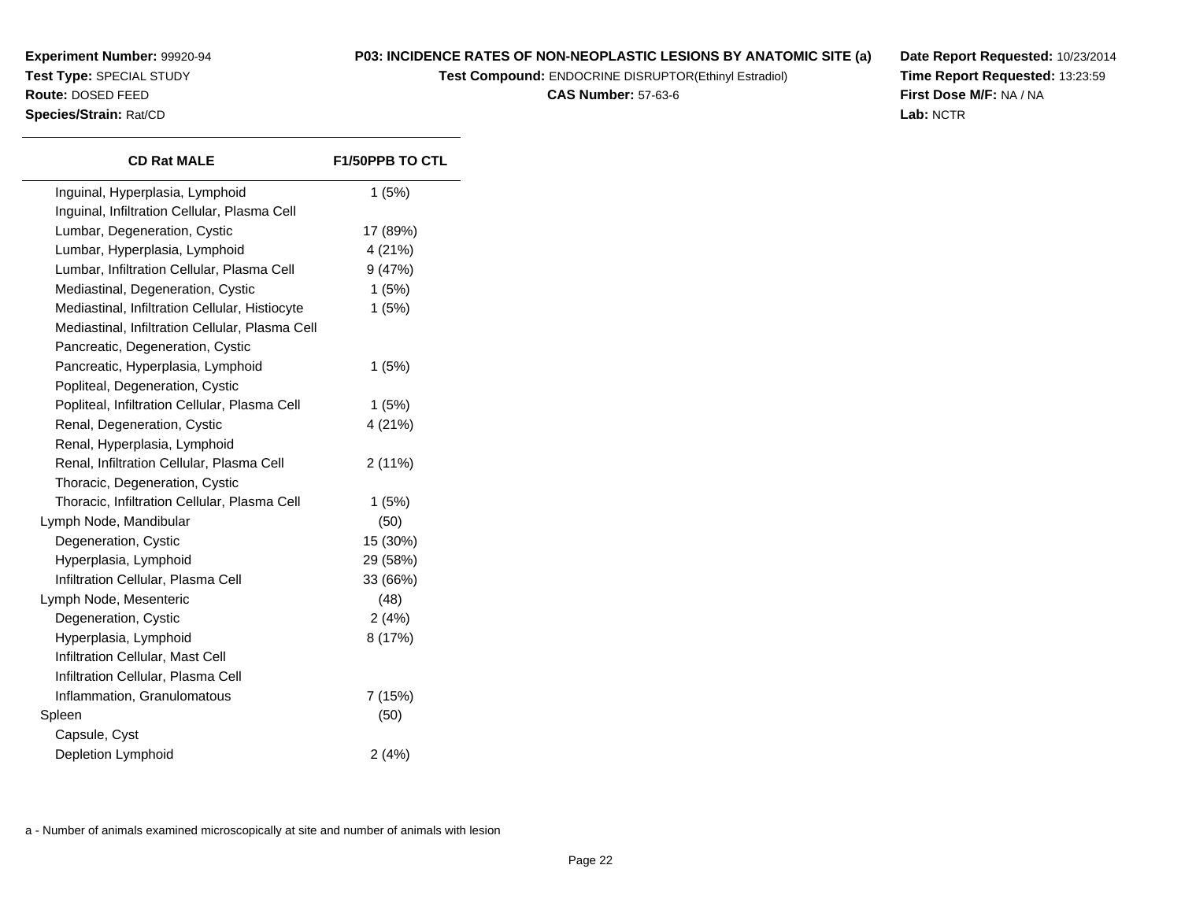**Experiment Number:** 99920-94
**Test Type:** SPECIAL STUDY
**Route:** DOSED FEED
**Species/Strain:** Rat/CD

**P03: INCIDENCE RATES OF NON-NEOPLASTIC LESIONS BY ANATOMIC SITE (a)**
**Test Compound:** ENDOCRINE DISRUPTOR(Ethinyl Estradiol)
**CAS Number:** 57-63-6

**Date Report Requested:** 10/23/2014
**Time Report Requested:** 13:23:59
**First Dose M/F:** NA / NA
**Lab:** NCTR

| CD Rat MALE | F1/50PPB TO CTL |
|---|---|
| Inguinal, Hyperplasia, Lymphoid | 1 (5%) |
| Inguinal, Infiltration Cellular, Plasma Cell | |
| Lumbar, Degeneration, Cystic | 17 (89%) |
| Lumbar, Hyperplasia, Lymphoid | 4 (21%) |
| Lumbar, Infiltration Cellular, Plasma Cell | 9 (47%) |
| Mediastinal, Degeneration, Cystic | 1 (5%) |
| Mediastinal, Infiltration Cellular, Histiocyte | 1 (5%) |
| Mediastinal, Infiltration Cellular, Plasma Cell | |
| Pancreatic, Degeneration, Cystic | |
| Pancreatic, Hyperplasia, Lymphoid | 1 (5%) |
| Popliteal, Degeneration, Cystic | |
| Popliteal, Infiltration Cellular, Plasma Cell | 1 (5%) |
| Renal, Degeneration, Cystic | 4 (21%) |
| Renal, Hyperplasia, Lymphoid | |
| Renal, Infiltration Cellular, Plasma Cell | 2 (11%) |
| Thoracic, Degeneration, Cystic | |
| Thoracic, Infiltration Cellular, Plasma Cell | 1 (5%) |
| Lymph Node, Mandibular | (50) |
| Degeneration, Cystic | 15 (30%) |
| Hyperplasia, Lymphoid | 29 (58%) |
| Infiltration Cellular, Plasma Cell | 33 (66%) |
| Lymph Node, Mesenteric | (48) |
| Degeneration, Cystic | 2 (4%) |
| Hyperplasia, Lymphoid | 8 (17%) |
| Infiltration Cellular, Mast Cell | |
| Infiltration Cellular, Plasma Cell | |
| Inflammation, Granulomatous | 7 (15%) |
| Spleen | (50) |
| Capsule, Cyst | |
| Depletion Lymphoid | 2 (4%) |

a - Number of animals examined microscopically at site and number of animals with lesion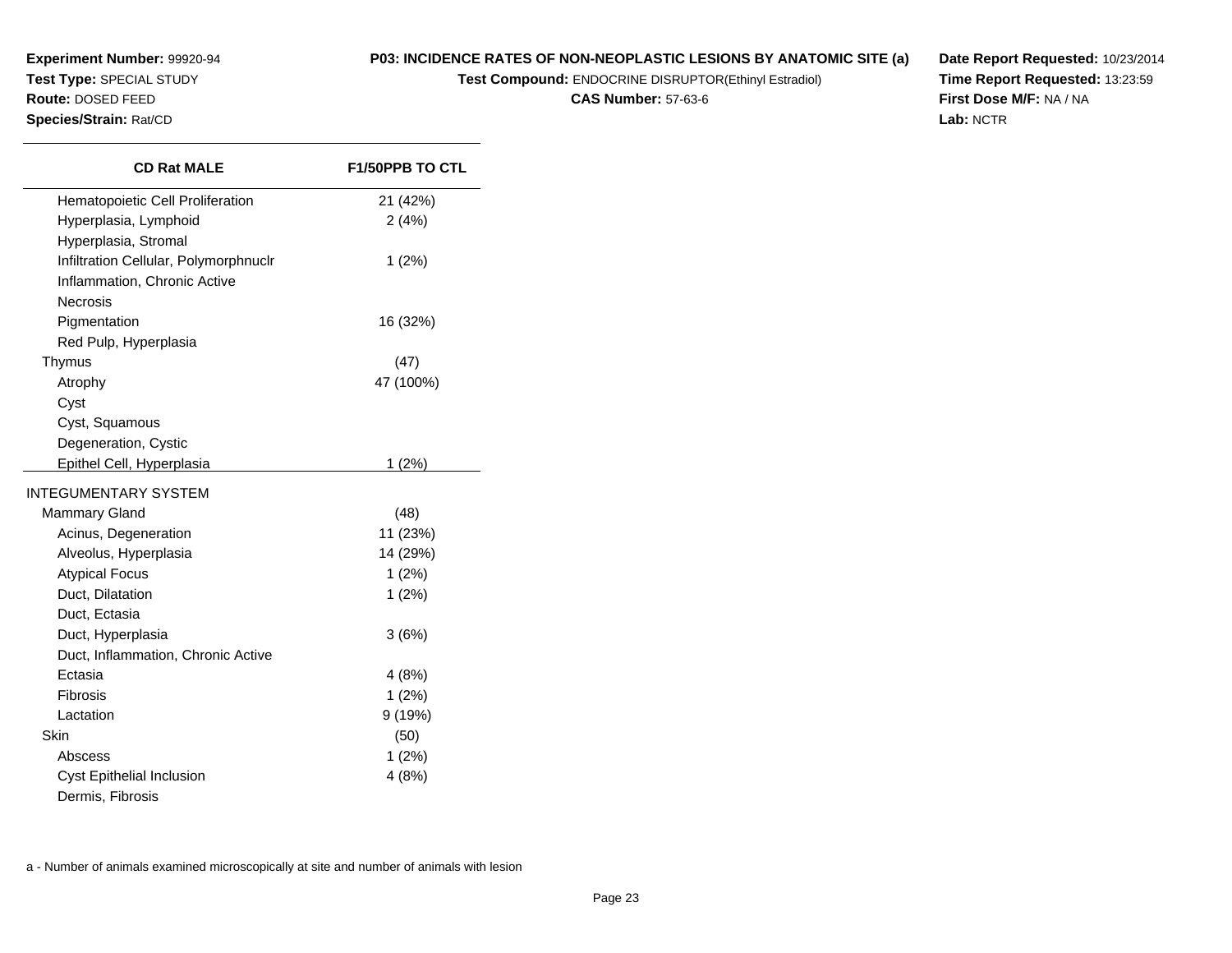**Experiment Number:** 99920-94
**Test Type:** SPECIAL STUDY
**Route:** DOSED FEED
**Species/Strain:** Rat/CD

**P03: INCIDENCE RATES OF NON-NEOPLASTIC LESIONS BY ANATOMIC SITE (a)**
**Test Compound:** ENDOCRINE DISRUPTOR(Ethinyl Estradiol)
**CAS Number:** 57-63-6

**Date Report Requested:** 10/23/2014
**Time Report Requested:** 13:23:59
**First Dose M/F:** NA / NA
**Lab:** NCTR

| CD Rat MALE | F1/50PPB TO CTL |
|---|---|
| Hematopoietic Cell Proliferation | 21 (42%) |
| Hyperplasia, Lymphoid | 2 (4%) |
| Hyperplasia, Stromal | |
| Infiltration Cellular, Polymorphnuclr | 1 (2%) |
| Inflammation, Chronic Active | |
| Necrosis | |
| Pigmentation | 16 (32%) |
| Red Pulp, Hyperplasia | |
| Thymus | (47) |
| Atrophy | 47 (100%) |
| Cyst | |
| Cyst, Squamous | |
| Degeneration, Cystic | |
| Epithel Cell, Hyperplasia | 1 (2%) |
| INTEGUMENTARY SYSTEM | |
| Mammary Gland | (48) |
| Acinus, Degeneration | 11 (23%) |
| Alveolus, Hyperplasia | 14 (29%) |
| Atypical Focus | 1 (2%) |
| Duct, Dilatation | 1 (2%) |
| Duct, Ectasia | |
| Duct, Hyperplasia | 3 (6%) |
| Duct, Inflammation, Chronic Active | |
| Ectasia | 4 (8%) |
| Fibrosis | 1 (2%) |
| Lactation | 9 (19%) |
| Skin | (50) |
| Abscess | 1 (2%) |
| Cyst Epithelial Inclusion | 4 (8%) |
| Dermis, Fibrosis | |

a - Number of animals examined microscopically at site and number of animals with lesion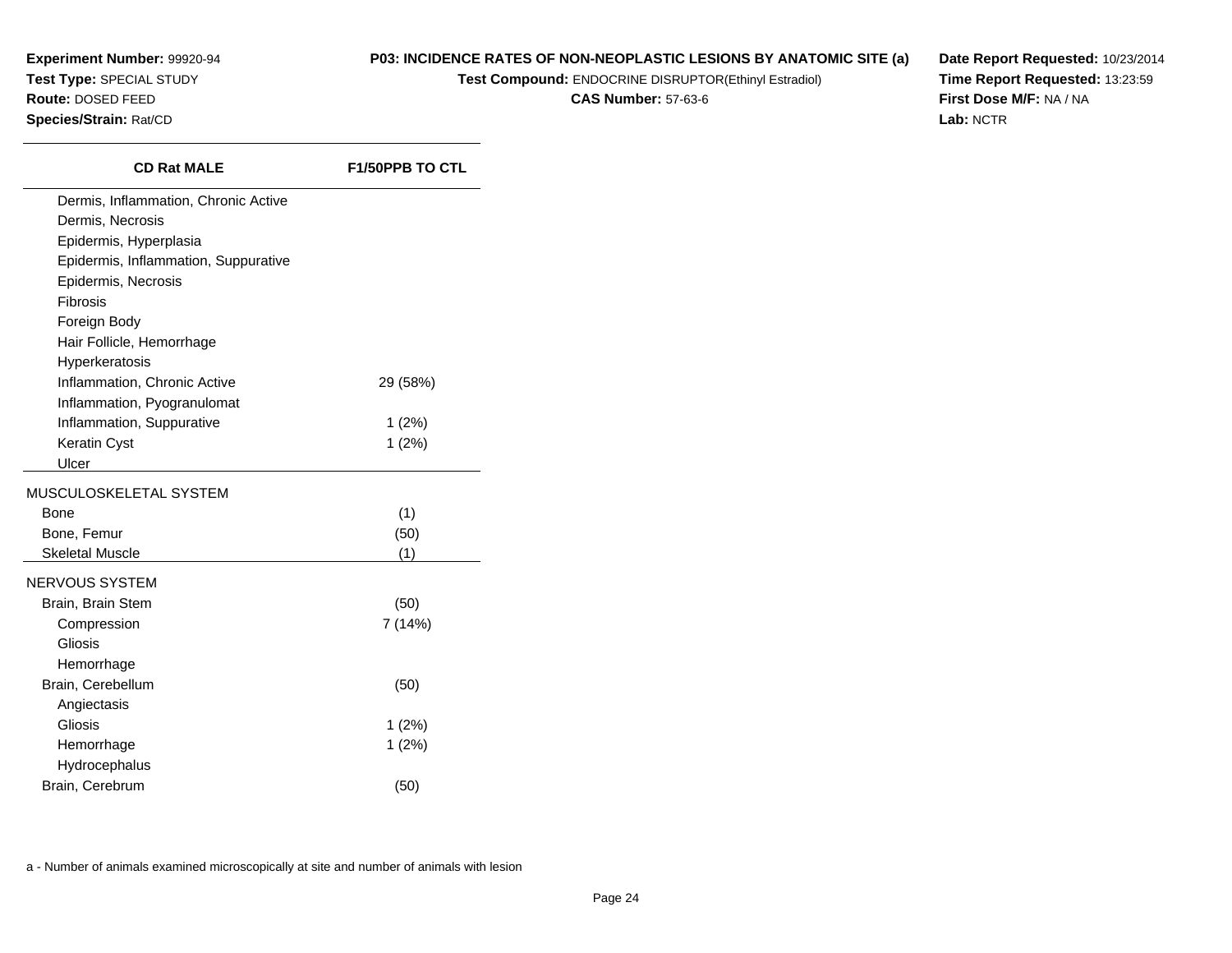**Experiment Number:** 99920-94
**Test Type:** SPECIAL STUDY
**Route:** DOSED FEED
**Species/Strain:** Rat/CD

**P03: INCIDENCE RATES OF NON-NEOPLASTIC LESIONS BY ANATOMIC SITE (a)**
**Test Compound:** ENDOCRINE DISRUPTOR(Ethinyl Estradiol)
**CAS Number:** 57-63-6

**Date Report Requested:** 10/23/2014
**Time Report Requested:** 13:23:59
**First Dose M/F:** NA / NA
**Lab:** NCTR

| CD Rat MALE | F1/50PPB TO CTL |
|---|---|
| Dermis, Inflammation, Chronic Active | |
| Dermis, Necrosis | |
| Epidermis, Hyperplasia | |
| Epidermis, Inflammation, Suppurative | |
| Epidermis, Necrosis | |
| Fibrosis | |
| Foreign Body | |
| Hair Follicle, Hemorrhage | |
| Hyperkeratosis | |
| Inflammation, Chronic Active | 29 (58%) |
| Inflammation, Pyogranulomat | |
| Inflammation, Suppurative | 1 (2%) |
| Keratin Cyst | 1 (2%) |
| Ulcer | |
| MUSCULOSKELETAL SYSTEM | |
| Bone | (1) |
| Bone, Femur | (50) |
| Skeletal Muscle | (1) |
| NERVOUS SYSTEM | |
| Brain, Brain Stem | (50) |
| Compression | 7 (14%) |
| Gliosis | |
| Hemorrhage | |
| Brain, Cerebellum | (50) |
| Angiectasis | |
| Gliosis | 1 (2%) |
| Hemorrhage | 1 (2%) |
| Hydrocephalus | |
| Brain, Cerebrum | (50) |

a - Number of animals examined microscopically at site and number of animals with lesion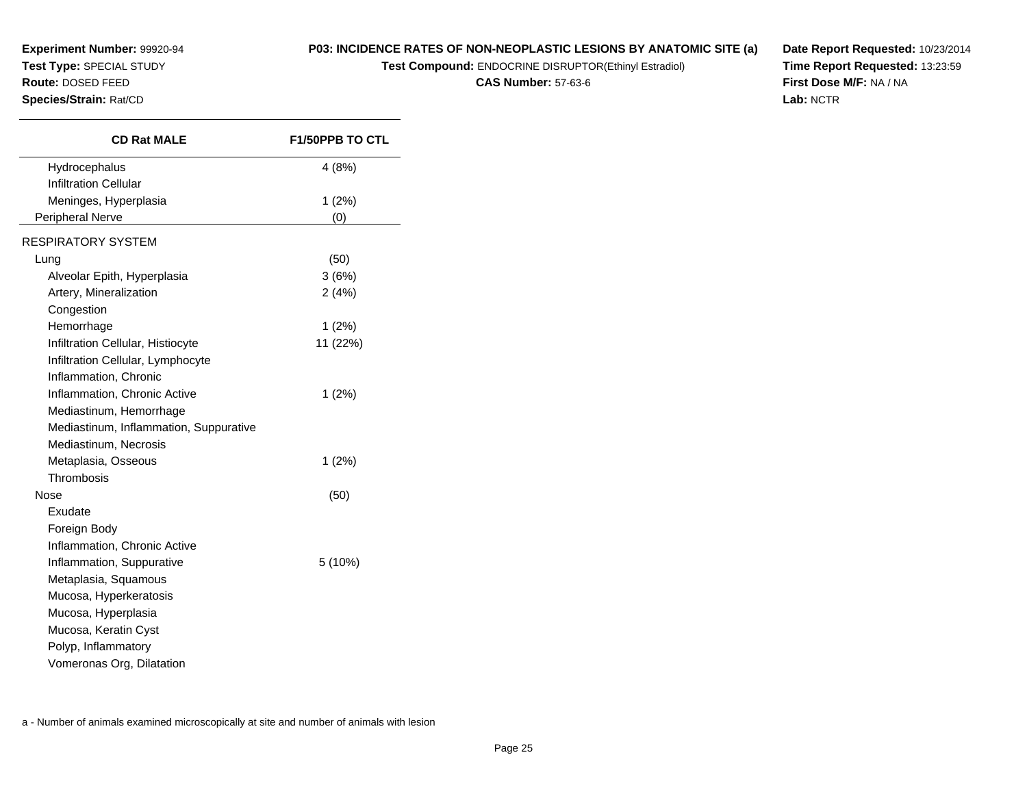**Experiment Number:** 99920-94
**Test Type:** SPECIAL STUDY
**Route:** DOSED FEED
**Species/Strain:** Rat/CD

**P03: INCIDENCE RATES OF NON-NEOPLASTIC LESIONS BY ANATOMIC SITE (a)**
**Test Compound:** ENDOCRINE DISRUPTOR(Ethinyl Estradiol)
**CAS Number:** 57-63-6

**Date Report Requested:** 10/23/2014
**Time Report Requested:** 13:23:59
**First Dose M/F:** NA / NA
**Lab:** NCTR

| CD Rat MALE | F1/50PPB TO CTL |
|---|---|
| Hydrocephalus | 4 (8%) |
| Infiltration Cellular | |
| Meninges, Hyperplasia | 1 (2%) |
| Peripheral Nerve | (0) |
| RESPIRATORY SYSTEM | |
| Lung | (50) |
| Alveolar Epith, Hyperplasia | 3 (6%) |
| Artery, Mineralization | 2 (4%) |
| Congestion | |
| Hemorrhage | 1 (2%) |
| Infiltration Cellular, Histiocyte | 11 (22%) |
| Infiltration Cellular, Lymphocyte | |
| Inflammation, Chronic | |
| Inflammation, Chronic Active | 1 (2%) |
| Mediastinum, Hemorrhage | |
| Mediastinum, Inflammation, Suppurative | |
| Mediastinum, Necrosis | |
| Metaplasia, Osseous | 1 (2%) |
| Thrombosis | |
| Nose | (50) |
| Exudate | |
| Foreign Body | |
| Inflammation, Chronic Active | |
| Inflammation, Suppurative | 5 (10%) |
| Metaplasia, Squamous | |
| Mucosa, Hyperkeratosis | |
| Mucosa, Hyperplasia | |
| Mucosa, Keratin Cyst | |
| Polyp, Inflammatory | |
| Vomeronas Org, Dilatation | |

a - Number of animals examined microscopically at site and number of animals with lesion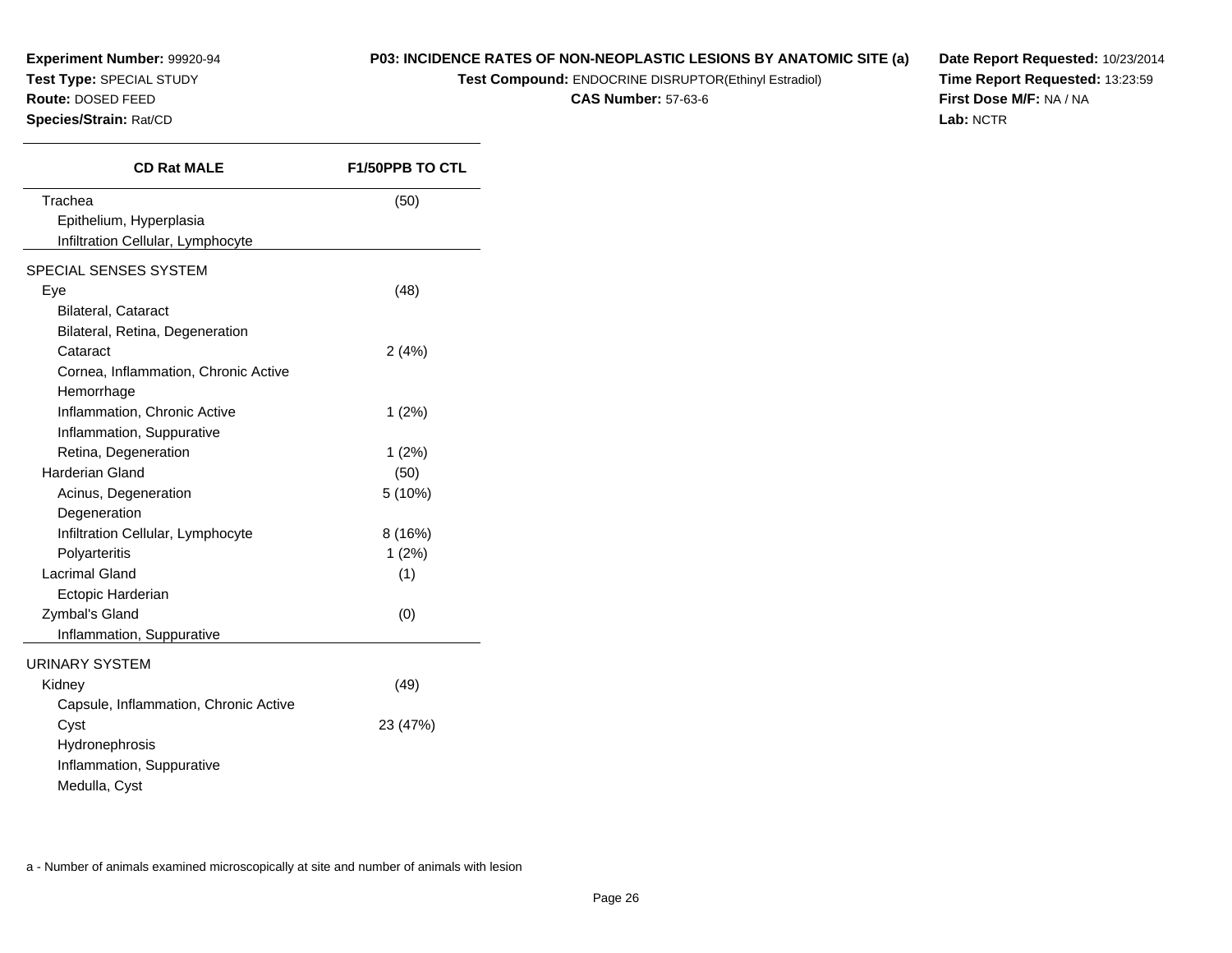**Experiment Number:** 99920-94
**Test Type:** SPECIAL STUDY
**Route:** DOSED FEED
**Species/Strain:** Rat/CD

**P03: INCIDENCE RATES OF NON-NEOPLASTIC LESIONS BY ANATOMIC SITE (a)**
**Test Compound:** ENDOCRINE DISRUPTOR(Ethinyl Estradiol)
**CAS Number:** 57-63-6

**Date Report Requested:** 10/23/2014
**Time Report Requested:** 13:23:59
**First Dose M/F:** NA / NA
**Lab:** NCTR

| CD Rat MALE | F1/50PPB TO CTL |
|---|---|
| Trachea | (50) |
| Epithelium, Hyperplasia | |
| Infiltration Cellular, Lymphocyte | |
| SPECIAL SENSES SYSTEM | |
| Eye | (48) |
| Bilateral, Cataract | |
| Bilateral, Retina, Degeneration | |
| Cataract | 2 (4%) |
| Cornea, Inflammation, Chronic Active | |
| Hemorrhage | |
| Inflammation, Chronic Active | 1 (2%) |
| Inflammation, Suppurative | |
| Retina, Degeneration | 1 (2%) |
| Harderian Gland | (50) |
| Acinus, Degeneration | 5 (10%) |
| Degeneration | |
| Infiltration Cellular, Lymphocyte | 8 (16%) |
| Polyarteritis | 1 (2%) |
| Lacrimal Gland | (1) |
| Ectopic Harderian | |
| Zymbal's Gland | (0) |
| Inflammation, Suppurative | |
| URINARY SYSTEM | |
| Kidney | (49) |
| Capsule, Inflammation, Chronic Active | |
| Cyst | 23 (47%) |
| Hydronephrosis | |
| Inflammation, Suppurative | |
| Medulla, Cyst | |

a - Number of animals examined microscopically at site and number of animals with lesion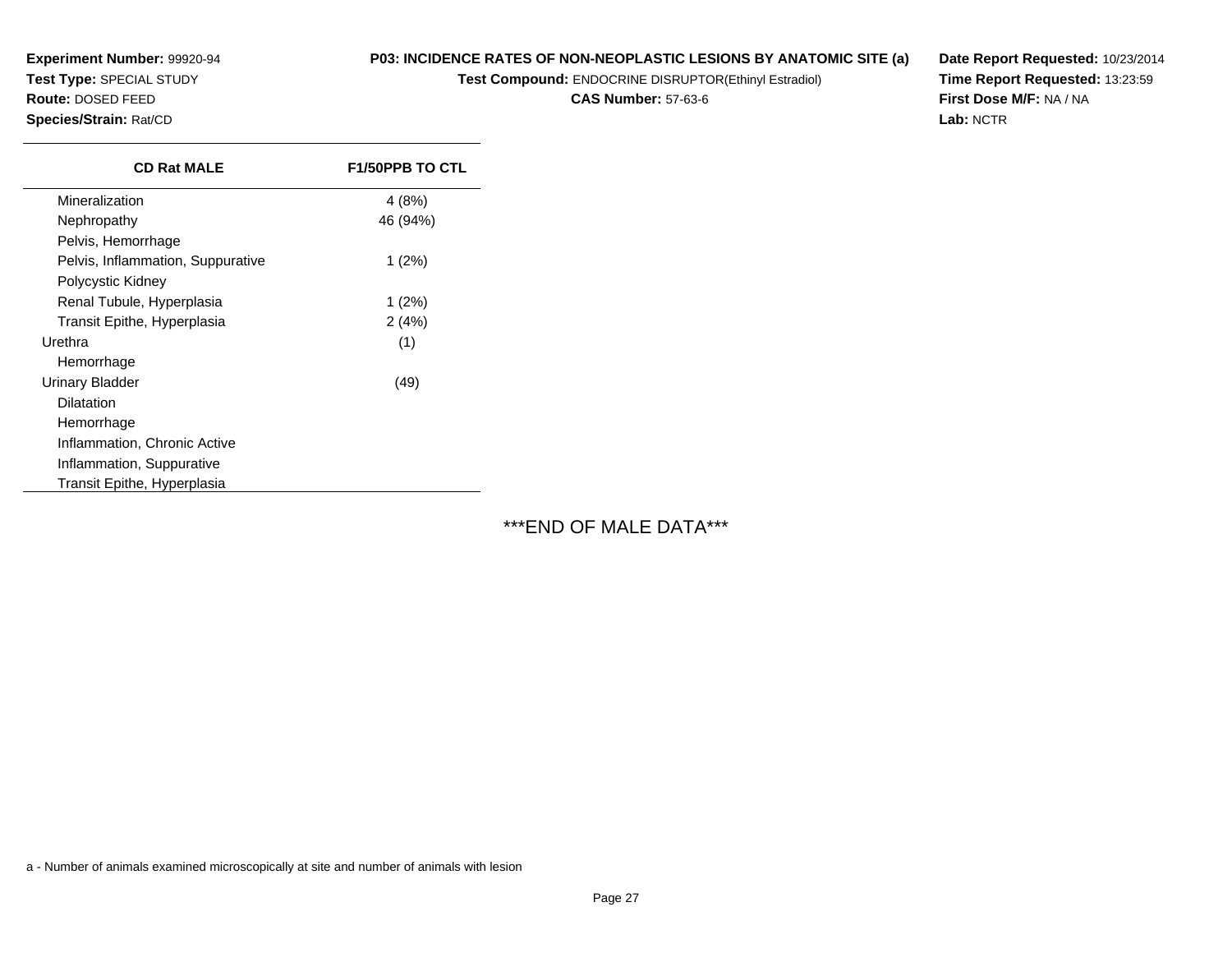**Experiment Number:** 99920-94
**Test Type:** SPECIAL STUDY
**Route:** DOSED FEED
**Species/Strain:** Rat/CD

**P03: INCIDENCE RATES OF NON-NEOPLASTIC LESIONS BY ANATOMIC SITE (a)**
**Test Compound:** ENDOCRINE DISRUPTOR(Ethinyl Estradiol)
**CAS Number:** 57-63-6

**Date Report Requested:** 10/23/2014
**Time Report Requested:** 13:23:59
**First Dose M/F:** NA / NA
**Lab:** NCTR

| CD Rat MALE | F1/50PPB TO CTL |
|---|---|
| Mineralization | 4 (8%) |
| Nephropathy | 46 (94%) |
| Pelvis, Hemorrhage | |
| Pelvis, Inflammation, Suppurative | 1 (2%) |
| Polycystic Kidney | |
| Renal Tubule, Hyperplasia | 1 (2%) |
| Transit Epithe, Hyperplasia | 2 (4%) |
| Urethra | (1) |
| Hemorrhage | |
| Urinary Bladder | (49) |
| Dilatation | |
| Hemorrhage | |
| Inflammation, Chronic Active | |
| Inflammation, Suppurative | |
| Transit Epithe, Hyperplasia | |

***END OF MALE DATA***

a - Number of animals examined microscopically at site and number of animals with lesion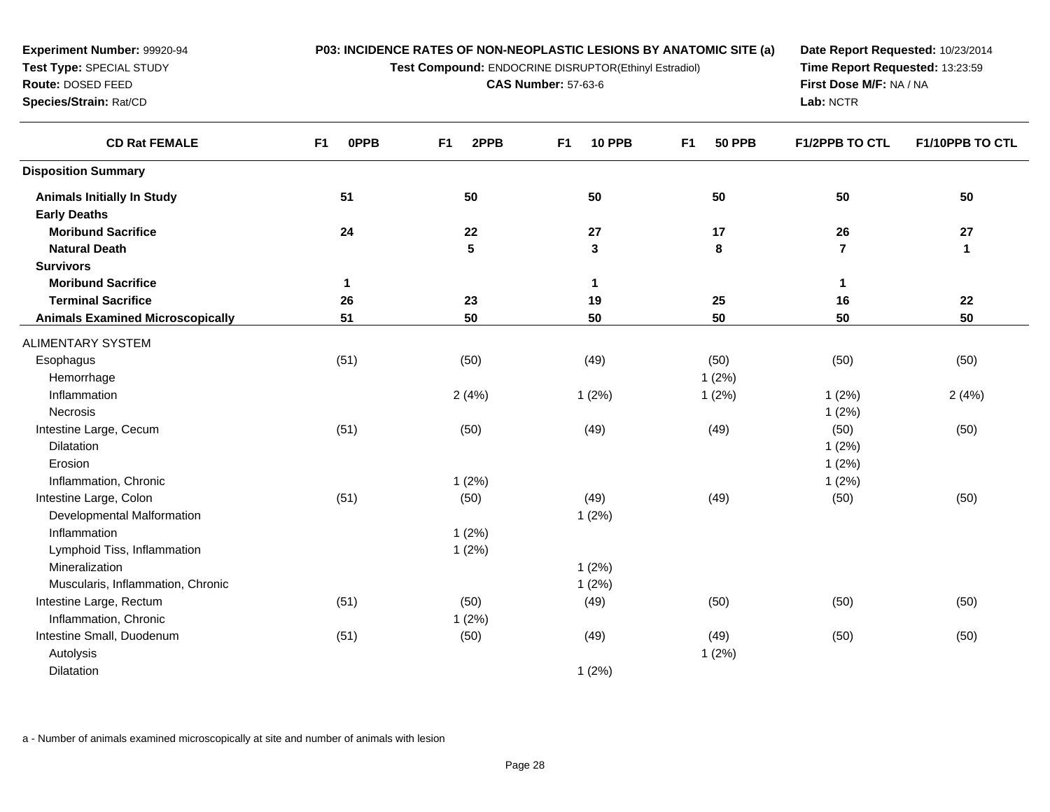**Experiment Number:** 99920-94
**Test Type:** SPECIAL STUDY
**Route:** DOSED FEED
**Species/Strain:** Rat/CD

**P03: INCIDENCE RATES OF NON-NEOPLASTIC LESIONS BY ANATOMIC SITE (a)**
**Test Compound:** ENDOCRINE DISRUPTOR(Ethinyl Estradiol)
**CAS Number:** 57-63-6

**Date Report Requested:** 10/23/2014
**Time Report Requested:** 13:23:59
**First Dose M/F:** NA / NA
**Lab:** NCTR

| CD Rat FEMALE | F1 0PPB | F1 2PPB | F1 10 PPB | F1 50 PPB | F1/2PPB TO CTL | F1/10PPB TO CTL |
|---|---|---|---|---|---|---|
| **Disposition Summary** | | | | | | |
| **Animals Initially In Study** | **51** | **50** | **50** | **50** | **50** | **50** |
| **Early Deaths** | | | | | | |
| **Moribund Sacrifice** | **24** | **22** | **27** | **17** | **26** | **27** |
| **Natural Death** | | **5** | **3** | **8** | **7** | **1** |
| **Survivors** | | | | | | |
| **Moribund Sacrifice** | **1** | | **1** | | **1** | |
| **Terminal Sacrifice** | **26** | **23** | **19** | **25** | **16** | **22** |
| **Animals Examined Microscopically** | **51** | **50** | **50** | **50** | **50** | **50** |
| ALIMENTARY SYSTEM | | | | | | |
| Esophagus | (51) | (50) | (49) | (50) | (50) | (50) |
| Hemorrhage | | | | 1 (2%) | | |
| Inflammation | | 2 (4%) | 1 (2%) | 1 (2%) | 1 (2%) | 2 (4%) |
| Necrosis | | | | | 1 (2%) | |
| Intestine Large, Cecum | (51) | (50) | (49) | (49) | (50) | (50) |
| Dilatation | | | | | 1 (2%) | |
| Erosion | | | | | 1 (2%) | |
| Inflammation, Chronic | | 1 (2%) | | | 1 (2%) | |
| Intestine Large, Colon | (51) | (50) | (49) | (49) | (50) | (50) |
| Developmental Malformation | | | 1 (2%) | | | |
| Inflammation | | 1 (2%) | | | | |
| Lymphoid Tiss, Inflammation | | 1 (2%) | | | | |
| Mineralization | | | 1 (2%) | | | |
| Muscularis, Inflammation, Chronic | | | 1 (2%) | | | |
| Intestine Large, Rectum | (51) | (50) | (49) | (50) | (50) | (50) |
| Inflammation, Chronic | | 1 (2%) | | | | |
| Intestine Small, Duodenum | (51) | (50) | (49) | (49) | (50) | (50) |
| Autolysis | | | | 1 (2%) | | |
| Dilatation | | | 1 (2%) | | | |

a - Number of animals examined microscopically at site and number of animals with lesion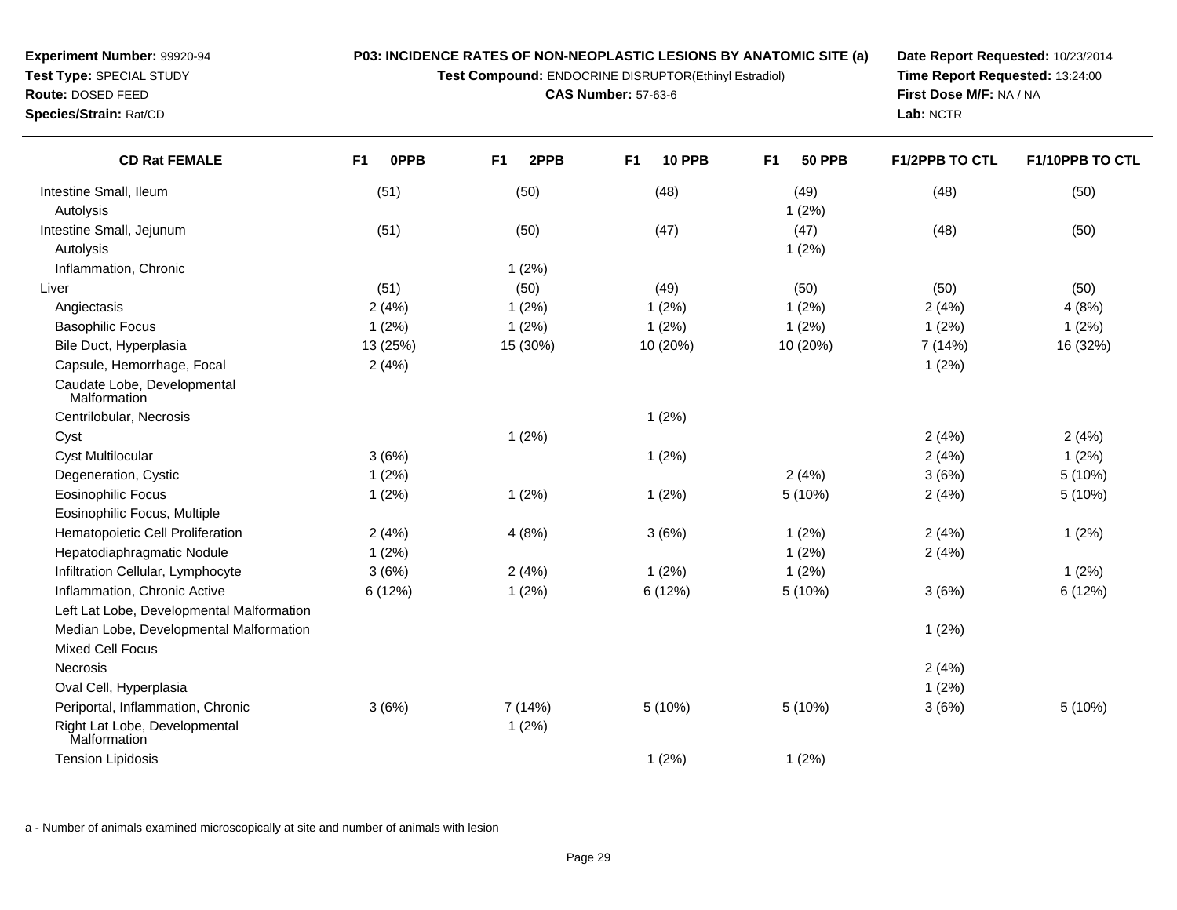**Experiment Number:** 99920-94
**Test Type:** SPECIAL STUDY
**Route:** DOSED FEED
**Species/Strain:** Rat/CD

**P03: INCIDENCE RATES OF NON-NEOPLASTIC LESIONS BY ANATOMIC SITE (a)**
**Test Compound:** ENDOCRINE DISRUPTOR(Ethinyl Estradiol)
**CAS Number:** 57-63-6

**Date Report Requested:** 10/23/2014
**Time Report Requested:** 13:24:00
**First Dose M/F:** NA / NA
**Lab:** NCTR

| CD Rat FEMALE | F1 0PPB | F1 2PPB | F1 10 PPB | F1 50 PPB | F1/2PPB TO CTL | F1/10PPB TO CTL |
|---|---|---|---|---|---|---|
| Intestine Small, Ileum | (51) | (50) | (48) | (49) | (48) | (50) |
| Autolysis | | | | 1 (2%) | | |
| Intestine Small, Jejunum | (51) | (50) | (47) | (47) | (48) | (50) |
| Autolysis | | | | 1 (2%) | | |
| Inflammation, Chronic | | 1 (2%) | | | | |
| Liver | (51) | (50) | (49) | (50) | (50) | (50) |
| Angiectasis | 2 (4%) | 1 (2%) | 1 (2%) | 1 (2%) | 2 (4%) | 4 (8%) |
| Basophilic Focus | 1 (2%) | 1 (2%) | 1 (2%) | 1 (2%) | 1 (2%) | 1 (2%) |
| Bile Duct, Hyperplasia | 13 (25%) | 15 (30%) | 10 (20%) | 10 (20%) | 7 (14%) | 16 (32%) |
| Capsule, Hemorrhage, Focal | 2 (4%) | | | | 1 (2%) | |
| Caudate Lobe, Developmental Malformation | | | | | | |
| Centrilobular, Necrosis | | | 1 (2%) | | | |
| Cyst | | 1 (2%) | | | 2 (4%) | 2 (4%) |
| Cyst Multilocular | 3 (6%) | | 1 (2%) | | 2 (4%) | 1 (2%) |
| Degeneration, Cystic | 1 (2%) | | | 2 (4%) | 3 (6%) | 5 (10%) |
| Eosinophilic Focus | 1 (2%) | 1 (2%) | 1 (2%) | 5 (10%) | 2 (4%) | 5 (10%) |
| Eosinophilic Focus, Multiple | | | | | | |
| Hematopoietic Cell Proliferation | 2 (4%) | 4 (8%) | 3 (6%) | 1 (2%) | 2 (4%) | 1 (2%) |
| Hepatodiaphragmatic Nodule | 1 (2%) | | | 1 (2%) | 2 (4%) | |
| Infiltration Cellular, Lymphocyte | 3 (6%) | 2 (4%) | 1 (2%) | 1 (2%) | | 1 (2%) |
| Inflammation, Chronic Active | 6 (12%) | 1 (2%) | 6 (12%) | 5 (10%) | 3 (6%) | 6 (12%) |
| Left Lat Lobe, Developmental Malformation | | | | | | |
| Median Lobe, Developmental Malformation | | | | | 1 (2%) | |
| Mixed Cell Focus | | | | | | |
| Necrosis | | | | | 2 (4%) | |
| Oval Cell, Hyperplasia | | | | | 1 (2%) | |
| Periportal, Inflammation, Chronic | 3 (6%) | 7 (14%) | 5 (10%) | 5 (10%) | 3 (6%) | 5 (10%) |
| Right Lat Lobe, Developmental Malformation | | 1 (2%) | | | | |
| Tension Lipidosis | | | 1 (2%) | 1 (2%) | | |

a - Number of animals examined microscopically at site and number of animals with lesion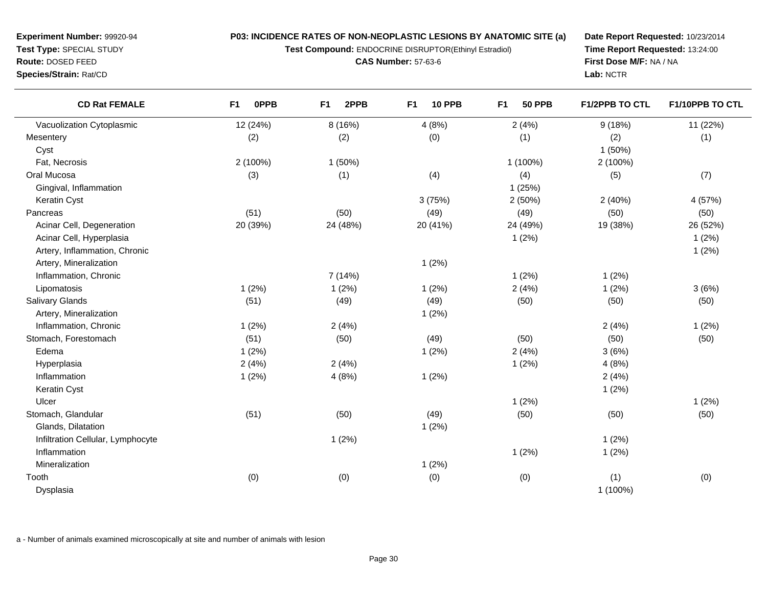**Experiment Number:** 99920-94
**Test Type:** SPECIAL STUDY
**Route:** DOSED FEED
**Species/Strain:** Rat/CD

**P03: INCIDENCE RATES OF NON-NEOPLASTIC LESIONS BY ANATOMIC SITE (a)**
**Test Compound:** ENDOCRINE DISRUPTOR(Ethinyl Estradiol)
**CAS Number:** 57-63-6

**Date Report Requested:** 10/23/2014
**Time Report Requested:** 13:24:00
**First Dose M/F:** NA / NA
**Lab:** NCTR

| CD Rat FEMALE | F1 0PPB | F1 2PPB | F1 10 PPB | F1 50 PPB | F1/2PPB TO CTL | F1/10PPB TO CTL |
|---|---|---|---|---|---|---|
| Vacuolization Cytoplasmic | 12 (24%) | 8 (16%) | 4 (8%) | 2 (4%) | 9 (18%) | 11 (22%) |
| Mesentery | (2) | (2) | (0) | (1) | (2) | (1) |
| Cyst | | | | | 1 (50%) | |
| Fat, Necrosis | 2 (100%) | 1 (50%) | | 1 (100%) | 2 (100%) | |
| Oral Mucosa | (3) | (1) | (4) | (4) | (5) | (7) |
| Gingival, Inflammation | | | | 1 (25%) | | |
| Keratin Cyst | | | 3 (75%) | 2 (50%) | 2 (40%) | 4 (57%) |
| Pancreas | (51) | (50) | (49) | (49) | (50) | (50) |
| Acinar Cell, Degeneration | 20 (39%) | 24 (48%) | 20 (41%) | 24 (49%) | 19 (38%) | 26 (52%) |
| Acinar Cell, Hyperplasia | | | | 1 (2%) | | 1 (2%) |
| Artery, Inflammation, Chronic | | | | | | 1 (2%) |
| Artery, Mineralization | | | 1 (2%) | | | |
| Inflammation, Chronic | | 7 (14%) | | 1 (2%) | 1 (2%) | |
| Lipomatosis | 1 (2%) | 1 (2%) | 1 (2%) | 2 (4%) | 1 (2%) | 3 (6%) |
| Salivary Glands | (51) | (49) | (49) | (50) | (50) | (50) |
| Artery, Mineralization | | | 1 (2%) | | | |
| Inflammation, Chronic | 1 (2%) | 2 (4%) | | | 2 (4%) | 1 (2%) |
| Stomach, Forestomach | (51) | (50) | (49) | (50) | (50) | (50) |
| Edema | 1 (2%) | | 1 (2%) | 2 (4%) | 3 (6%) | |
| Hyperplasia | 2 (4%) | 2 (4%) | | 1 (2%) | 4 (8%) | |
| Inflammation | 1 (2%) | 4 (8%) | 1 (2%) | | 2 (4%) | |
| Keratin Cyst | | | | | 1 (2%) | |
| Ulcer | | | | 1 (2%) | | 1 (2%) |
| Stomach, Glandular | (51) | (50) | (49) | (50) | (50) | (50) |
| Glands, Dilatation | | | 1 (2%) | | | |
| Infiltration Cellular, Lymphocyte | | 1 (2%) | | | 1 (2%) | |
| Inflammation | | | | 1 (2%) | 1 (2%) | |
| Mineralization | | | 1 (2%) | | | |
| Tooth | (0) | (0) | (0) | (0) | (1) | (0) |
| Dysplasia | | | | | 1 (100%) | |

a - Number of animals examined microscopically at site and number of animals with lesion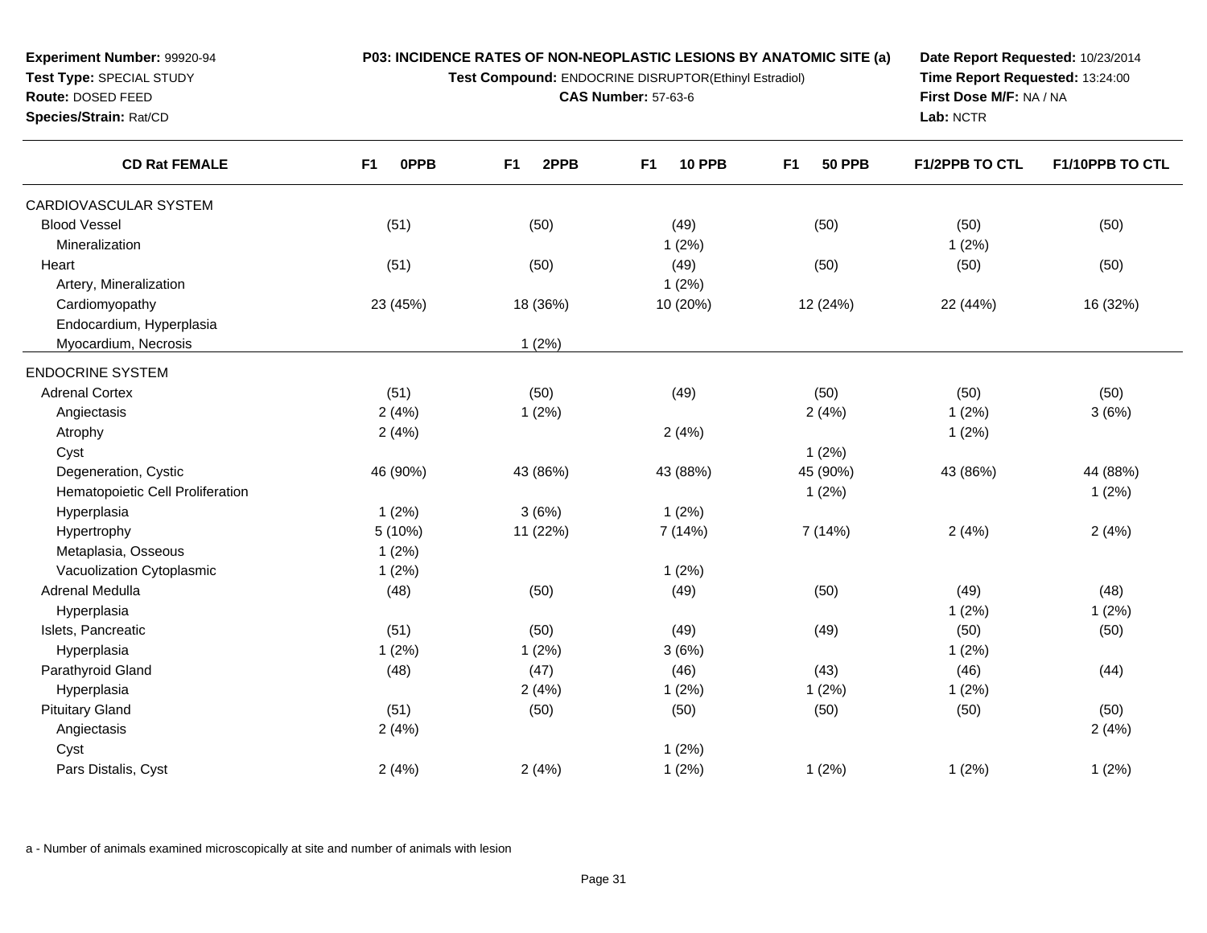**Experiment Number:** 99920-94
**Test Type:** SPECIAL STUDY
**Route:** DOSED FEED
**Species/Strain:** Rat/CD

**P03: INCIDENCE RATES OF NON-NEOPLASTIC LESIONS BY ANATOMIC SITE (a)**
**Test Compound:** ENDOCRINE DISRUPTOR(Ethinyl Estradiol)
**CAS Number:** 57-63-6

**Date Report Requested:** 10/23/2014
**Time Report Requested:** 13:24:00
**First Dose M/F:** NA / NA
**Lab:** NCTR

| CD Rat FEMALE | F1 0PPB | F1 2PPB | F1 10 PPB | F1 50 PPB | F1/2PPB TO CTL | F1/10PPB TO CTL |
|---|---|---|---|---|---|---|
| CARDIOVASCULAR SYSTEM | | | | | | |
| Blood Vessel | (51) | (50) | (49) | (50) | (50) | (50) |
| Mineralization | | | 1 (2%) | | 1 (2%) | |
| Heart | (51) | (50) | (49) | (50) | (50) | (50) |
| Artery, Mineralization | | | 1 (2%) | | | |
| Cardiomyopathy | 23 (45%) | 18 (36%) | 10 (20%) | 12 (24%) | 22 (44%) | 16 (32%) |
| Endocardium, Hyperplasia | | | | | | |
| Myocardium, Necrosis | | 1 (2%) | | | | |
| ENDOCRINE SYSTEM | | | | | | |
| Adrenal Cortex | (51) | (50) | (49) | (50) | (50) | (50) |
| Angiectasis | 2 (4%) | 1 (2%) | | 2 (4%) | 1 (2%) | 3 (6%) |
| Atrophy | 2 (4%) | | 2 (4%) | | 1 (2%) | |
| Cyst | | | | 1 (2%) | | |
| Degeneration, Cystic | 46 (90%) | 43 (86%) | 43 (88%) | 45 (90%) | 43 (86%) | 44 (88%) |
| Hematopoietic Cell Proliferation | | | | 1 (2%) | | 1 (2%) |
| Hyperplasia | 1 (2%) | 3 (6%) | 1 (2%) | | | |
| Hypertrophy | 5 (10%) | 11 (22%) | 7 (14%) | 7 (14%) | 2 (4%) | 2 (4%) |
| Metaplasia, Osseous | 1 (2%) | | | | | |
| Vacuolization Cytoplasmic | 1 (2%) | | 1 (2%) | | | |
| Adrenal Medulla | (48) | (50) | (49) | (50) | (49) | (48) |
| Hyperplasia | | | | | 1 (2%) | 1 (2%) |
| Islets, Pancreatic | (51) | (50) | (49) | (49) | (50) | (50) |
| Hyperplasia | 1 (2%) | 1 (2%) | 3 (6%) | | 1 (2%) | |
| Parathyroid Gland | (48) | (47) | (46) | (43) | (46) | (44) |
| Hyperplasia | | 2 (4%) | 1 (2%) | 1 (2%) | 1 (2%) | |
| Pituitary Gland | (51) | (50) | (50) | (50) | (50) | (50) |
| Angiectasis | 2 (4%) | | | | | 2 (4%) |
| Cyst | | | 1 (2%) | | | |
| Pars Distalis, Cyst | 2 (4%) | 2 (4%) | 1 (2%) | 1 (2%) | 1 (2%) | 1 (2%) |

a - Number of animals examined microscopically at site and number of animals with lesion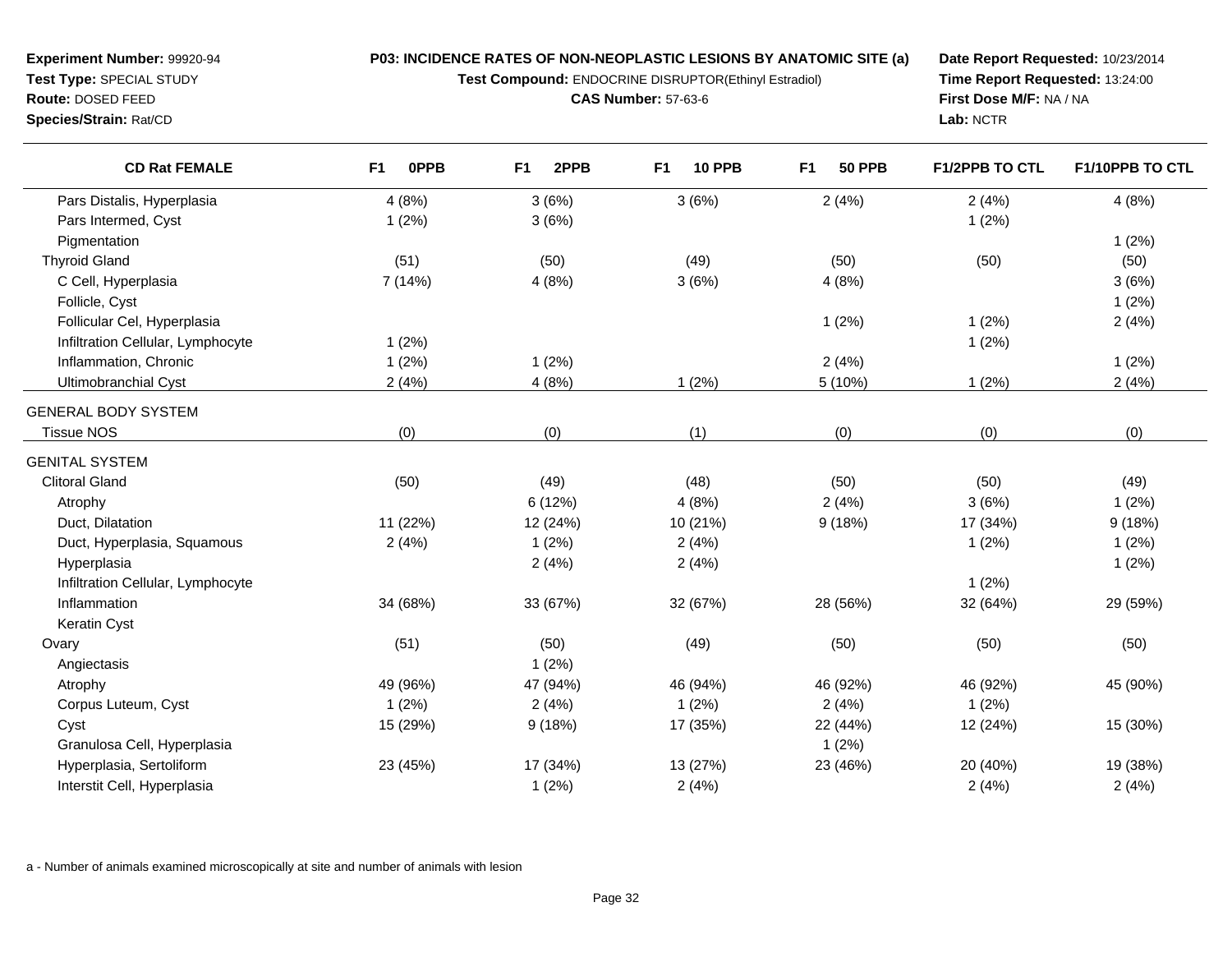**Experiment Number:** 99920-94
**Test Type:** SPECIAL STUDY
**Route:** DOSED FEED
**Species/Strain:** Rat/CD

**P03: INCIDENCE RATES OF NON-NEOPLASTIC LESIONS BY ANATOMIC SITE (a)**
**Test Compound:** ENDOCRINE DISRUPTOR(Ethinyl Estradiol)
**CAS Number:** 57-63-6

**Date Report Requested:** 10/23/2014
**Time Report Requested:** 13:24:00
**First Dose M/F:** NA / NA
**Lab:** NCTR

| CD Rat FEMALE | F1 0PPB | F1 2PPB | F1 10 PPB | F1 50 PPB | F1/2PPB TO CTL | F1/10PPB TO CTL |
|---|---|---|---|---|---|---|
| Pars Distalis, Hyperplasia | 4 (8%) | 3 (6%) | 3 (6%) | 2 (4%) | 2 (4%) | 4 (8%) |
| Pars Intermed, Cyst | 1 (2%) | 3 (6%) | | | 1 (2%) | |
| Pigmentation | | | | | | 1 (2%) |
| Thyroid Gland | (51) | (50) | (49) | (50) | (50) | (50) |
| C Cell, Hyperplasia | 7 (14%) | 4 (8%) | 3 (6%) | 4 (8%) | | 3 (6%) |
| Follicle, Cyst | | | | | | 1 (2%) |
| Follicular Cel, Hyperplasia | | | | 1 (2%) | 1 (2%) | 2 (4%) |
| Infiltration Cellular, Lymphocyte | 1 (2%) | | | | 1 (2%) | |
| Inflammation, Chronic | 1 (2%) | 1 (2%) | | 2 (4%) | | 1 (2%) |
| Ultimobranchial Cyst | 2 (4%) | 4 (8%) | 1 (2%) | 5 (10%) | 1 (2%) | 2 (4%) |
| GENERAL BODY SYSTEM | | | | | | |
| Tissue NOS | (0) | (0) | (1) | (0) | (0) | (0) |
| GENITAL SYSTEM | | | | | | |
| Clitoral Gland | (50) | (49) | (48) | (50) | (50) | (49) |
| Atrophy | | 6 (12%) | 4 (8%) | 2 (4%) | 3 (6%) | 1 (2%) |
| Duct, Dilatation | 11 (22%) | 12 (24%) | 10 (21%) | 9 (18%) | 17 (34%) | 9 (18%) |
| Duct, Hyperplasia, Squamous | 2 (4%) | 1 (2%) | 2 (4%) | | 1 (2%) | 1 (2%) |
| Hyperplasia | | 2 (4%) | 2 (4%) | | | 1 (2%) |
| Infiltration Cellular, Lymphocyte | | | | | 1 (2%) | |
| Inflammation | 34 (68%) | 33 (67%) | 32 (67%) | 28 (56%) | 32 (64%) | 29 (59%) |
| Keratin Cyst | | | | | | |
| Ovary | (51) | (50) | (49) | (50) | (50) | (50) |
| Angiectasis | | 1 (2%) | | | | |
| Atrophy | 49 (96%) | 47 (94%) | 46 (94%) | 46 (92%) | 46 (92%) | 45 (90%) |
| Corpus Luteum, Cyst | 1 (2%) | 2 (4%) | 1 (2%) | 2 (4%) | 1 (2%) | |
| Cyst | 15 (29%) | 9 (18%) | 17 (35%) | 22 (44%) | 12 (24%) | 15 (30%) |
| Granulosa Cell, Hyperplasia | | | | 1 (2%) | | |
| Hyperplasia, Sertoliform | 23 (45%) | 17 (34%) | 13 (27%) | 23 (46%) | 20 (40%) | 19 (38%) |
| Interstit Cell, Hyperplasia | | 1 (2%) | 2 (4%) | | 2 (4%) | 2 (4%) |

a - Number of animals examined microscopically at site and number of animals with lesion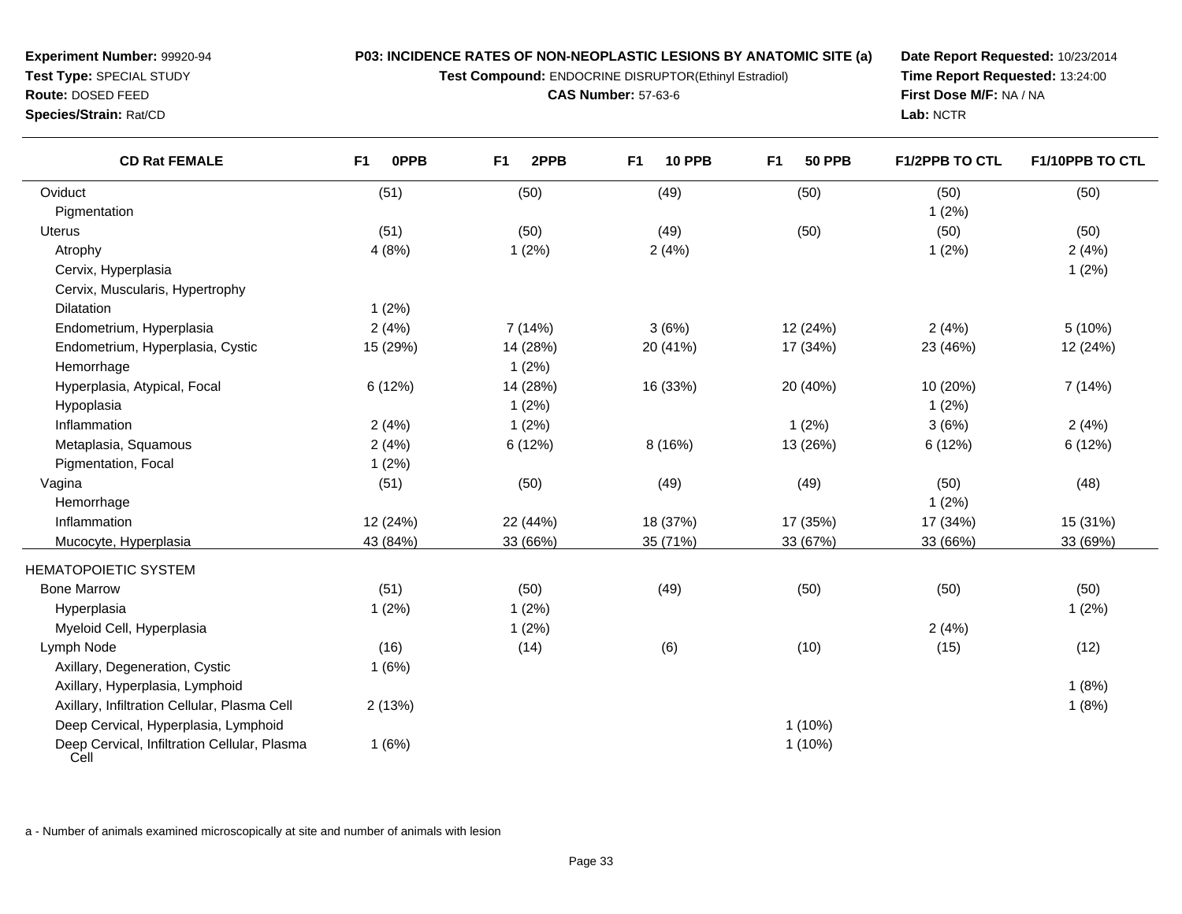**Experiment Number:** 99920-94
**Test Type:** SPECIAL STUDY
**Route:** DOSED FEED
**Species/Strain:** Rat/CD

**P03: INCIDENCE RATES OF NON-NEOPLASTIC LESIONS BY ANATOMIC SITE (a)**
**Test Compound:** ENDOCRINE DISRUPTOR(Ethinyl Estradiol)
**CAS Number:** 57-63-6

**Date Report Requested:** 10/23/2014
**Time Report Requested:** 13:24:00
**First Dose M/F:** NA / NA
**Lab:** NCTR

| CD Rat FEMALE | F1 0PPB | F1 2PPB | F1 10 PPB | F1 50 PPB | F1/2PPB TO CTL | F1/10PPB TO CTL |
|---|---|---|---|---|---|---|
| Oviduct | (51) | (50) | (49) | (50) | (50) | (50) |
| Pigmentation | | | | | 1 (2%) | |
| Uterus | (51) | (50) | (49) | (50) | (50) | (50) |
| Atrophy | 4 (8%) | 1 (2%) | 2 (4%) | | 1 (2%) | 2 (4%) |
| Cervix, Hyperplasia | | | | | | 1 (2%) |
| Cervix, Muscularis, Hypertrophy | | | | | | |
| Dilatation | 1 (2%) | | | | | |
| Endometrium, Hyperplasia | 2 (4%) | 7 (14%) | 3 (6%) | 12 (24%) | 2 (4%) | 5 (10%) |
| Endometrium, Hyperplasia, Cystic | 15 (29%) | 14 (28%) | 20 (41%) | 17 (34%) | 23 (46%) | 12 (24%) |
| Hemorrhage | | 1 (2%) | | | | |
| Hyperplasia, Atypical, Focal | 6 (12%) | 14 (28%) | 16 (33%) | 20 (40%) | 10 (20%) | 7 (14%) |
| Hypoplasia | | 1 (2%) | | | 1 (2%) | |
| Inflammation | 2 (4%) | 1 (2%) | | 1 (2%) | 3 (6%) | 2 (4%) |
| Metaplasia, Squamous | 2 (4%) | 6 (12%) | 8 (16%) | 13 (26%) | 6 (12%) | 6 (12%) |
| Pigmentation, Focal | 1 (2%) | | | | | |
| Vagina | (51) | (50) | (49) | (49) | (50) | (48) |
| Hemorrhage | | | | | 1 (2%) | |
| Inflammation | 12 (24%) | 22 (44%) | 18 (37%) | 17 (35%) | 17 (34%) | 15 (31%) |
| Mucocyte, Hyperplasia | 43 (84%) | 33 (66%) | 35 (71%) | 33 (67%) | 33 (66%) | 33 (69%) |
| HEMATOPOIETIC SYSTEM | | | | | | |
| Bone Marrow | (51) | (50) | (49) | (50) | (50) | (50) |
| Hyperplasia | 1 (2%) | 1 (2%) | | | | 1 (2%) |
| Myeloid Cell, Hyperplasia | | 1 (2%) | | | 2 (4%) | |
| Lymph Node | (16) | (14) | (6) | (10) | (15) | (12) |
| Axillary, Degeneration, Cystic | 1 (6%) | | | | | |
| Axillary, Hyperplasia, Lymphoid | | | | | | 1 (8%) |
| Axillary, Infiltration Cellular, Plasma Cell | 2 (13%) | | | | | 1 (8%) |
| Deep Cervical, Hyperplasia, Lymphoid | | | | 1 (10%) | | |
| Deep Cervical, Infiltration Cellular, Plasma Cell | 1 (6%) | | | 1 (10%) | | |

a - Number of animals examined microscopically at site and number of animals with lesion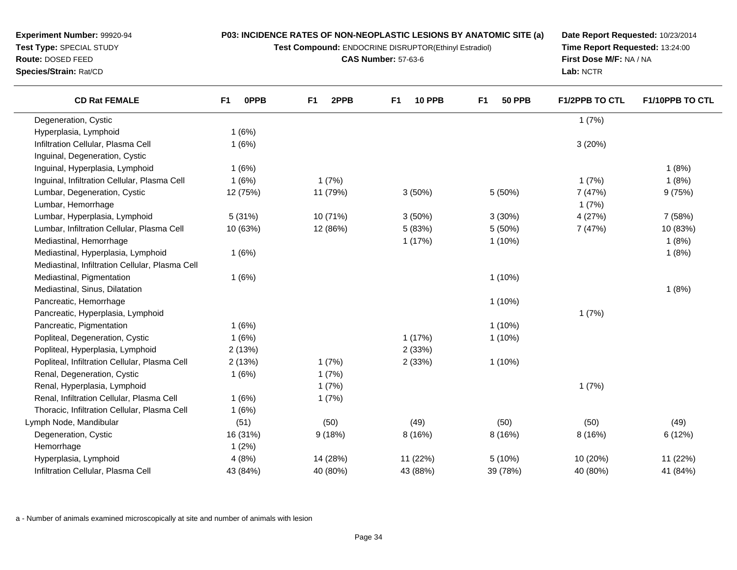**Experiment Number:** 99920-94
**Test Type:** SPECIAL STUDY
**Route:** DOSED FEED
**Species/Strain:** Rat/CD

**P03: INCIDENCE RATES OF NON-NEOPLASTIC LESIONS BY ANATOMIC SITE (a)**
**Test Compound:** ENDOCRINE DISRUPTOR(Ethinyl Estradiol)
**CAS Number:** 57-63-6

**Date Report Requested:** 10/23/2014
**Time Report Requested:** 13:24:00
**First Dose M/F:** NA / NA
**Lab:** NCTR

| CD Rat FEMALE | F1 0PPB | F1 2PPB | F1 10 PPB | F1 50 PPB | F1/2PPB TO CTL | F1/10PPB TO CTL |
|---|---|---|---|---|---|---|
| Degeneration, Cystic | | | | | 1 (7%) | |
| Hyperplasia, Lymphoid | 1 (6%) | | | | | |
| Infiltration Cellular, Plasma Cell | 1 (6%) | | | | 3 (20%) | |
| Inguinal, Degeneration, Cystic | | | | | | |
| Inguinal, Hyperplasia, Lymphoid | 1 (6%) | | | | | 1 (8%) |
| Inguinal, Infiltration Cellular, Plasma Cell | 1 (6%) | 1 (7%) | | | 1 (7%) | 1 (8%) |
| Lumbar, Degeneration, Cystic | 12 (75%) | 11 (79%) | 3 (50%) | 5 (50%) | 7 (47%) | 9 (75%) |
| Lumbar, Hemorrhage | | | | | 1 (7%) | |
| Lumbar, Hyperplasia, Lymphoid | 5 (31%) | 10 (71%) | 3 (50%) | 3 (30%) | 4 (27%) | 7 (58%) |
| Lumbar, Infiltration Cellular, Plasma Cell | 10 (63%) | 12 (86%) | 5 (83%) | 5 (50%) | 7 (47%) | 10 (83%) |
| Mediastinal, Hemorrhage | | | 1 (17%) | 1 (10%) | | 1 (8%) |
| Mediastinal, Hyperplasia, Lymphoid | 1 (6%) | | | | | 1 (8%) |
| Mediastinal, Infiltration Cellular, Plasma Cell | | | | | | |
| Mediastinal, Pigmentation | 1 (6%) | | | 1 (10%) | | |
| Mediastinal, Sinus, Dilatation | | | | | | 1 (8%) |
| Pancreatic, Hemorrhage | | | | 1 (10%) | | |
| Pancreatic, Hyperplasia, Lymphoid | | | | | 1 (7%) | |
| Pancreatic, Pigmentation | 1 (6%) | | | 1 (10%) | | |
| Popliteal, Degeneration, Cystic | 1 (6%) | | 1 (17%) | 1 (10%) | | |
| Popliteal, Hyperplasia, Lymphoid | 2 (13%) | | 2 (33%) | | | |
| Popliteal, Infiltration Cellular, Plasma Cell | 2 (13%) | 1 (7%) | 2 (33%) | 1 (10%) | | |
| Renal, Degeneration, Cystic | 1 (6%) | 1 (7%) | | | | |
| Renal, Hyperplasia, Lymphoid | | 1 (7%) | | | 1 (7%) | |
| Renal, Infiltration Cellular, Plasma Cell | 1 (6%) | 1 (7%) | | | | |
| Thoracic, Infiltration Cellular, Plasma Cell | 1 (6%) | | | | | |
| Lymph Node, Mandibular | (51) | (50) | (49) | (50) | (50) | (49) |
| Degeneration, Cystic | 16 (31%) | 9 (18%) | 8 (16%) | 8 (16%) | 8 (16%) | 6 (12%) |
| Hemorrhage | 1 (2%) | | | | | |
| Hyperplasia, Lymphoid | 4 (8%) | 14 (28%) | 11 (22%) | 5 (10%) | 10 (20%) | 11 (22%) |
| Infiltration Cellular, Plasma Cell | 43 (84%) | 40 (80%) | 43 (88%) | 39 (78%) | 40 (80%) | 41 (84%) |

a - Number of animals examined microscopically at site and number of animals with lesion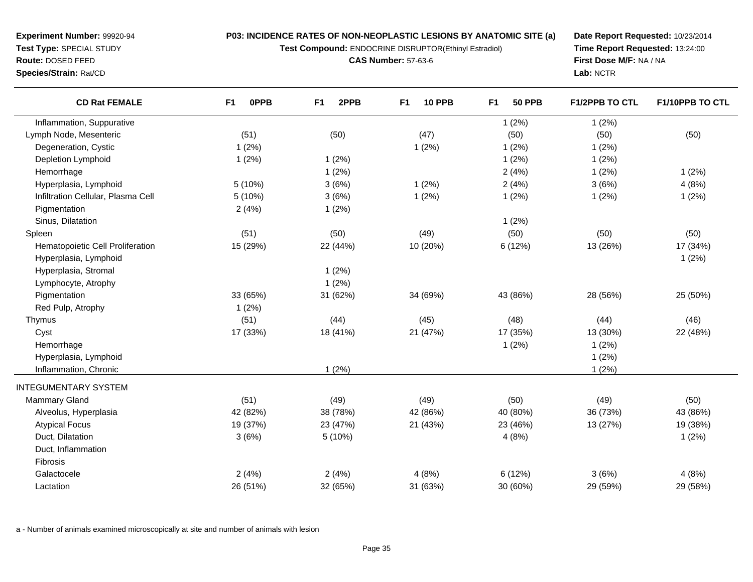**Experiment Number:** 99920-94
**Test Type:** SPECIAL STUDY
**Route:** DOSED FEED
**Species/Strain:** Rat/CD

**P03: INCIDENCE RATES OF NON-NEOPLASTIC LESIONS BY ANATOMIC SITE (a)**
**Test Compound:** ENDOCRINE DISRUPTOR(Ethinyl Estradiol)
**CAS Number:** 57-63-6

**Date Report Requested:** 10/23/2014
**Time Report Requested:** 13:24:00
**First Dose M/F:** NA / NA
**Lab:** NCTR

| CD Rat FEMALE | F1 0PPB | F1 2PPB | F1 10 PPB | F1 50 PPB | F1/2PPB TO CTL | F1/10PPB TO CTL |
|---|---|---|---|---|---|---|
| Inflammation, Suppurative | | | | 1 (2%) | 1 (2%) | |
| Lymph Node, Mesenteric | (51) | (50) | (47) | (50) | (50) | (50) |
| Degeneration, Cystic | 1 (2%) | | 1 (2%) | 1 (2%) | 1 (2%) | |
| Depletion Lymphoid | 1 (2%) | 1 (2%) | | 1 (2%) | 1 (2%) | |
| Hemorrhage | | 1 (2%) | | 2 (4%) | 1 (2%) | 1 (2%) |
| Hyperplasia, Lymphoid | 5 (10%) | 3 (6%) | 1 (2%) | 2 (4%) | 3 (6%) | 4 (8%) |
| Infiltration Cellular, Plasma Cell | 5 (10%) | 3 (6%) | 1 (2%) | 1 (2%) | 1 (2%) | 1 (2%) |
| Pigmentation | 2 (4%) | 1 (2%) | | | | |
| Sinus, Dilatation | | | | 1 (2%) | | |
| Spleen | (51) | (50) | (49) | (50) | (50) | (50) |
| Hematopoietic Cell Proliferation | 15 (29%) | 22 (44%) | 10 (20%) | 6 (12%) | 13 (26%) | 17 (34%) |
| Hyperplasia, Lymphoid | | | | | | 1 (2%) |
| Hyperplasia, Stromal | | 1 (2%) | | | | |
| Lymphocyte, Atrophy | | 1 (2%) | | | | |
| Pigmentation | 33 (65%) | 31 (62%) | 34 (69%) | 43 (86%) | 28 (56%) | 25 (50%) |
| Red Pulp, Atrophy | 1 (2%) | | | | | |
| Thymus | (51) | (44) | (45) | (48) | (44) | (46) |
| Cyst | 17 (33%) | 18 (41%) | 21 (47%) | 17 (35%) | 13 (30%) | 22 (48%) |
| Hemorrhage | | | | 1 (2%) | 1 (2%) | |
| Hyperplasia, Lymphoid | | | | | 1 (2%) | |
| Inflammation, Chronic | | 1 (2%) | | | 1 (2%) | |
| INTEGUMENTARY SYSTEM | | | | | | |
| Mammary Gland | (51) | (49) | (49) | (50) | (49) | (50) |
| Alveolus, Hyperplasia | 42 (82%) | 38 (78%) | 42 (86%) | 40 (80%) | 36 (73%) | 43 (86%) |
| Atypical Focus | 19 (37%) | 23 (47%) | 21 (43%) | 23 (46%) | 13 (27%) | 19 (38%) |
| Duct, Dilatation | 3 (6%) | 5 (10%) | | 4 (8%) | | 1 (2%) |
| Duct, Inflammation | | | | | | |
| Fibrosis | | | | | | |
| Galactocele | 2 (4%) | 2 (4%) | 4 (8%) | 6 (12%) | 3 (6%) | 4 (8%) |
| Lactation | 26 (51%) | 32 (65%) | 31 (63%) | 30 (60%) | 29 (59%) | 29 (58%) |

a - Number of animals examined microscopically at site and number of animals with lesion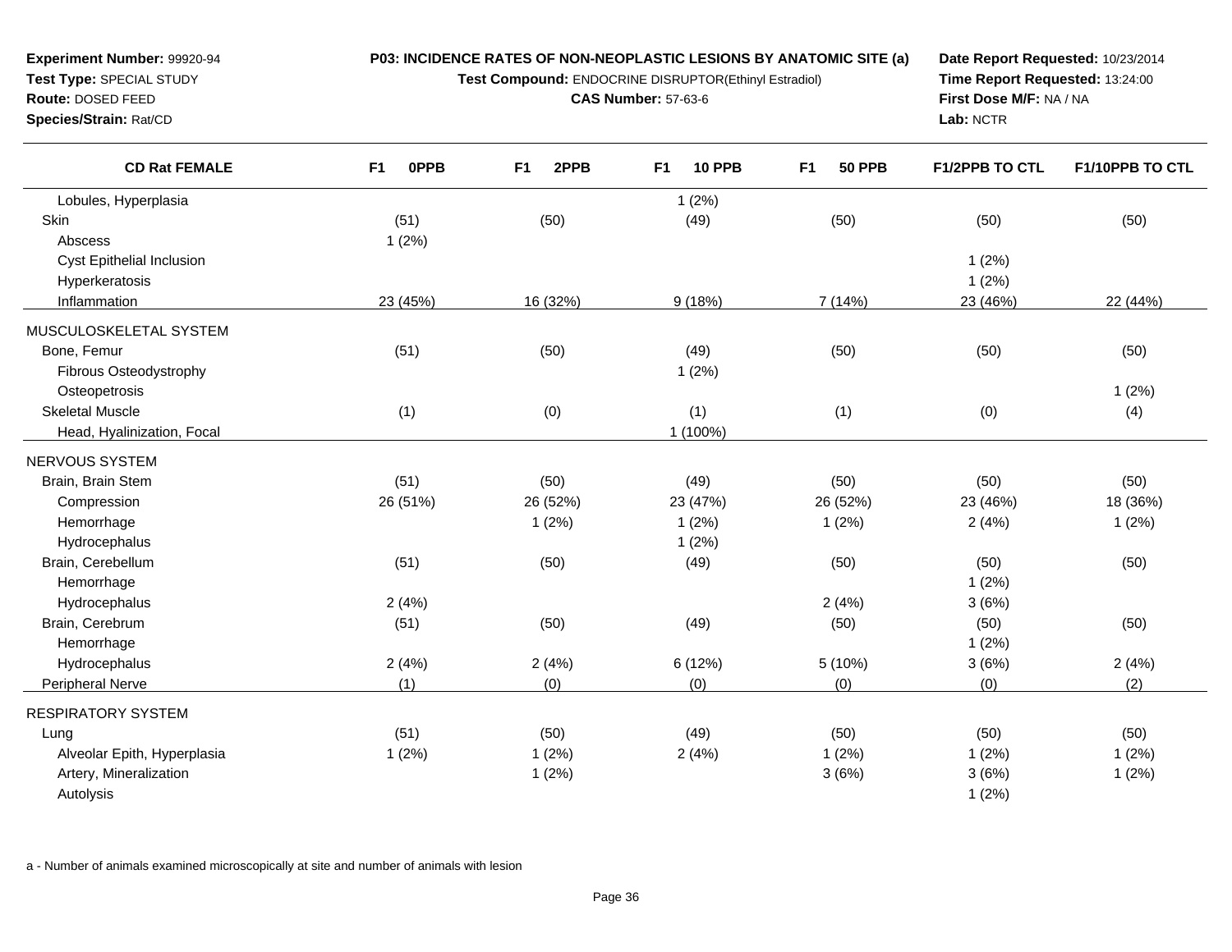**Experiment Number:** 99920-94
**Test Type:** SPECIAL STUDY
**Route:** DOSED FEED
**Species/Strain:** Rat/CD

**P03: INCIDENCE RATES OF NON-NEOPLASTIC LESIONS BY ANATOMIC SITE (a)**
**Test Compound:** ENDOCRINE DISRUPTOR(Ethinyl Estradiol)
**CAS Number:** 57-63-6

**Date Report Requested:** 10/23/2014
**Time Report Requested:** 13:24:00
**First Dose M/F:** NA / NA
**Lab:** NCTR

| CD Rat FEMALE | F1 0PPB | F1 2PPB | F1 10 PPB | F1 50 PPB | F1/2PPB TO CTL | F1/10PPB TO CTL |
|---|---|---|---|---|---|---|
| Lobules, Hyperplasia | | | 1 (2%) | | | |
| Skin | (51) | (50) | (49) | (50) | (50) | (50) |
| Abscess | 1 (2%) | | | | | |
| Cyst Epithelial Inclusion | | | | | 1 (2%) | |
| Hyperkeratosis | | | | | 1 (2%) | |
| Inflammation | 23 (45%) | 16 (32%) | 9 (18%) | 7 (14%) | 23 (46%) | 22 (44%) |
| MUSCULOSKELETAL SYSTEM | | | | | | |
| Bone, Femur | (51) | (50) | (49) | (50) | (50) | (50) |
| Fibrous Osteodystrophy | | | 1 (2%) | | | |
| Osteopetrosis | | | | | | 1 (2%) |
| Skeletal Muscle | (1) | (0) | (1) | (1) | (0) | (4) |
| Head, Hyalinization, Focal | | | 1 (100%) | | | |
| NERVOUS SYSTEM | | | | | | |
| Brain, Brain Stem | (51) | (50) | (49) | (50) | (50) | (50) |
| Compression | 26 (51%) | 26 (52%) | 23 (47%) | 26 (52%) | 23 (46%) | 18 (36%) |
| Hemorrhage | | 1 (2%) | 1 (2%) | 1 (2%) | 2 (4%) | 1 (2%) |
| Hydrocephalus | | | 1 (2%) | | | |
| Brain, Cerebellum | (51) | (50) | (49) | (50) | (50) | (50) |
| Hemorrhage | | | | | 1 (2%) | |
| Hydrocephalus | 2 (4%) | | | 2 (4%) | 3 (6%) | |
| Brain, Cerebrum | (51) | (50) | (49) | (50) | (50) | (50) |
| Hemorrhage | | | | | 1 (2%) | |
| Hydrocephalus | 2 (4%) | 2 (4%) | 6 (12%) | 5 (10%) | 3 (6%) | 2 (4%) |
| Peripheral Nerve | (1) | (0) | (0) | (0) | (0) | (2) |
| RESPIRATORY SYSTEM | | | | | | |
| Lung | (51) | (50) | (49) | (50) | (50) | (50) |
| Alveolar Epith, Hyperplasia | 1 (2%) | 1 (2%) | 2 (4%) | 1 (2%) | 1 (2%) | 1 (2%) |
| Artery, Mineralization | | 1 (2%) | | 3 (6%) | 3 (6%) | 1 (2%) |
| Autolysis | | | | | 1 (2%) | |

a - Number of animals examined microscopically at site and number of animals with lesion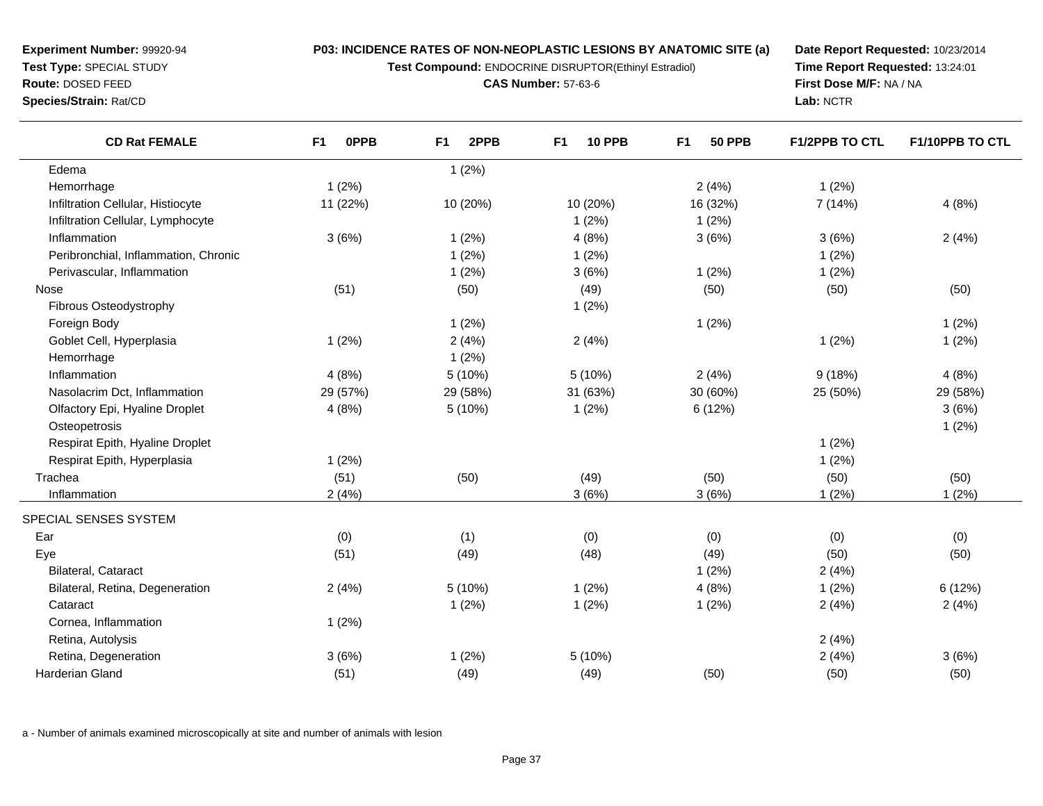**Experiment Number:** 99920-94
**Test Type:** SPECIAL STUDY
**Route:** DOSED FEED
**Species/Strain:** Rat/CD

**P03: INCIDENCE RATES OF NON-NEOPLASTIC LESIONS BY ANATOMIC SITE (a)**
**Test Compound:** ENDOCRINE DISRUPTOR(Ethinyl Estradiol)
**CAS Number:** 57-63-6

**Date Report Requested:** 10/23/2014
**Time Report Requested:** 13:24:01
**First Dose M/F:** NA / NA
**Lab:** NCTR

| CD Rat FEMALE | F1 0PPB | F1 2PPB | F1 10 PPB | F1 50 PPB | F1/2PPB TO CTL | F1/10PPB TO CTL |
|---|---|---|---|---|---|---|
| Edema | | 1 (2%) | | | | |
| Hemorrhage | 1 (2%) | | | 2 (4%) | 1 (2%) | |
| Infiltration Cellular, Histiocyte | 11 (22%) | 10 (20%) | 10 (20%) | 16 (32%) | 7 (14%) | 4 (8%) |
| Infiltration Cellular, Lymphocyte | | | 1 (2%) | 1 (2%) | | |
| Inflammation | 3 (6%) | 1 (2%) | 4 (8%) | 3 (6%) | 3 (6%) | 2 (4%) |
| Peribronchial, Inflammation, Chronic | | 1 (2%) | 1 (2%) | | 1 (2%) | |
| Perivascular, Inflammation | | 1 (2%) | 3 (6%) | 1 (2%) | 1 (2%) | |
| Nose | (51) | (50) | (49) | (50) | (50) | (50) |
| Fibrous Osteodystrophy | | | 1 (2%) | | | |
| Foreign Body | | 1 (2%) | | 1 (2%) | | 1 (2%) |
| Goblet Cell, Hyperplasia | 1 (2%) | 2 (4%) | 2 (4%) | | 1 (2%) | 1 (2%) |
| Hemorrhage | | 1 (2%) | | | | |
| Inflammation | 4 (8%) | 5 (10%) | 5 (10%) | 2 (4%) | 9 (18%) | 4 (8%) |
| Nasolacrim Dct, Inflammation | 29 (57%) | 29 (58%) | 31 (63%) | 30 (60%) | 25 (50%) | 29 (58%) |
| Olfactory Epi, Hyaline Droplet | 4 (8%) | 5 (10%) | 1 (2%) | 6 (12%) | | 3 (6%) |
| Osteopetrosis | | | | | | 1 (2%) |
| Respirat Epith, Hyaline Droplet | | | | | 1 (2%) | |
| Respirat Epith, Hyperplasia | 1 (2%) | | | | 1 (2%) | |
| Trachea | (51) | (50) | (49) | (50) | (50) | (50) |
| Inflammation | 2 (4%) | | 3 (6%) | 3 (6%) | 1 (2%) | 1 (2%) |
| SPECIAL SENSES SYSTEM | | | | | | |
| Ear | (0) | (1) | (0) | (0) | (0) | (0) |
| Eye | (51) | (49) | (48) | (49) | (50) | (50) |
| Bilateral, Cataract | | | | 1 (2%) | 2 (4%) | |
| Bilateral, Retina, Degeneration | 2 (4%) | 5 (10%) | 1 (2%) | 4 (8%) | 1 (2%) | 6 (12%) |
| Cataract | | 1 (2%) | 1 (2%) | 1 (2%) | 2 (4%) | 2 (4%) |
| Cornea, Inflammation | 1 (2%) | | | | | |
| Retina, Autolysis | | | | | 2 (4%) | |
| Retina, Degeneration | 3 (6%) | 1 (2%) | 5 (10%) | | 2 (4%) | 3 (6%) |
| Harderian Gland | (51) | (49) | (49) | (50) | (50) | (50) |

a - Number of animals examined microscopically at site and number of animals with lesion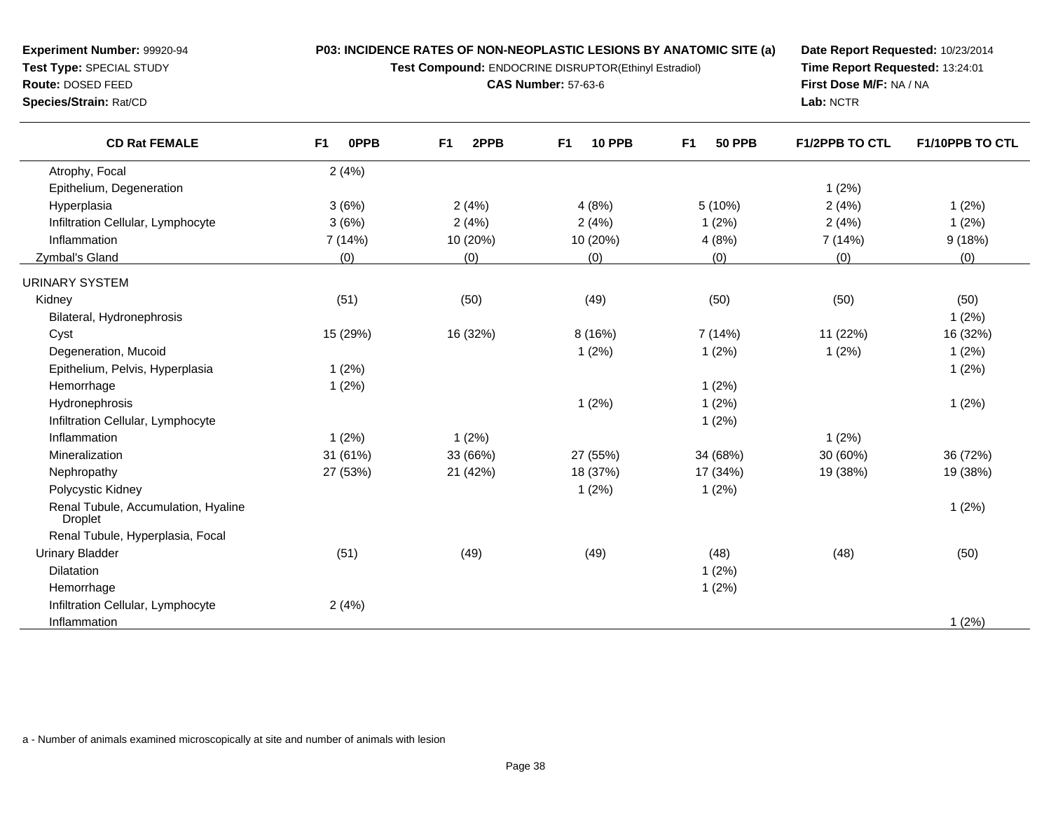**Experiment Number:** 99920-94
**Test Type:** SPECIAL STUDY
**Route:** DOSED FEED
**Species/Strain:** Rat/CD

**P03: INCIDENCE RATES OF NON-NEOPLASTIC LESIONS BY ANATOMIC SITE (a)**
**Test Compound:** ENDOCRINE DISRUPTOR(Ethinyl Estradiol)
**CAS Number:** 57-63-6

**Date Report Requested:** 10/23/2014
**Time Report Requested:** 13:24:01
**First Dose M/F:** NA / NA
**Lab:** NCTR

| CD Rat FEMALE | F1 0PPB | F1 2PPB | F1 10 PPB | F1 50 PPB | F1/2PPB TO CTL | F1/10PPB TO CTL |
|---|---|---|---|---|---|---|
| Atrophy, Focal | 2 (4%) | | | | | |
| Epithelium, Degeneration | | | | | 1 (2%) | |
| Hyperplasia | 3 (6%) | 2 (4%) | 4 (8%) | 5 (10%) | 2 (4%) | 1 (2%) |
| Infiltration Cellular, Lymphocyte | 3 (6%) | 2 (4%) | 2 (4%) | 1 (2%) | 2 (4%) | 1 (2%) |
| Inflammation | 7 (14%) | 10 (20%) | 10 (20%) | 4 (8%) | 7 (14%) | 9 (18%) |
| Zymbal's Gland | (0) | (0) | (0) | (0) | (0) | (0) |
| URINARY SYSTEM | | | | | | |
| Kidney | (51) | (50) | (49) | (50) | (50) | (50) |
| Bilateral, Hydronephrosis | | | | | | 1 (2%) |
| Cyst | 15 (29%) | 16 (32%) | 8 (16%) | 7 (14%) | 11 (22%) | 16 (32%) |
| Degeneration, Mucoid | | | 1 (2%) | 1 (2%) | 1 (2%) | 1 (2%) |
| Epithelium, Pelvis, Hyperplasia | 1 (2%) | | | | | 1 (2%) |
| Hemorrhage | 1 (2%) | | | 1 (2%) | | |
| Hydronephrosis | | | 1 (2%) | 1 (2%) | | 1 (2%) |
| Infiltration Cellular, Lymphocyte | | | | 1 (2%) | | |
| Inflammation | 1 (2%) | 1 (2%) | | | 1 (2%) | |
| Mineralization | 31 (61%) | 33 (66%) | 27 (55%) | 34 (68%) | 30 (60%) | 36 (72%) |
| Nephropathy | 27 (53%) | 21 (42%) | 18 (37%) | 17 (34%) | 19 (38%) | 19 (38%) |
| Polycystic Kidney | | | 1 (2%) | 1 (2%) | | |
| Renal Tubule, Accumulation, Hyaline Droplet | | | | | | 1 (2%) |
| Renal Tubule, Hyperplasia, Focal | | | | | | |
| Urinary Bladder | (51) | (49) | (49) | (48) | (48) | (50) |
| Dilatation | | | | 1 (2%) | | |
| Hemorrhage | | | | 1 (2%) | | |
| Infiltration Cellular, Lymphocyte | 2 (4%) | | | | | |
| Inflammation | | | | | | 1 (2%) |

a - Number of animals examined microscopically at site and number of animals with lesion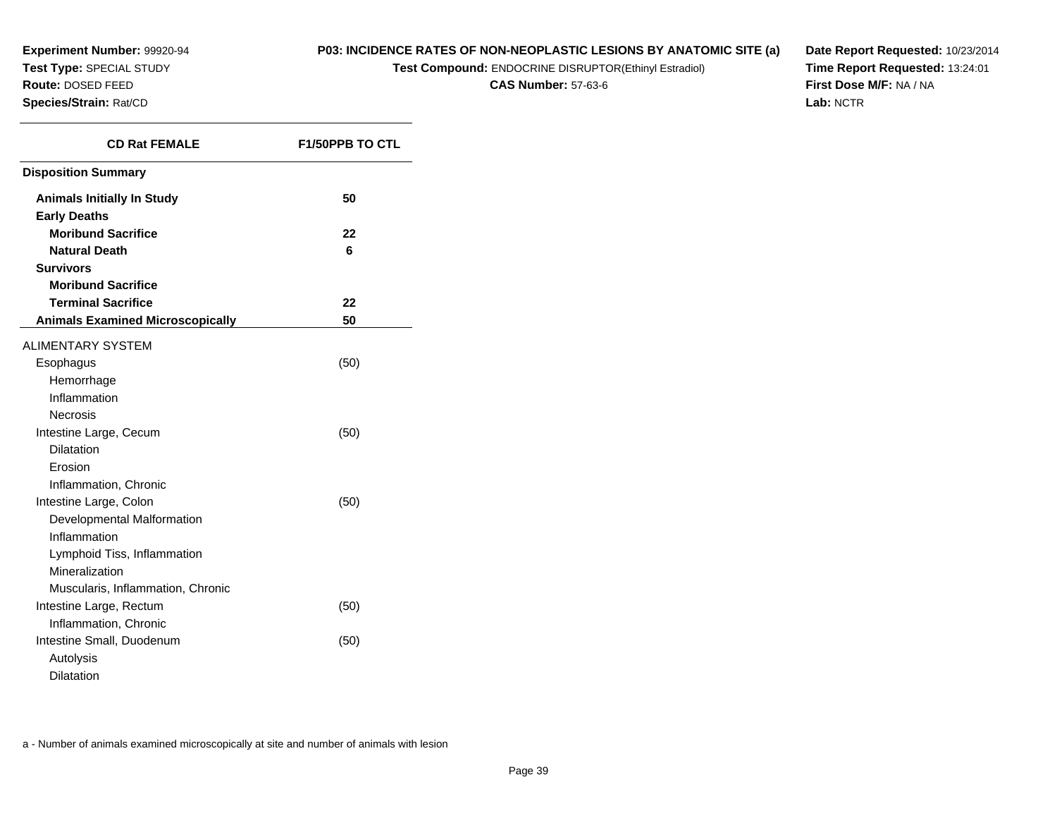**Experiment Number:** 99920-94
**Test Type:** SPECIAL STUDY
**Route:** DOSED FEED
**Species/Strain:** Rat/CD

**P03: INCIDENCE RATES OF NON-NEOPLASTIC LESIONS BY ANATOMIC SITE (a)**
**Test Compound:** ENDOCRINE DISRUPTOR(Ethinyl Estradiol)
**CAS Number:** 57-63-6

**Date Report Requested:** 10/23/2014
**Time Report Requested:** 13:24:01
**First Dose M/F:** NA / NA
**Lab:** NCTR

| CD Rat FEMALE | F1/50PPB TO CTL |
|---|---|
| **Disposition Summary** | |
| **Animals Initially In Study** | **50** |
| **Early Deaths** | |
| **Moribund Sacrifice** | **22** |
| **Natural Death** | **6** |
| **Survivors** | |
| **Moribund Sacrifice** | |
| **Terminal Sacrifice** | **22** |
| **Animals Examined Microscopically** | **50** |
| ALIMENTARY SYSTEM | |
| Esophagus | (50) |
| Hemorrhage | |
| Inflammation | |
| Necrosis | |
| Intestine Large, Cecum | (50) |
| Dilatation | |
| Erosion | |
| Inflammation, Chronic | |
| Intestine Large, Colon | (50) |
| Developmental Malformation | |
| Inflammation | |
| Lymphoid Tiss, Inflammation | |
| Mineralization | |
| Muscularis, Inflammation, Chronic | |
| Intestine Large, Rectum | (50) |
| Inflammation, Chronic | |
| Intestine Small, Duodenum | (50) |
| Autolysis | |
| Dilatation | |

a - Number of animals examined microscopically at site and number of animals with lesion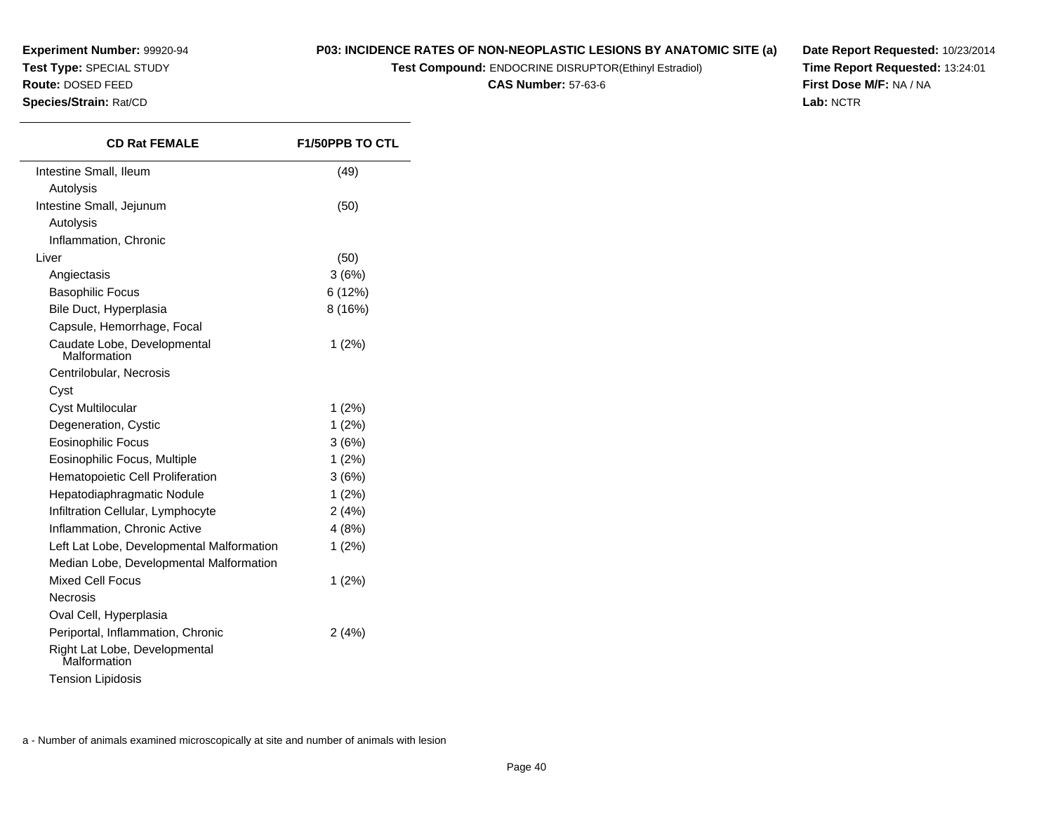**Experiment Number:** 99920-94
**Test Type:** SPECIAL STUDY
**Route:** DOSED FEED
**Species/Strain:** Rat/CD

**P03: INCIDENCE RATES OF NON-NEOPLASTIC LESIONS BY ANATOMIC SITE (a)**
**Test Compound:** ENDOCRINE DISRUPTOR(Ethinyl Estradiol)
**CAS Number:** 57-63-6

**Date Report Requested:** 10/23/2014
**Time Report Requested:** 13:24:01
**First Dose M/F:** NA / NA
**Lab:** NCTR

| CD Rat FEMALE | F1/50PPB TO CTL |
|---|---|
| Intestine Small, Ileum | (49) |
| Autolysis | |
| Intestine Small, Jejunum | (50) |
| Autolysis | |
| Inflammation, Chronic | |
| Liver | (50) |
| Angiectasis | 3 (6%) |
| Basophilic Focus | 6 (12%) |
| Bile Duct, Hyperplasia | 8 (16%) |
| Capsule, Hemorrhage, Focal | |
| Caudate Lobe, Developmental Malformation | 1 (2%) |
| Centrilobular, Necrosis | |
| Cyst | |
| Cyst Multilocular | 1 (2%) |
| Degeneration, Cystic | 1 (2%) |
| Eosinophilic Focus | 3 (6%) |
| Eosinophilic Focus, Multiple | 1 (2%) |
| Hematopoietic Cell Proliferation | 3 (6%) |
| Hepatodiaphragmatic Nodule | 1 (2%) |
| Infiltration Cellular, Lymphocyte | 2 (4%) |
| Inflammation, Chronic Active | 4 (8%) |
| Left Lat Lobe, Developmental Malformation | 1 (2%) |
| Median Lobe, Developmental Malformation | |
| Mixed Cell Focus | 1 (2%) |
| Necrosis | |
| Oval Cell, Hyperplasia | |
| Periportal, Inflammation, Chronic | 2 (4%) |
| Right Lat Lobe, Developmental Malformation | |
| Tension Lipidosis | |

a - Number of animals examined microscopically at site and number of animals with lesion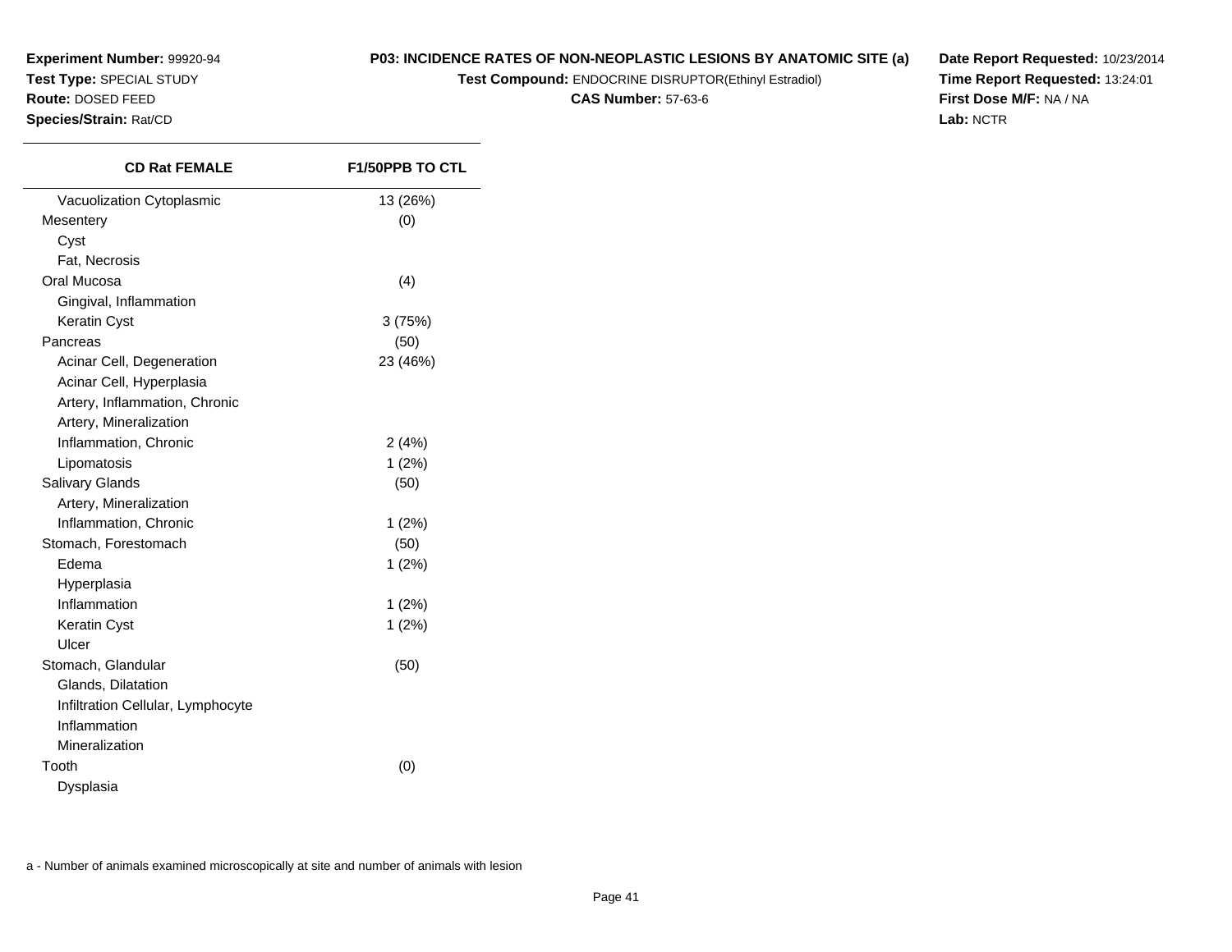**Experiment Number:** 99920-94
**Test Type:** SPECIAL STUDY
**Route:** DOSED FEED
**Species/Strain:** Rat/CD

**P03: INCIDENCE RATES OF NON-NEOPLASTIC LESIONS BY ANATOMIC SITE (a)**
**Test Compound:** ENDOCRINE DISRUPTOR(Ethinyl Estradiol)
**CAS Number:** 57-63-6

**Date Report Requested:** 10/23/2014
**Time Report Requested:** 13:24:01
**First Dose M/F:** NA / NA
**Lab:** NCTR

| CD Rat FEMALE | F1/50PPB TO CTL |
|---|---|
| Vacuolization Cytoplasmic | 13 (26%) |
| Mesentery | (0) |
| Cyst | |
| Fat, Necrosis | |
| Oral Mucosa | (4) |
| Gingival, Inflammation | |
| Keratin Cyst | 3 (75%) |
| Pancreas | (50) |
| Acinar Cell, Degeneration | 23 (46%) |
| Acinar Cell, Hyperplasia | |
| Artery, Inflammation, Chronic | |
| Artery, Mineralization | |
| Inflammation, Chronic | 2 (4%) |
| Lipomatosis | 1 (2%) |
| Salivary Glands | (50) |
| Artery, Mineralization | |
| Inflammation, Chronic | 1 (2%) |
| Stomach, Forestomach | (50) |
| Edema | 1 (2%) |
| Hyperplasia | |
| Inflammation | 1 (2%) |
| Keratin Cyst | 1 (2%) |
| Ulcer | |
| Stomach, Glandular | (50) |
| Glands, Dilatation | |
| Infiltration Cellular, Lymphocyte | |
| Inflammation | |
| Mineralization | |
| Tooth | (0) |
| Dysplasia | |

a - Number of animals examined microscopically at site and number of animals with lesion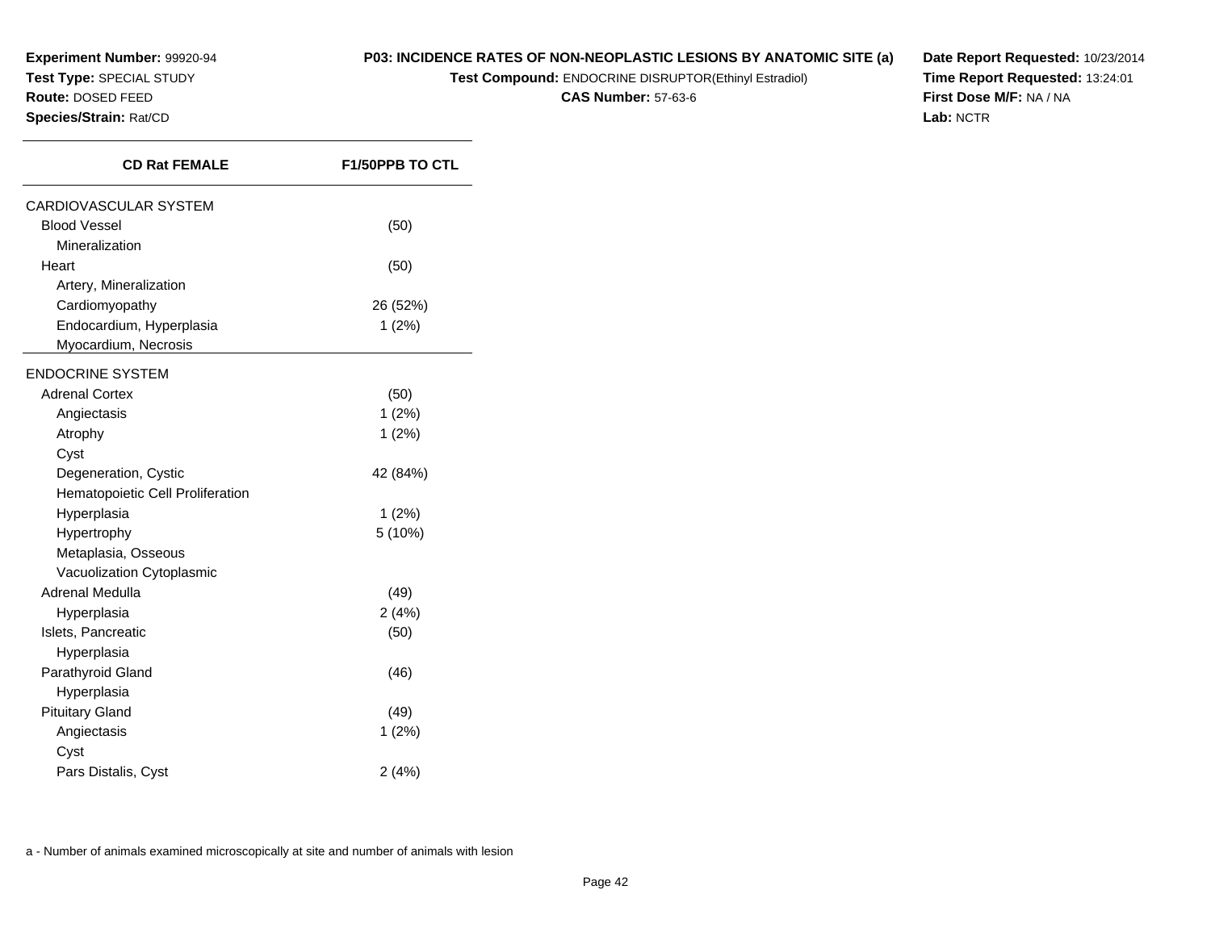**Experiment Number:** 99920-94
**Test Type:** SPECIAL STUDY
**Route:** DOSED FEED
**Species/Strain:** Rat/CD

**P03: INCIDENCE RATES OF NON-NEOPLASTIC LESIONS BY ANATOMIC SITE (a)**
**Test Compound:** ENDOCRINE DISRUPTOR(Ethinyl Estradiol)
**CAS Number:** 57-63-6

**Date Report Requested:** 10/23/2014
**Time Report Requested:** 13:24:01
**First Dose M/F:** NA / NA
**Lab:** NCTR

| CD Rat FEMALE | F1/50PPB TO CTL |
|---|---|
| CARDIOVASCULAR SYSTEM | |
| Blood Vessel | (50) |
| Mineralization | |
| Heart | (50) |
| Artery, Mineralization | |
| Cardiomyopathy | 26 (52%) |
| Endocardium, Hyperplasia | 1 (2%) |
| Myocardium, Necrosis | |
| ENDOCRINE SYSTEM | |
| Adrenal Cortex | (50) |
| Angiectasis | 1 (2%) |
| Atrophy | 1 (2%) |
| Cyst | |
| Degeneration, Cystic | 42 (84%) |
| Hematopoietic Cell Proliferation | |
| Hyperplasia | 1 (2%) |
| Hypertrophy | 5 (10%) |
| Metaplasia, Osseous | |
| Vacuolization Cytoplasmic | |
| Adrenal Medulla | (49) |
| Hyperplasia | 2 (4%) |
| Islets, Pancreatic | (50) |
| Hyperplasia | |
| Parathyroid Gland | (46) |
| Hyperplasia | |
| Pituitary Gland | (49) |
| Angiectasis | 1 (2%) |
| Cyst | |
| Pars Distalis, Cyst | 2 (4%) |

a - Number of animals examined microscopically at site and number of animals with lesion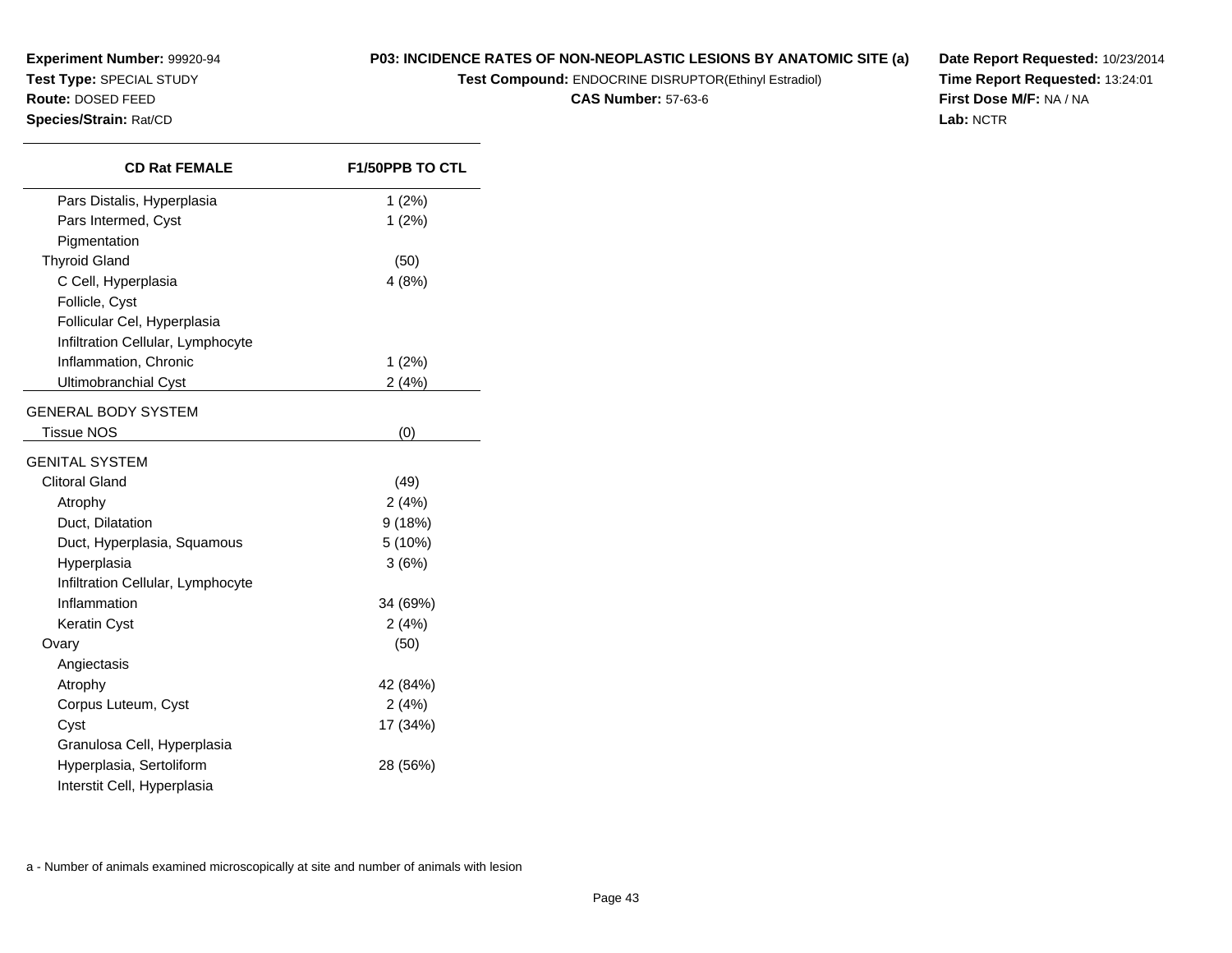**Experiment Number:** 99920-94
**Test Type:** SPECIAL STUDY
**Route:** DOSED FEED
**Species/Strain:** Rat/CD

**P03: INCIDENCE RATES OF NON-NEOPLASTIC LESIONS BY ANATOMIC SITE (a)**
**Test Compound:** ENDOCRINE DISRUPTOR(Ethinyl Estradiol)
**CAS Number:** 57-63-6

**Date Report Requested:** 10/23/2014
**Time Report Requested:** 13:24:01
**First Dose M/F:** NA / NA
**Lab:** NCTR

| CD Rat FEMALE | F1/50PPB TO CTL |
|---|---|
| Pars Distalis, Hyperplasia | 1 (2%) |
| Pars Intermed, Cyst | 1 (2%) |
| Pigmentation | |
| Thyroid Gland | (50) |
| C Cell, Hyperplasia | 4 (8%) |
| Follicle, Cyst | |
| Follicular Cel, Hyperplasia | |
| Infiltration Cellular, Lymphocyte | |
| Inflammation, Chronic | 1 (2%) |
| Ultimobranchial Cyst | 2 (4%) |
| GENERAL BODY SYSTEM | |
| Tissue NOS | (0) |
| GENITAL SYSTEM | |
| Clitoral Gland | (49) |
| Atrophy | 2 (4%) |
| Duct, Dilatation | 9 (18%) |
| Duct, Hyperplasia, Squamous | 5 (10%) |
| Hyperplasia | 3 (6%) |
| Infiltration Cellular, Lymphocyte | |
| Inflammation | 34 (69%) |
| Keratin Cyst | 2 (4%) |
| Ovary | (50) |
| Angiectasis | |
| Atrophy | 42 (84%) |
| Corpus Luteum, Cyst | 2 (4%) |
| Cyst | 17 (34%) |
| Granulosa Cell, Hyperplasia | |
| Hyperplasia, Sertoliform | 28 (56%) |
| Interstit Cell, Hyperplasia | |

a - Number of animals examined microscopically at site and number of animals with lesion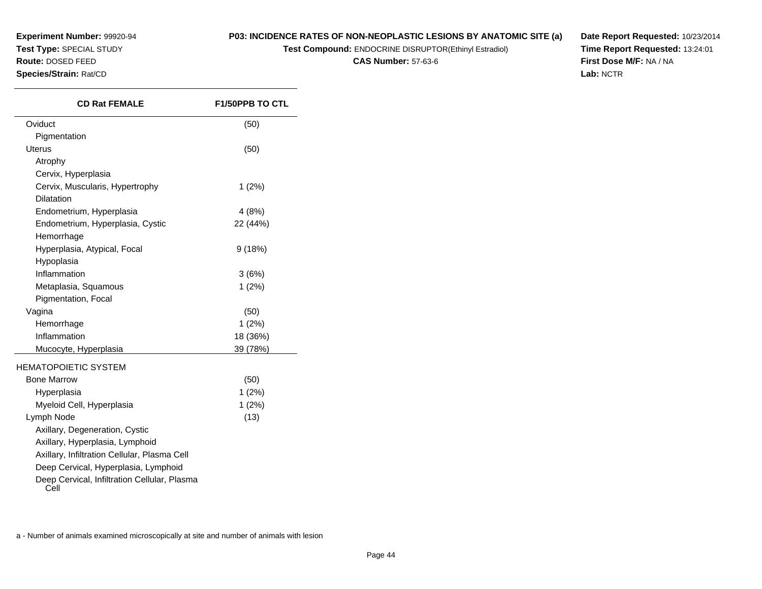**Experiment Number:** 99920-94
**Test Type:** SPECIAL STUDY
**Route:** DOSED FEED
**Species/Strain:** Rat/CD

**P03: INCIDENCE RATES OF NON-NEOPLASTIC LESIONS BY ANATOMIC SITE (a)**
**Test Compound:** ENDOCRINE DISRUPTOR(Ethinyl Estradiol)
**CAS Number:** 57-63-6

**Date Report Requested:** 10/23/2014
**Time Report Requested:** 13:24:01
**First Dose M/F:** NA / NA
**Lab:** NCTR

| CD Rat FEMALE | F1/50PPB TO CTL |
|---|---|
| Oviduct | (50) |
| Pigmentation | |
| Uterus | (50) |
| Atrophy | |
| Cervix, Hyperplasia | |
| Cervix, Muscularis, Hypertrophy | 1 (2%) |
| Dilatation | |
| Endometrium, Hyperplasia | 4 (8%) |
| Endometrium, Hyperplasia, Cystic | 22 (44%) |
| Hemorrhage | |
| Hyperplasia, Atypical, Focal | 9 (18%) |
| Hypoplasia | |
| Inflammation | 3 (6%) |
| Metaplasia, Squamous | 1 (2%) |
| Pigmentation, Focal | |
| Vagina | (50) |
| Hemorrhage | 1 (2%) |
| Inflammation | 18 (36%) |
| Mucocyte, Hyperplasia | 39 (78%) |
| HEMATOPOIETIC SYSTEM | |
| Bone Marrow | (50) |
| Hyperplasia | 1 (2%) |
| Myeloid Cell, Hyperplasia | 1 (2%) |
| Lymph Node | (13) |
| Axillary, Degeneration, Cystic | |
| Axillary, Hyperplasia, Lymphoid | |
| Axillary, Infiltration Cellular, Plasma Cell | |
| Deep Cervical, Hyperplasia, Lymphoid | |
| Deep Cervical, Infiltration Cellular, Plasma Cell | |

a - Number of animals examined microscopically at site and number of animals with lesion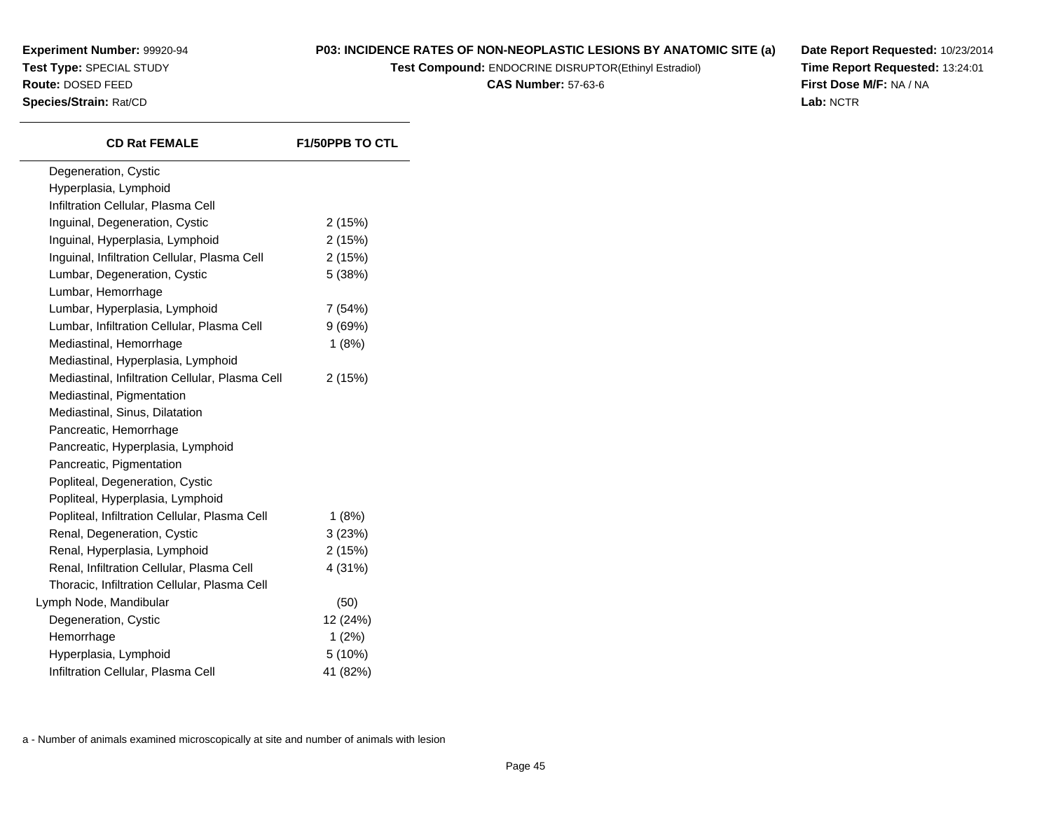**Experiment Number:** 99920-94
**Test Type:** SPECIAL STUDY
**Route:** DOSED FEED
**Species/Strain:** Rat/CD

**P03: INCIDENCE RATES OF NON-NEOPLASTIC LESIONS BY ANATOMIC SITE (a)**
**Test Compound:** ENDOCRINE DISRUPTOR(Ethinyl Estradiol)
**CAS Number:** 57-63-6

**Date Report Requested:** 10/23/2014
**Time Report Requested:** 13:24:01
**First Dose M/F:** NA / NA
**Lab:** NCTR

| CD Rat FEMALE | F1/50PPB TO CTL |
|---|---|
| Degeneration, Cystic | |
| Hyperplasia, Lymphoid | |
| Infiltration Cellular, Plasma Cell | |
| Inguinal, Degeneration, Cystic | 2 (15%) |
| Inguinal, Hyperplasia, Lymphoid | 2 (15%) |
| Inguinal, Infiltration Cellular, Plasma Cell | 2 (15%) |
| Lumbar, Degeneration, Cystic | 5 (38%) |
| Lumbar, Hemorrhage | |
| Lumbar, Hyperplasia, Lymphoid | 7 (54%) |
| Lumbar, Infiltration Cellular, Plasma Cell | 9 (69%) |
| Mediastinal, Hemorrhage | 1 (8%) |
| Mediastinal, Hyperplasia, Lymphoid | |
| Mediastinal, Infiltration Cellular, Plasma Cell | 2 (15%) |
| Mediastinal, Pigmentation | |
| Mediastinal, Sinus, Dilatation | |
| Pancreatic, Hemorrhage | |
| Pancreatic, Hyperplasia, Lymphoid | |
| Pancreatic, Pigmentation | |
| Popliteal, Degeneration, Cystic | |
| Popliteal, Hyperplasia, Lymphoid | |
| Popliteal, Infiltration Cellular, Plasma Cell | 1 (8%) |
| Renal, Degeneration, Cystic | 3 (23%) |
| Renal, Hyperplasia, Lymphoid | 2 (15%) |
| Renal, Infiltration Cellular, Plasma Cell | 4 (31%) |
| Thoracic, Infiltration Cellular, Plasma Cell | |
| Lymph Node, Mandibular | (50) |
| Degeneration, Cystic | 12 (24%) |
| Hemorrhage | 1 (2%) |
| Hyperplasia, Lymphoid | 5 (10%) |
| Infiltration Cellular, Plasma Cell | 41 (82%) |

a - Number of animals examined microscopically at site and number of animals with lesion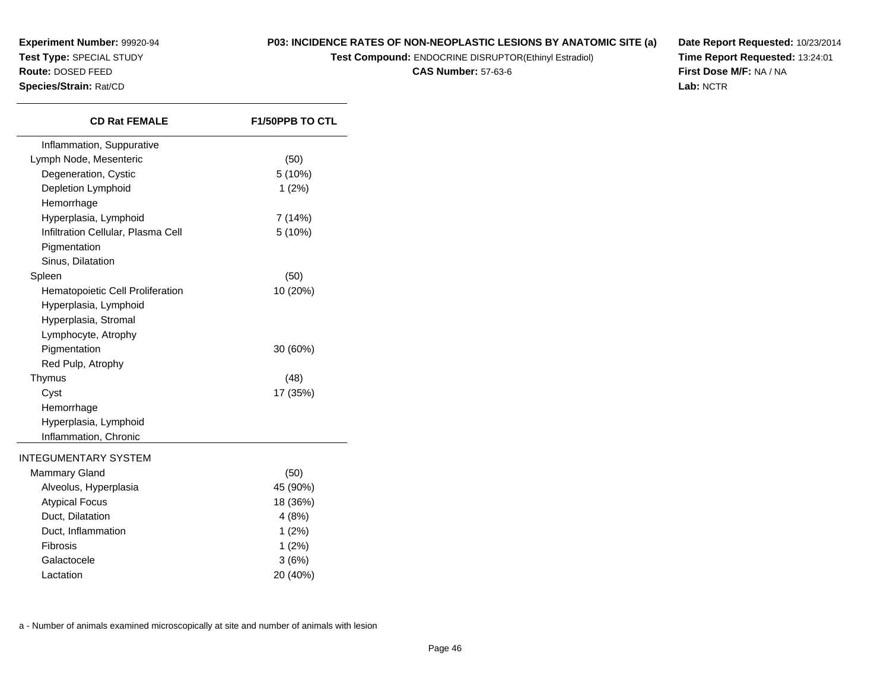**Experiment Number:** 99920-94
**Test Type:** SPECIAL STUDY
**Route:** DOSED FEED
**Species/Strain:** Rat/CD

**P03: INCIDENCE RATES OF NON-NEOPLASTIC LESIONS BY ANATOMIC SITE (a)**
**Test Compound:** ENDOCRINE DISRUPTOR(Ethinyl Estradiol)
**CAS Number:** 57-63-6

**Date Report Requested:** 10/23/2014
**Time Report Requested:** 13:24:01
**First Dose M/F:** NA / NA
**Lab:** NCTR

| CD Rat FEMALE | F1/50PPB TO CTL |
|---|---|
| Inflammation, Suppurative | |
| Lymph Node, Mesenteric | (50) |
| Degeneration, Cystic | 5 (10%) |
| Depletion Lymphoid | 1 (2%) |
| Hemorrhage | |
| Hyperplasia, Lymphoid | 7 (14%) |
| Infiltration Cellular, Plasma Cell | 5 (10%) |
| Pigmentation | |
| Sinus, Dilatation | |
| Spleen | (50) |
| Hematopoietic Cell Proliferation | 10 (20%) |
| Hyperplasia, Lymphoid | |
| Hyperplasia, Stromal | |
| Lymphocyte, Atrophy | |
| Pigmentation | 30 (60%) |
| Red Pulp, Atrophy | |
| Thymus | (48) |
| Cyst | 17 (35%) |
| Hemorrhage | |
| Hyperplasia, Lymphoid | |
| Inflammation, Chronic | |
| INTEGUMENTARY SYSTEM | |
| Mammary Gland | (50) |
| Alveolus, Hyperplasia | 45 (90%) |
| Atypical Focus | 18 (36%) |
| Duct, Dilatation | 4 (8%) |
| Duct, Inflammation | 1 (2%) |
| Fibrosis | 1 (2%) |
| Galactocele | 3 (6%) |
| Lactation | 20 (40%) |

a - Number of animals examined microscopically at site and number of animals with lesion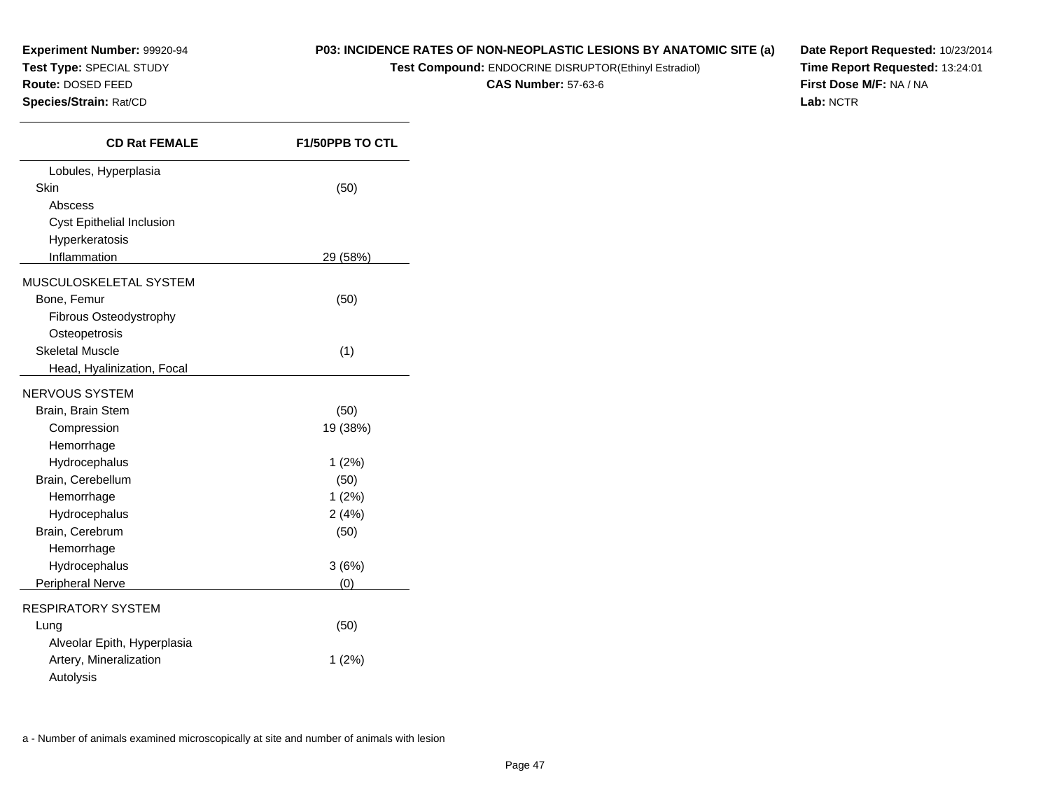**Experiment Number:** 99920-94
**Test Type:** SPECIAL STUDY
**Route:** DOSED FEED
**Species/Strain:** Rat/CD

**P03: INCIDENCE RATES OF NON-NEOPLASTIC LESIONS BY ANATOMIC SITE (a)**
**Test Compound:** ENDOCRINE DISRUPTOR(Ethinyl Estradiol)
**CAS Number:** 57-63-6

**Date Report Requested:** 10/23/2014
**Time Report Requested:** 13:24:01
**First Dose M/F:** NA / NA
**Lab:** NCTR

| CD Rat FEMALE | F1/50PPB TO CTL |
|---|---|
| Lobules, Hyperplasia | |
| Skin | (50) |
| Abscess | |
| Cyst Epithelial Inclusion | |
| Hyperkeratosis | |
| Inflammation | 29 (58%) |
| MUSCULOSKELETAL SYSTEM | |
| Bone, Femur | (50) |
| Fibrous Osteodystrophy | |
| Osteopetrosis | |
| Skeletal Muscle | (1) |
| Head, Hyalinization, Focal | |
| NERVOUS SYSTEM | |
| Brain, Brain Stem | (50) |
| Compression | 19 (38%) |
| Hemorrhage | |
| Hydrocephalus | 1 (2%) |
| Brain, Cerebellum | (50) |
| Hemorrhage | 1 (2%) |
| Hydrocephalus | 2 (4%) |
| Brain, Cerebrum | (50) |
| Hemorrhage | |
| Hydrocephalus | 3 (6%) |
| Peripheral Nerve | (0) |
| RESPIRATORY SYSTEM | |
| Lung | (50) |
| Alveolar Epith, Hyperplasia | |
| Artery, Mineralization | 1 (2%) |
| Autolysis | |

a - Number of animals examined microscopically at site and number of animals with lesion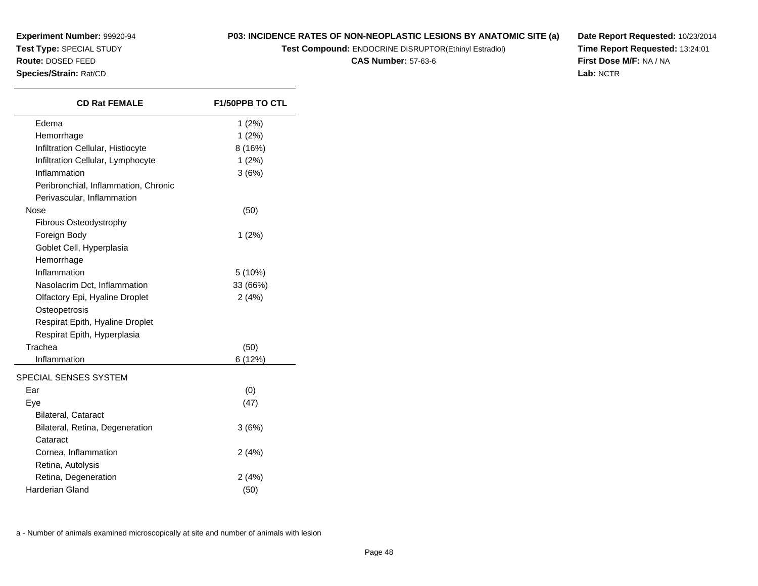**Experiment Number:** 99920-94
**Test Type:** SPECIAL STUDY
**Route:** DOSED FEED
**Species/Strain:** Rat/CD

**P03: INCIDENCE RATES OF NON-NEOPLASTIC LESIONS BY ANATOMIC SITE (a)**
**Test Compound:** ENDOCRINE DISRUPTOR(Ethinyl Estradiol)
**CAS Number:** 57-63-6

**Date Report Requested:** 10/23/2014
**Time Report Requested:** 13:24:01
**First Dose M/F:** NA / NA
**Lab:** NCTR

| CD Rat FEMALE | F1/50PPB TO CTL |
|---|---|
| Edema | 1 (2%) |
| Hemorrhage | 1 (2%) |
| Infiltration Cellular, Histiocyte | 8 (16%) |
| Infiltration Cellular, Lymphocyte | 1 (2%) |
| Inflammation | 3 (6%) |
| Peribronchial, Inflammation, Chronic | |
| Perivascular, Inflammation | |
| Nose | (50) |
| Fibrous Osteodystrophy | |
| Foreign Body | 1 (2%) |
| Goblet Cell, Hyperplasia | |
| Hemorrhage | |
| Inflammation | 5 (10%) |
| Nasolacrim Dct, Inflammation | 33 (66%) |
| Olfactory Epi, Hyaline Droplet | 2 (4%) |
| Osteopetrosis | |
| Respirat Epith, Hyaline Droplet | |
| Respirat Epith, Hyperplasia | |
| Trachea | (50) |
| Inflammation | 6 (12%) |
| SPECIAL SENSES SYSTEM | |
| Ear | (0) |
| Eye | (47) |
| Bilateral, Cataract | |
| Bilateral, Retina, Degeneration | 3 (6%) |
| Cataract | |
| Cornea, Inflammation | 2 (4%) |
| Retina, Autolysis | |
| Retina, Degeneration | 2 (4%) |
| Harderian Gland | (50) |

a - Number of animals examined microscopically at site and number of animals with lesion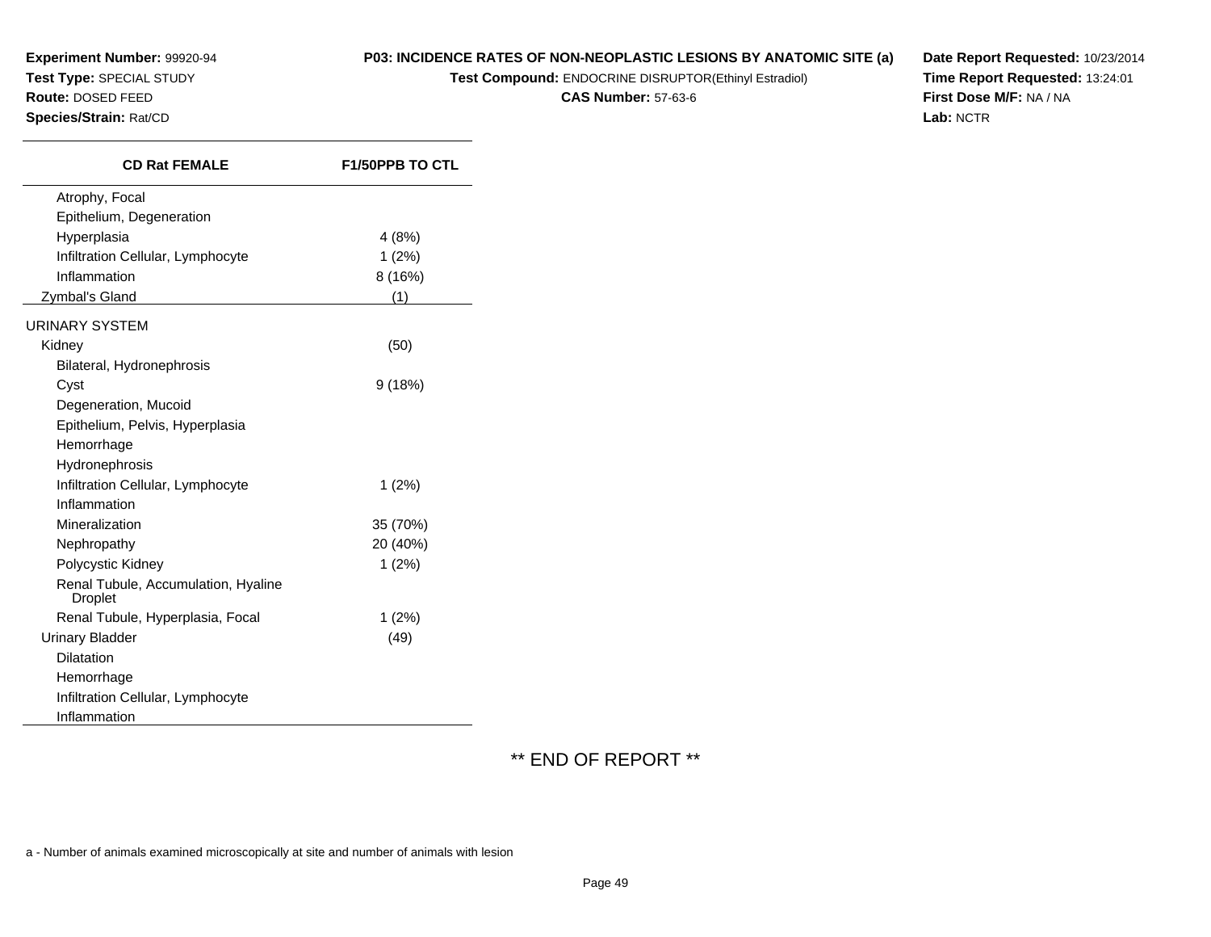**Experiment Number:** 99920-94
**Test Type:** SPECIAL STUDY
**Route:** DOSED FEED
**Species/Strain:** Rat/CD

**P03: INCIDENCE RATES OF NON-NEOPLASTIC LESIONS BY ANATOMIC SITE (a)**
**Test Compound:** ENDOCRINE DISRUPTOR(Ethinyl Estradiol)
**CAS Number:** 57-63-6

**Date Report Requested:** 10/23/2014
**Time Report Requested:** 13:24:01
**First Dose M/F:** NA / NA
**Lab:** NCTR

| CD Rat FEMALE | F1/50PPB TO CTL |
|---|---|
| Atrophy, Focal | |
| Epithelium, Degeneration | |
| Hyperplasia | 4 (8%) |
| Infiltration Cellular, Lymphocyte | 1 (2%) |
| Inflammation | 8 (16%) |
| Zymbal's Gland | (1) |
| URINARY SYSTEM | |
| Kidney | (50) |
| Bilateral, Hydronephrosis | |
| Cyst | 9 (18%) |
| Degeneration, Mucoid | |
| Epithelium, Pelvis, Hyperplasia | |
| Hemorrhage | |
| Hydronephrosis | |
| Infiltration Cellular, Lymphocyte | 1 (2%) |
| Inflammation | |
| Mineralization | 35 (70%) |
| Nephropathy | 20 (40%) |
| Polycystic Kidney | 1 (2%) |
| Renal Tubule, Accumulation, Hyaline Droplet | |
| Renal Tubule, Hyperplasia, Focal | 1 (2%) |
| Urinary Bladder | (49) |
| Dilatation | |
| Hemorrhage | |
| Infiltration Cellular, Lymphocyte | |
| Inflammation | |

** END OF REPORT **

a - Number of animals examined microscopically at site and number of animals with lesion